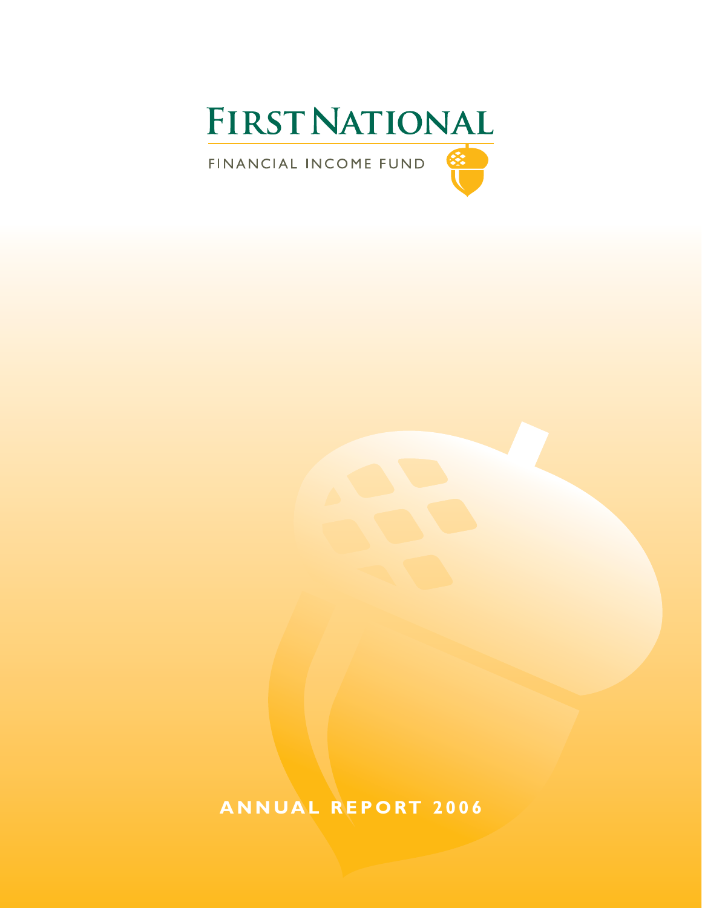# FIRST NATIONAL

FINANCIAL INCOME FUND

**ANNUAL REPORT 2006**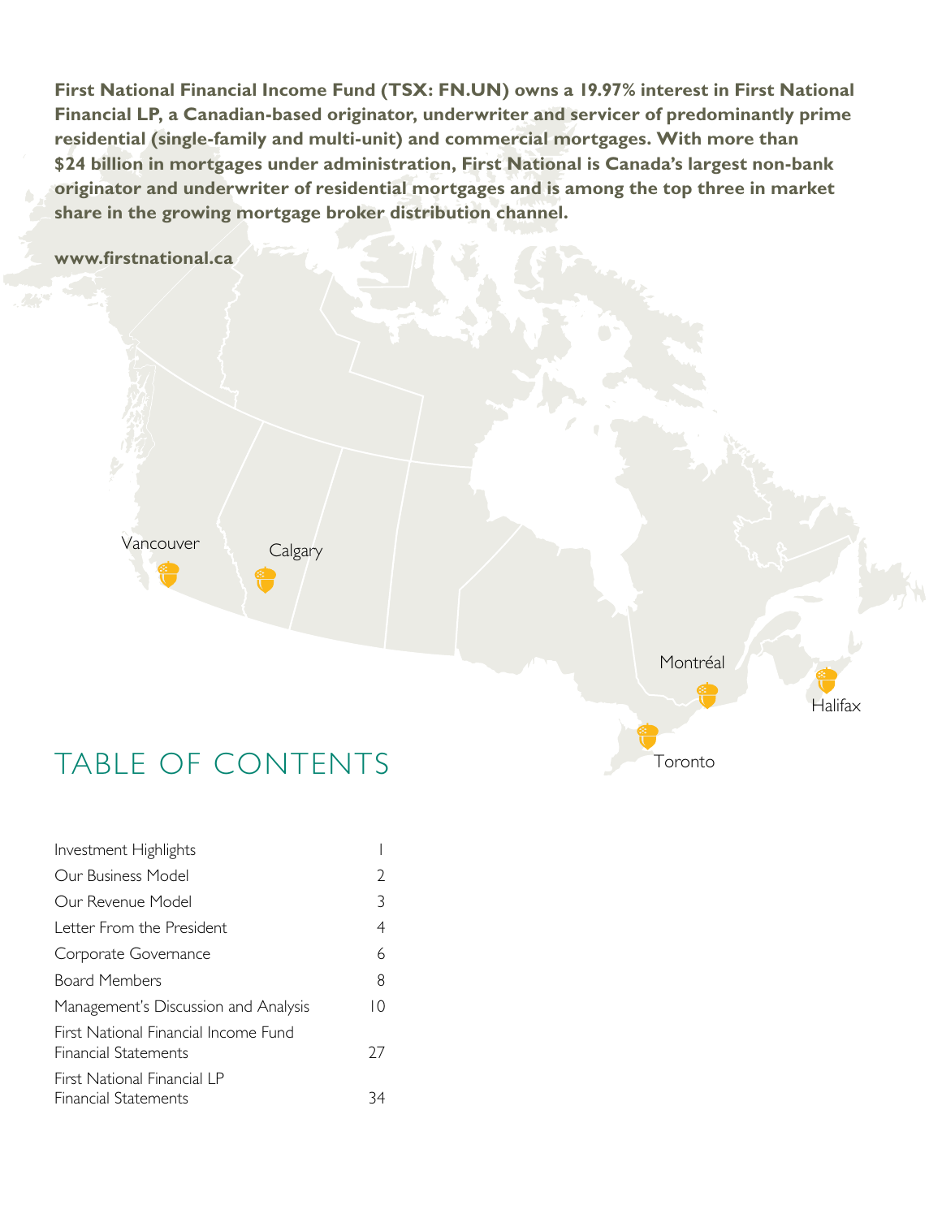**First National Financial Income Fund (TSX: FN.UN) owns a 19.97% interest in First National Financial LP, a Canadian-based originator, underwriter and servicer of predominantly prime residential (single-family and multi-unit) and commercial mortgages. With more than $24 billion in mortgages under administration, First National is Canada's largest non-bank originator and underwriter of residential mortgages and is among the top three in market share in the growing mortgage broker distribution channel.**

**www.firstnational.ca**

Vancouver

Calgary

Montréal

Halifax

Toronto

# TABLE OF CONTENTS

| | |
|---|---|
| Investment Highlights | 1 |
| Our Business Model | 2 |
| Our Revenue Model | 3 |
| Letter From the President | 4 |
| Corporate Governance | 6 |
| Board Members | 8 |
| Management's Discussion and Analysis | 10 |
| First National Financial Income Fund Financial Statements | 27 |
| First National Financial LP Financial Statements | 34 |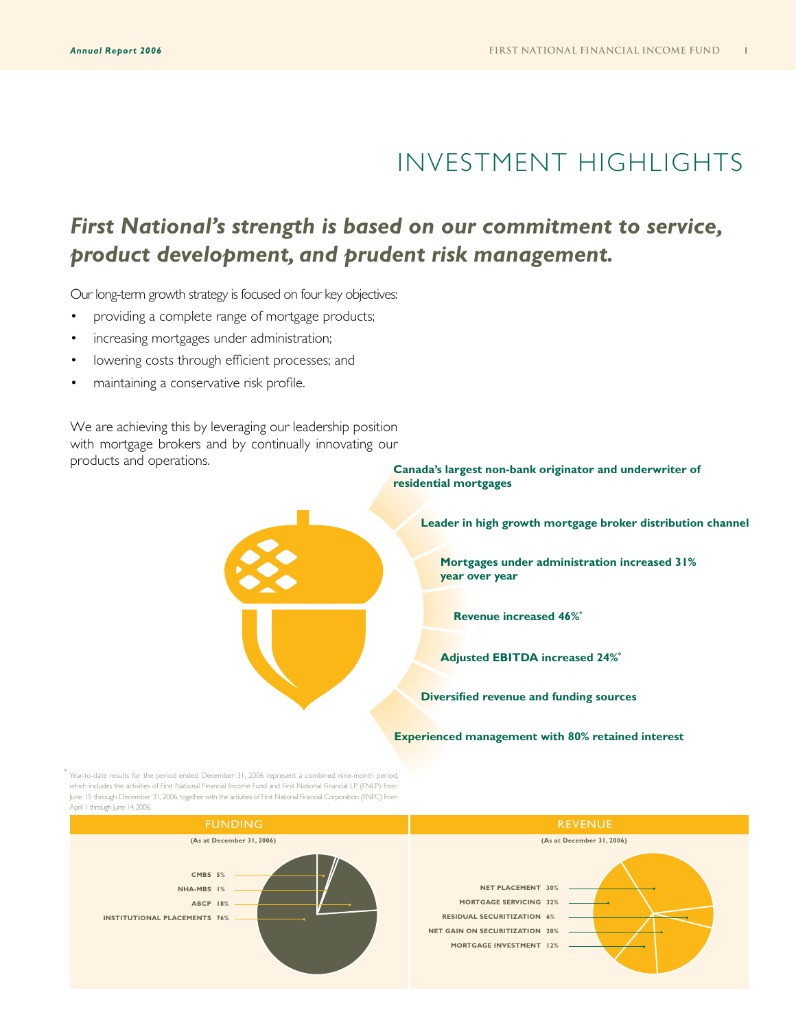# INVESTMENT HIGHLIGHTS

## *First National's strength is based on our commitment to service, product development, and prudent risk management.*

Our long-term growth strategy is focused on four key objectives:

- providing a complete range of mortgage products;
- increasing mortgages under administration;
- lowering costs through efficient processes; and
- maintaining a conservative risk profile.

We are achieving this by leveraging our leadership position with mortgage brokers and by continually innovating our products and operations.

**Canada's largest non-bank originator and underwriter of residential mortgages**

**Leader in high growth mortgage broker distribution channel**

**Mortgages under administration increased 31% year over year**

**Revenue increased 46%***

**Adjusted EBITDA increased 24%***

**Diversified revenue and funding sources**

**Experienced management with 80% retained interest**

\* Year-to-date results for the period ended December 31, 2006 represent a combined nine-month period, which includes the activities of First National Financial Income Fund and First National Financial LP (FNLP) from June 15 through December 31, 2006, together with the activities of First National Financial Corporation (FNFC) from April 1 through June 14, 2006.

### FUNDING

**(As at December 31, 2006)**

| Source | % |
|---|---|
| CMBS | 5% |
| NHA-MBS | 1% |
| ABCP | 18% |
| INSTITUTIONAL PLACEMENTS | 76% |

### REVENUE

**(As at December 31, 2006)**

| Source | % |
|---|---|
| NET PLACEMENT | 30% |
| MORTGAGE SERVICING | 32% |
| RESIDUAL SECURITIZATION | 6% |
| NET GAIN ON SECURITIZATION | 20% |
| MORTGAGE INVESTMENT | 12% |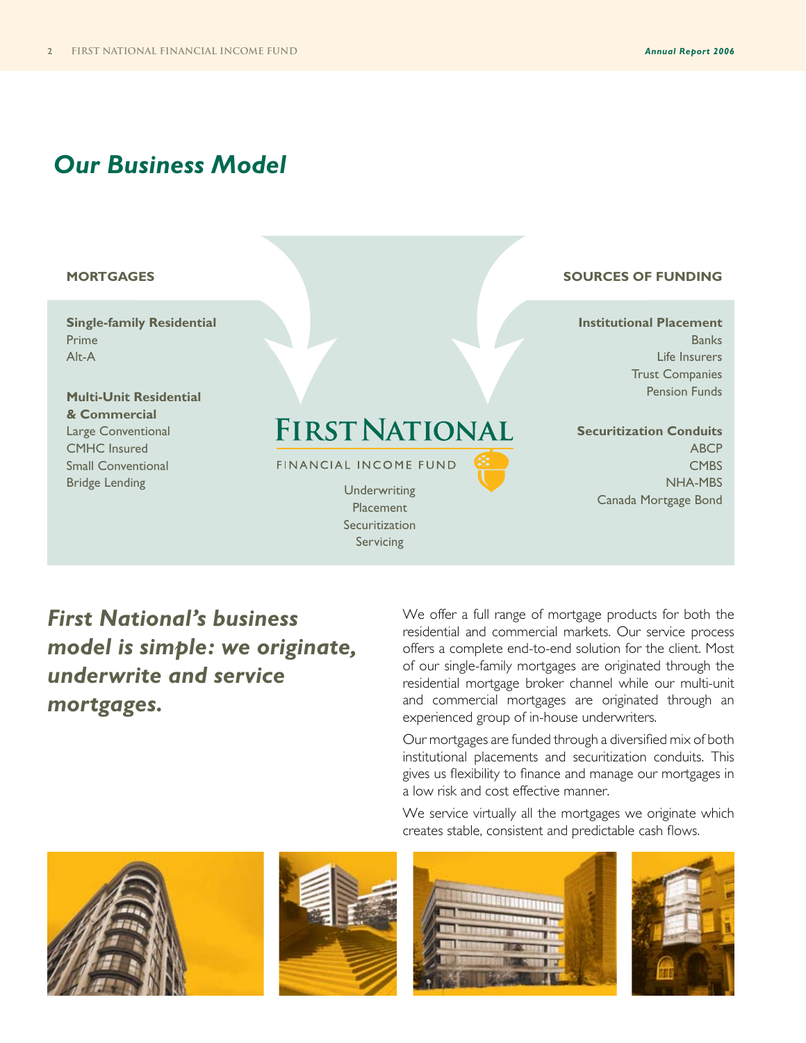# Our Business Model

**MORTGAGES**

**Single-family Residential**
Prime
Alt-A

**Multi-Unit Residential & Commercial**
Large Conventional
CMHC Insured
Small Conventional
Bridge Lending

FIRST NATIONAL
FINANCIAL INCOME FUND

Underwriting
Placement
Securitization
Servicing

**SOURCES OF FUNDING**

**Institutional Placement**
Banks
Life Insurers
Trust Companies
Pension Funds

**Securitization Conduits**
ABCP
CMBS
NHA-MBS
Canada Mortgage Bond

***First National's business model is simple: we originate, underwrite and service mortgages.***

We offer a full range of mortgage products for both the residential and commercial markets. Our service process offers a complete end-to-end solution for the client. Most of our single-family mortgages are originated through the residential mortgage broker channel while our multi-unit and commercial mortgages are originated through an experienced group of in-house underwriters.

Our mortgages are funded through a diversified mix of both institutional placements and securitization conduits. This gives us flexibility to finance and manage our mortgages in a low risk and cost effective manner.

We service virtually all the mortgages we originate which creates stable, consistent and predictable cash flows.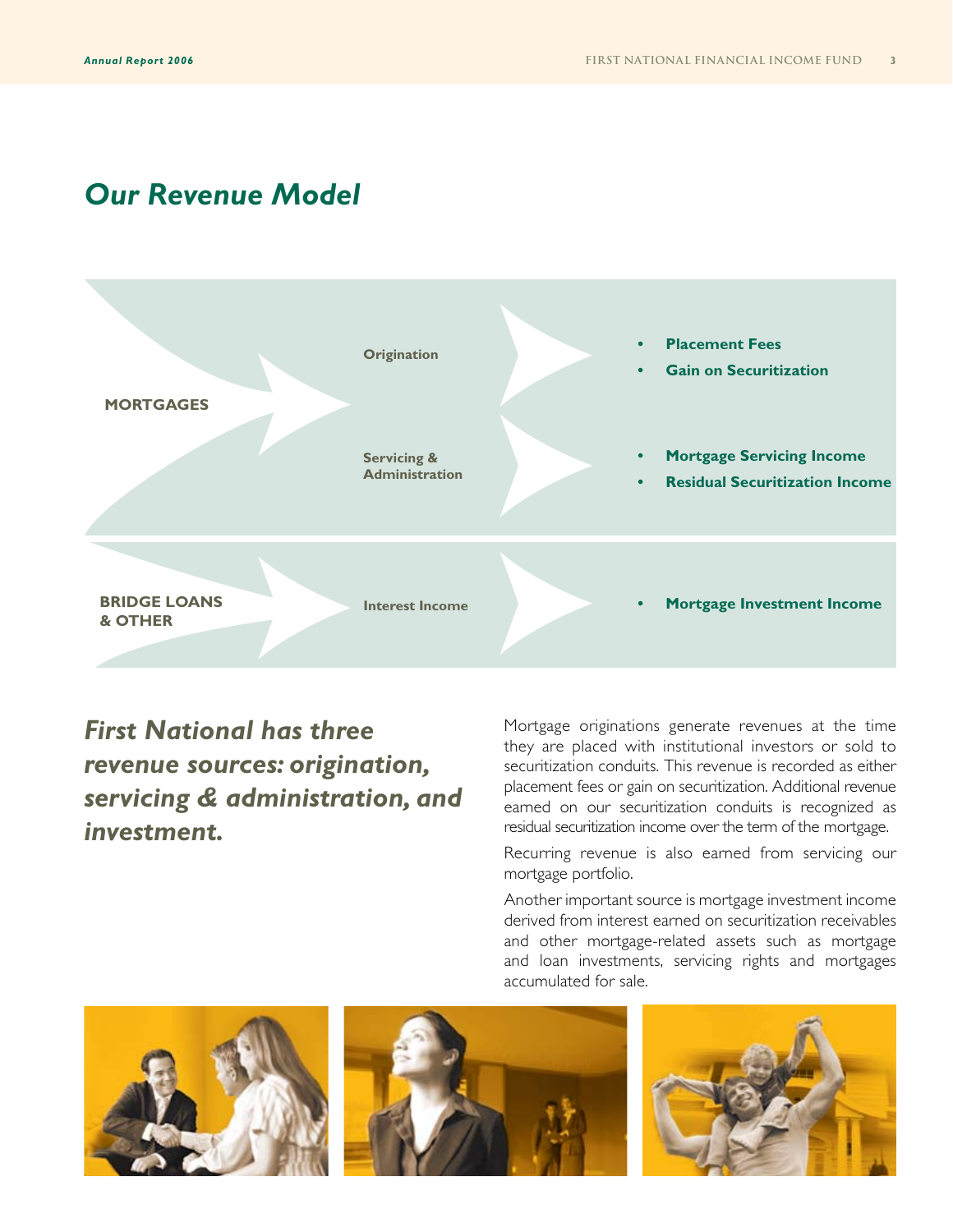# *Our Revenue Model*

**MORTGAGES**

- **Origination**
  - **Placement Fees**
  - **Gain on Securitization**
- **Servicing & Administration**
  - **Mortgage Servicing Income**
  - **Residual Securitization Income**

**BRIDGE LOANS & OTHER**

- **Interest Income**
  - **Mortgage Investment Income**

## *First National has three revenue sources: origination, servicing & administration, and investment.*

Mortgage originations generate revenues at the time they are placed with institutional investors or sold to securitization conduits. This revenue is recorded as either placement fees or gain on securitization. Additional revenue earned on our securitization conduits is recognized as residual securitization income over the term of the mortgage.

Recurring revenue is also earned from servicing our mortgage portfolio.

Another important source is mortgage investment income derived from interest earned on securitization receivables and other mortgage-related assets such as mortgage and loan investments, servicing rights and mortgages accumulated for sale.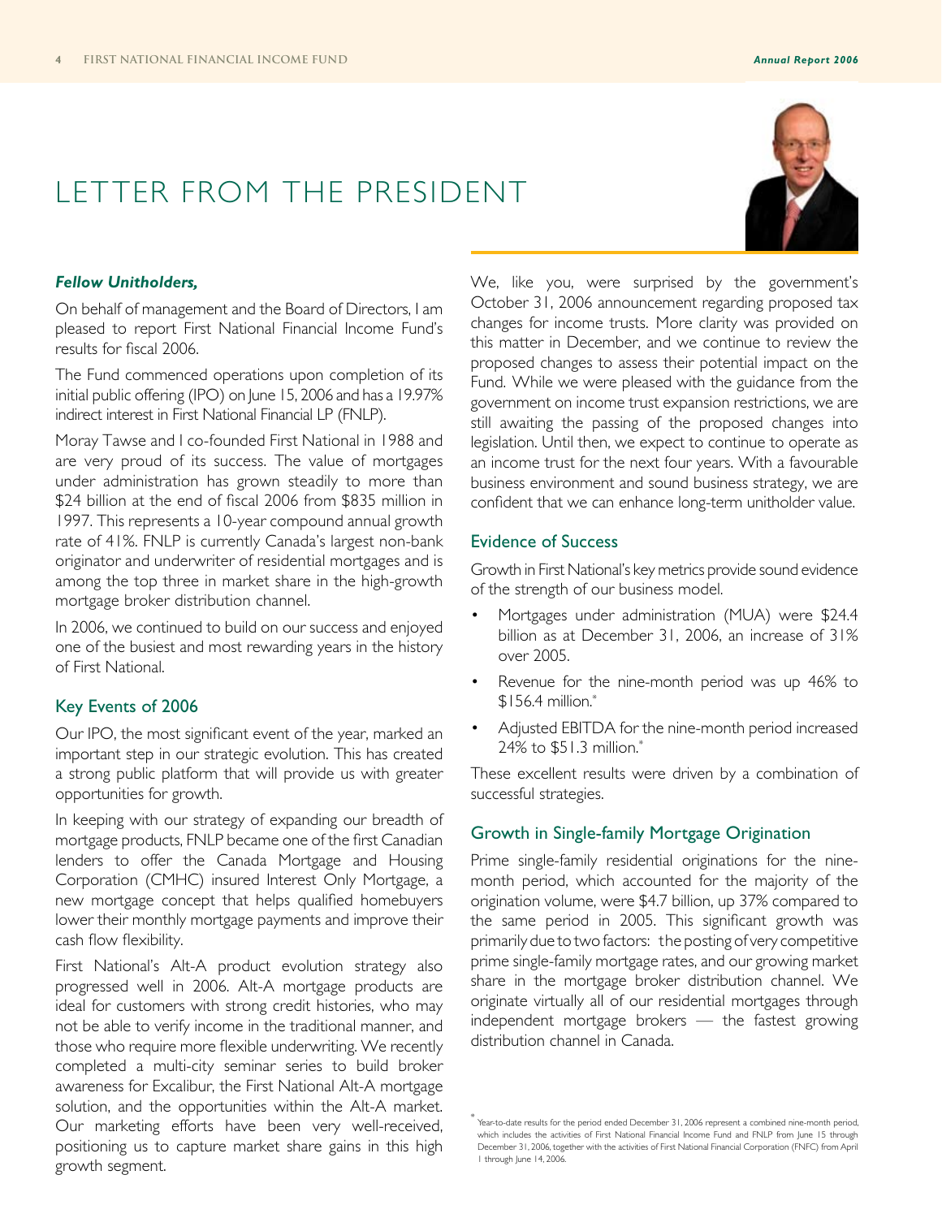# LETTER FROM THE PRESIDENT

***Fellow Unitholders,***

On behalf of management and the Board of Directors, I am pleased to report First National Financial Income Fund's results for fiscal 2006.

The Fund commenced operations upon completion of its initial public offering (IPO) on June 15, 2006 and has a 19.97% indirect interest in First National Financial LP (FNLP).

Moray Tawse and I co-founded First National in 1988 and are very proud of its success. The value of mortgages under administration has grown steadily to more than $24 billion at the end of fiscal 2006 from $835 million in 1997. This represents a 10-year compound annual growth rate of 41%. FNLP is currently Canada's largest non-bank originator and underwriter of residential mortgages and is among the top three in market share in the high-growth mortgage broker distribution channel.

In 2006, we continued to build on our success and enjoyed one of the busiest and most rewarding years in the history of First National.

## Key Events of 2006

Our IPO, the most significant event of the year, marked an important step in our strategic evolution. This has created a strong public platform that will provide us with greater opportunities for growth.

In keeping with our strategy of expanding our breadth of mortgage products, FNLP became one of the first Canadian lenders to offer the Canada Mortgage and Housing Corporation (CMHC) insured Interest Only Mortgage, a new mortgage concept that helps qualified homebuyers lower their monthly mortgage payments and improve their cash flow flexibility.

First National's Alt-A product evolution strategy also progressed well in 2006. Alt-A mortgage products are ideal for customers with strong credit histories, who may not be able to verify income in the traditional manner, and those who require more flexible underwriting. We recently completed a multi-city seminar series to build broker awareness for Excalibur, the First National Alt-A mortgage solution, and the opportunities within the Alt-A market. Our marketing efforts have been very well-received, positioning us to capture market share gains in this high growth segment.

We, like you, were surprised by the government's October 31, 2006 announcement regarding proposed tax changes for income trusts. More clarity was provided on this matter in December, and we continue to review the proposed changes to assess their potential impact on the Fund. While we were pleased with the guidance from the government on income trust expansion restrictions, we are still awaiting the passing of the proposed changes into legislation. Until then, we expect to continue to operate as an income trust for the next four years. With a favourable business environment and sound business strategy, we are confident that we can enhance long-term unitholder value.

## Evidence of Success

Growth in First National's key metrics provide sound evidence of the strength of our business model.

- Mortgages under administration (MUA) were $24.4 billion as at December 31, 2006, an increase of 31% over 2005.
- Revenue for the nine-month period was up 46% to $156.4 million.*
- Adjusted EBITDA for the nine-month period increased 24% to $51.3 million.*

These excellent results were driven by a combination of successful strategies.

## Growth in Single-family Mortgage Origination

Prime single-family residential originations for the nine-month period, which accounted for the majority of the origination volume, were $4.7 billion, up 37% compared to the same period in 2005. This significant growth was primarily due to two factors: the posting of very competitive prime single-family mortgage rates, and our growing market share in the mortgage broker distribution channel. We originate virtually all of our residential mortgages through independent mortgage brokers — the fastest growing distribution channel in Canada.

\* Year-to-date results for the period ended December 31, 2006 represent a combined nine-month period, which includes the activities of First National Financial Income Fund and FNLP from June 15 through December 31, 2006, together with the activities of First National Financial Corporation (FNFC) from April 1 through June 14, 2006.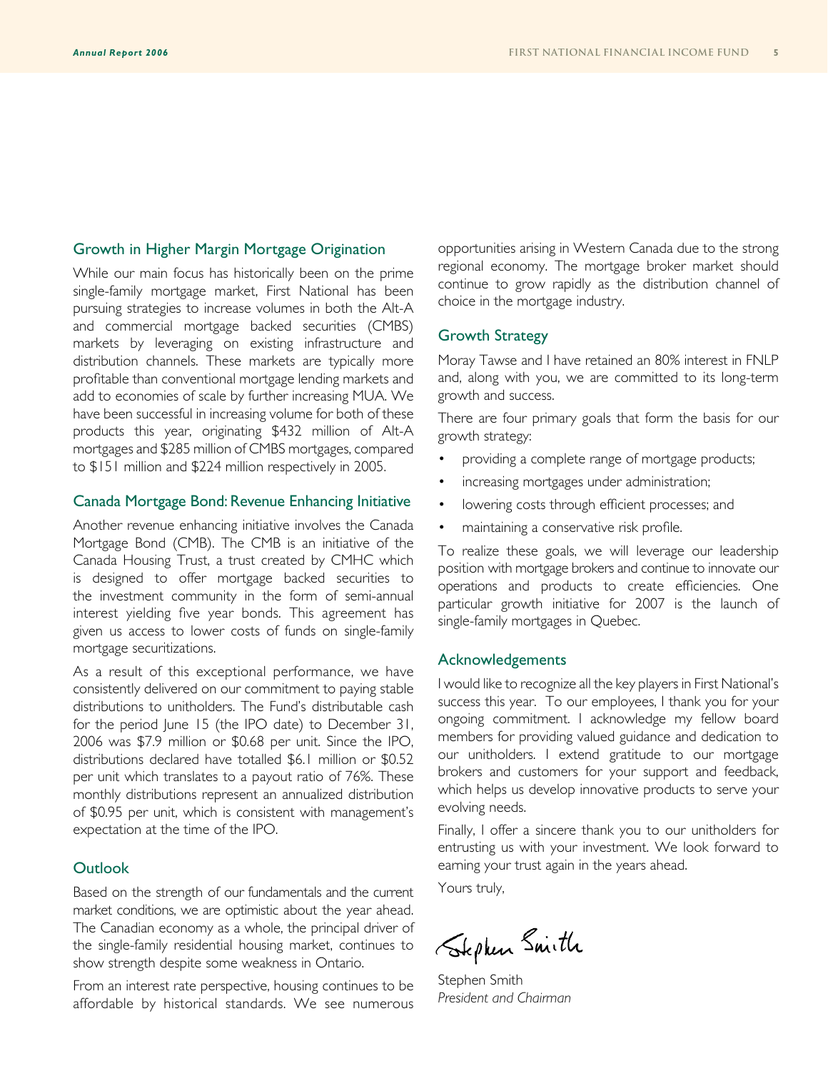## Growth in Higher Margin Mortgage Origination

While our main focus has historically been on the prime single-family mortgage market, First National has been pursuing strategies to increase volumes in both the Alt-A and commercial mortgage backed securities (CMBS) markets by leveraging on existing infrastructure and distribution channels. These markets are typically more profitable than conventional mortgage lending markets and add to economies of scale by further increasing MUA. We have been successful in increasing volume for both of these products this year, originating $432 million of Alt-A mortgages and $285 million of CMBS mortgages, compared to $151 million and $224 million respectively in 2005.

## Canada Mortgage Bond: Revenue Enhancing Initiative

Another revenue enhancing initiative involves the Canada Mortgage Bond (CMB). The CMB is an initiative of the Canada Housing Trust, a trust created by CMHC which is designed to offer mortgage backed securities to the investment community in the form of semi-annual interest yielding five year bonds. This agreement has given us access to lower costs of funds on single-family mortgage securitizations.

As a result of this exceptional performance, we have consistently delivered on our commitment to paying stable distributions to unitholders. The Fund's distributable cash for the period June 15 (the IPO date) to December 31, 2006 was $7.9 million or $0.68 per unit. Since the IPO, distributions declared have totalled $6.1 million or $0.52 per unit which translates to a payout ratio of 76%. These monthly distributions represent an annualized distribution of $0.95 per unit, which is consistent with management's expectation at the time of the IPO.

## Outlook

Based on the strength of our fundamentals and the current market conditions, we are optimistic about the year ahead. The Canadian economy as a whole, the principal driver of the single-family residential housing market, continues to show strength despite some weakness in Ontario.

From an interest rate perspective, housing continues to be affordable by historical standards. We see numerous opportunities arising in Western Canada due to the strong regional economy. The mortgage broker market should continue to grow rapidly as the distribution channel of choice in the mortgage industry.

## Growth Strategy

Moray Tawse and I have retained an 80% interest in FNLP and, along with you, we are committed to its long-term growth and success.

There are four primary goals that form the basis for our growth strategy:

- providing a complete range of mortgage products;
- increasing mortgages under administration;
- lowering costs through efficient processes; and
- maintaining a conservative risk profile.

To realize these goals, we will leverage our leadership position with mortgage brokers and continue to innovate our operations and products to create efficiencies. One particular growth initiative for 2007 is the launch of single-family mortgages in Quebec.

## Acknowledgements

I would like to recognize all the key players in First National's success this year. To our employees, I thank you for your ongoing commitment. I acknowledge my fellow board members for providing valued guidance and dedication to our unitholders. I extend gratitude to our mortgage brokers and customers for your support and feedback, which helps us develop innovative products to serve your evolving needs.

Finally, I offer a sincere thank you to our unitholders for entrusting us with your investment. We look forward to earning your trust again in the years ahead.

Yours truly,

Stephen Smith
*President and Chairman*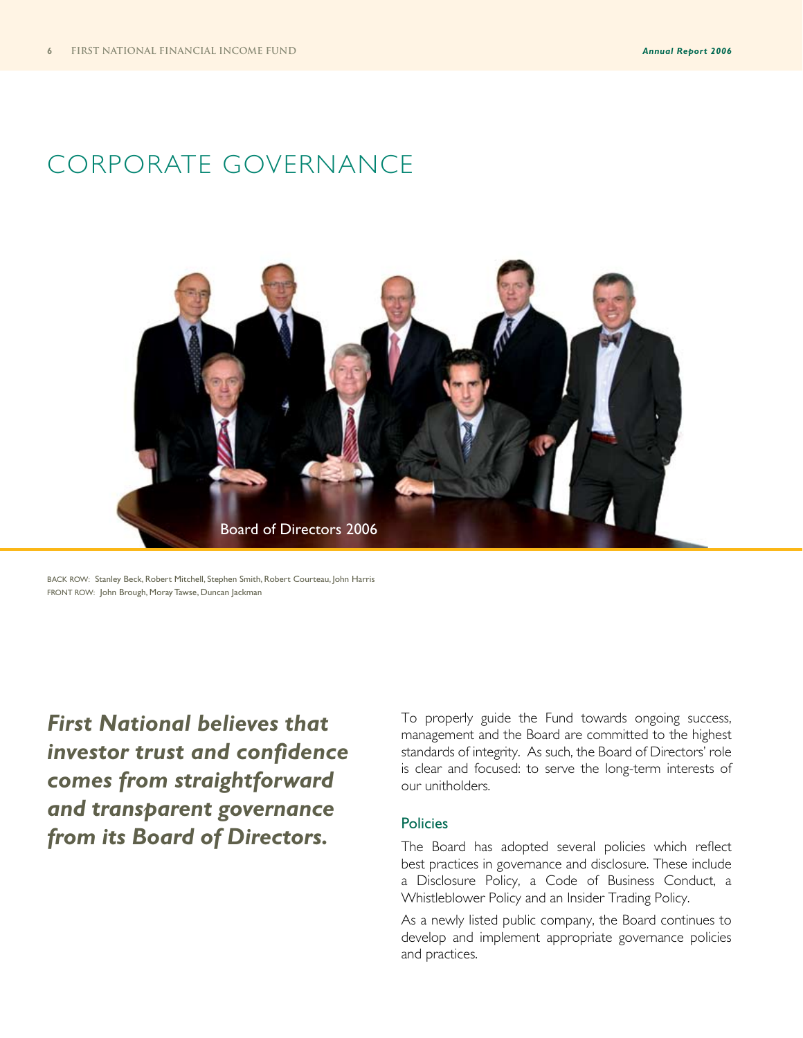# CORPORATE GOVERNANCE

Board of Directors 2006

BACK ROW: Stanley Beck, Robert Mitchell, Stephen Smith, Robert Courteau, John Harris
FRONT ROW: John Brough, Moray Tawse, Duncan Jackman

***First National believes that investor trust and confidence comes from straightforward and transparent governance from its Board of Directors.***

To properly guide the Fund towards ongoing success, management and the Board are committed to the highest standards of integrity. As such, the Board of Directors' role is clear and focused: to serve the long-term interests of our unitholders.

## Policies

The Board has adopted several policies which reflect best practices in governance and disclosure. These include a Disclosure Policy, a Code of Business Conduct, a Whistleblower Policy and an Insider Trading Policy.

As a newly listed public company, the Board continues to develop and implement appropriate governance policies and practices.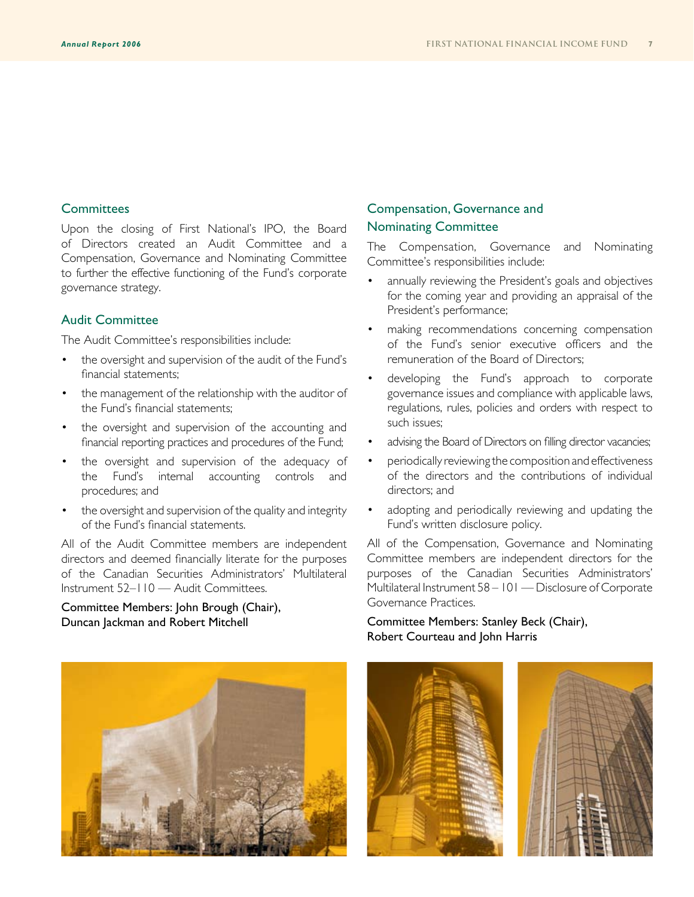## Committees

Upon the closing of First National's IPO, the Board of Directors created an Audit Committee and a Compensation, Governance and Nominating Committee to further the effective functioning of the Fund's corporate governance strategy.

### Audit Committee

The Audit Committee's responsibilities include:

- the oversight and supervision of the audit of the Fund's financial statements;
- the management of the relationship with the auditor of the Fund's financial statements;
- the oversight and supervision of the accounting and financial reporting practices and procedures of the Fund;
- the oversight and supervision of the adequacy of the Fund's internal accounting controls and procedures; and
- the oversight and supervision of the quality and integrity of the Fund's financial statements.

All of the Audit Committee members are independent directors and deemed financially literate for the purposes of the Canadian Securities Administrators' Multilateral Instrument 52–110 — Audit Committees.

Committee Members: John Brough (Chair), Duncan Jackman and Robert Mitchell

### Compensation, Governance and Nominating Committee

The Compensation, Governance and Nominating Committee's responsibilities include:

- annually reviewing the President's goals and objectives for the coming year and providing an appraisal of the President's performance;
- making recommendations concerning compensation of the Fund's senior executive officers and the remuneration of the Board of Directors;
- developing the Fund's approach to corporate governance issues and compliance with applicable laws, regulations, rules, policies and orders with respect to such issues;
- advising the Board of Directors on filling director vacancies;
- periodically reviewing the composition and effectiveness of the directors and the contributions of individual directors; and
- adopting and periodically reviewing and updating the Fund's written disclosure policy.

All of the Compensation, Governance and Nominating Committee members are independent directors for the purposes of the Canadian Securities Administrators' Multilateral Instrument 58 – 101 — Disclosure of Corporate Governance Practices.

Committee Members: Stanley Beck (Chair), Robert Courteau and John Harris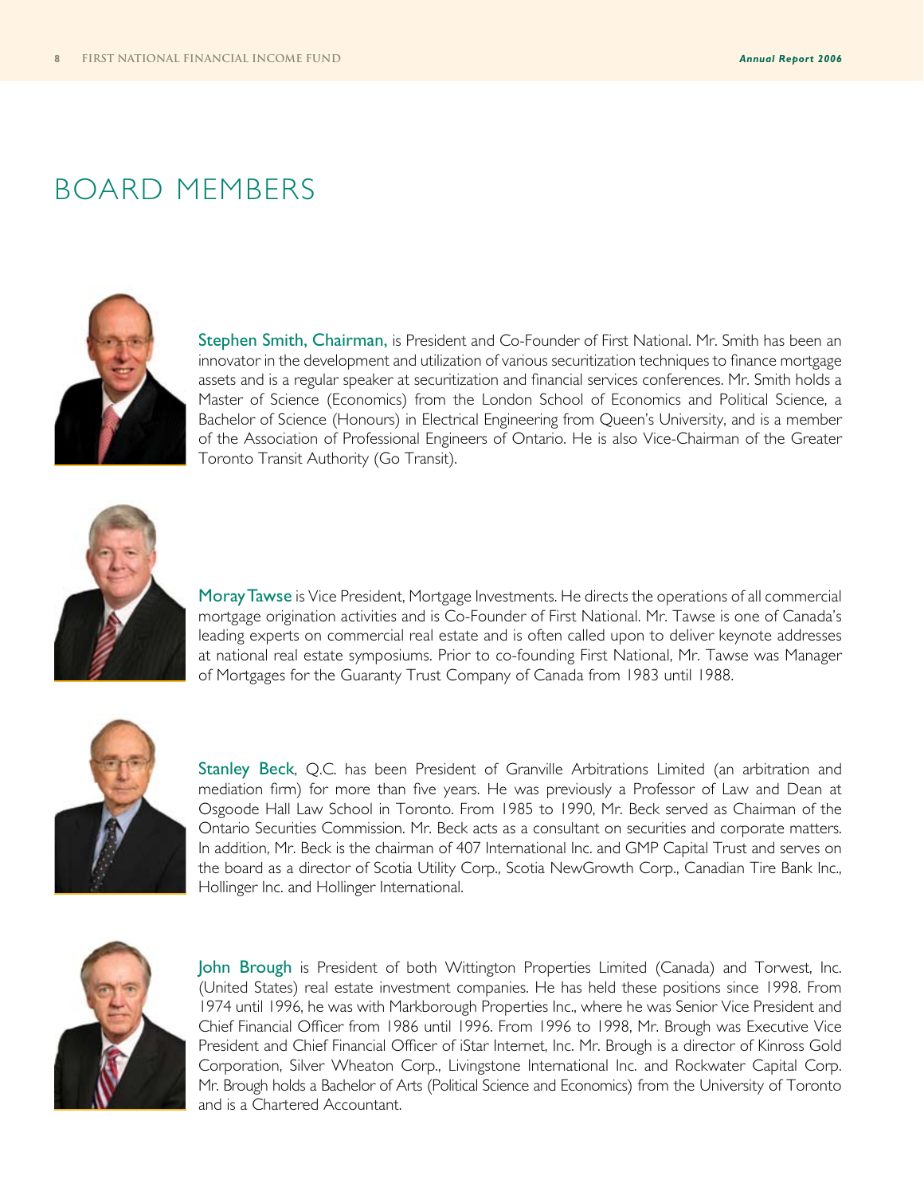# BOARD MEMBERS

**Stephen Smith, Chairman,** is President and Co-Founder of First National. Mr. Smith has been an innovator in the development and utilization of various securitization techniques to finance mortgage assets and is a regular speaker at securitization and financial services conferences. Mr. Smith holds a Master of Science (Economics) from the London School of Economics and Political Science, a Bachelor of Science (Honours) in Electrical Engineering from Queen's University, and is a member of the Association of Professional Engineers of Ontario. He is also Vice-Chairman of the Greater Toronto Transit Authority (Go Transit).

**Moray Tawse** is Vice President, Mortgage Investments. He directs the operations of all commercial mortgage origination activities and is Co-Founder of First National. Mr. Tawse is one of Canada's leading experts on commercial real estate and is often called upon to deliver keynote addresses at national real estate symposiums. Prior to co-founding First National, Mr. Tawse was Manager of Mortgages for the Guaranty Trust Company of Canada from 1983 until 1988.

**Stanley Beck**, Q.C. has been President of Granville Arbitrations Limited (an arbitration and mediation firm) for more than five years. He was previously a Professor of Law and Dean at Osgoode Hall Law School in Toronto. From 1985 to 1990, Mr. Beck served as Chairman of the Ontario Securities Commission. Mr. Beck acts as a consultant on securities and corporate matters. In addition, Mr. Beck is the chairman of 407 International Inc. and GMP Capital Trust and serves on the board as a director of Scotia Utility Corp., Scotia NewGrowth Corp., Canadian Tire Bank Inc., Hollinger Inc. and Hollinger International.

**John Brough** is President of both Wittington Properties Limited (Canada) and Torwest, Inc. (United States) real estate investment companies. He has held these positions since 1998. From 1974 until 1996, he was with Markborough Properties Inc., where he was Senior Vice President and Chief Financial Officer from 1986 until 1996. From 1996 to 1998, Mr. Brough was Executive Vice President and Chief Financial Officer of iStar Internet, Inc. Mr. Brough is a director of Kinross Gold Corporation, Silver Wheaton Corp., Livingstone International Inc. and Rockwater Capital Corp. Mr. Brough holds a Bachelor of Arts (Political Science and Economics) from the University of Toronto and is a Chartered Accountant.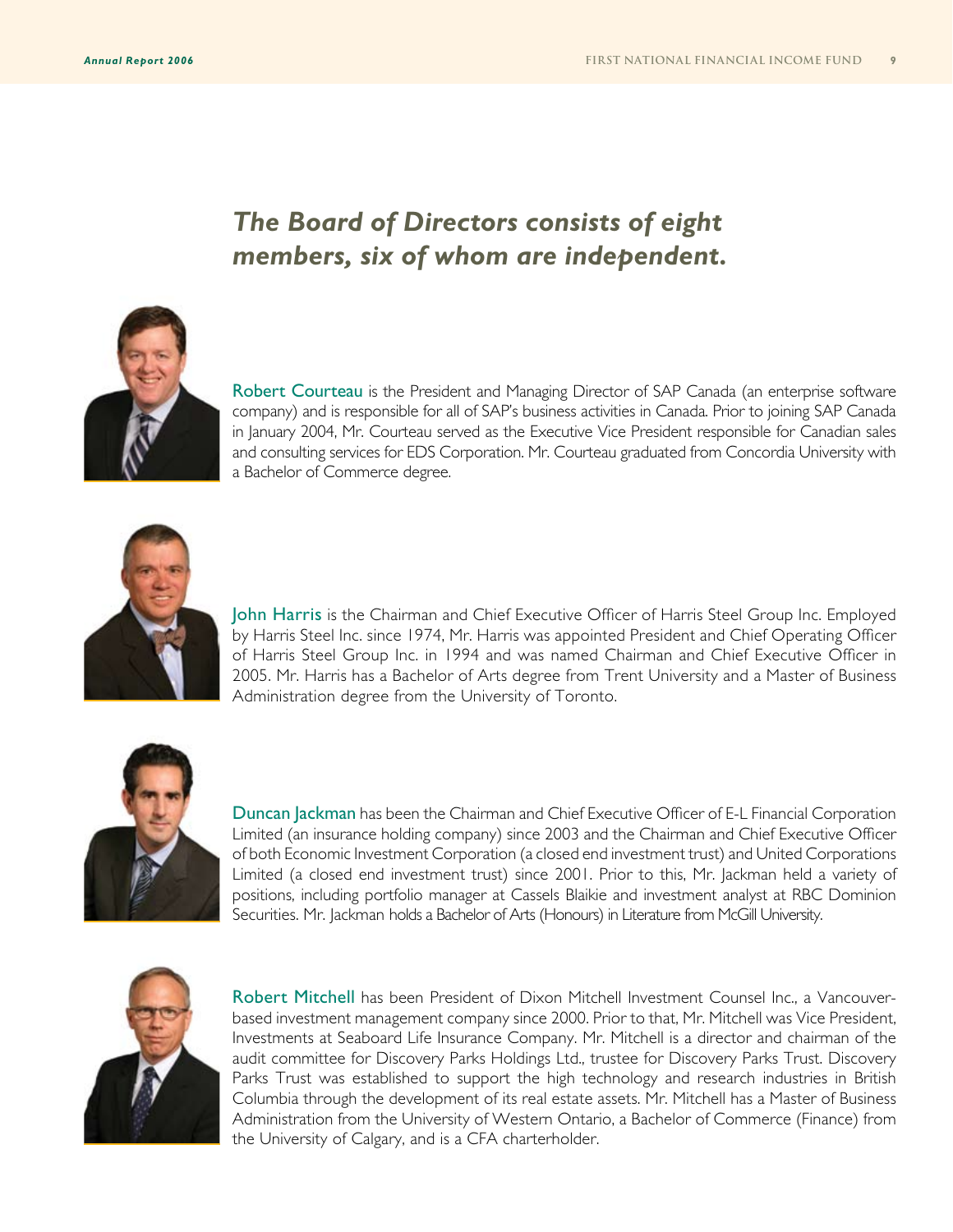## *The Board of Directors consists of eight members, six of whom are independent.*

**Robert Courteau** is the President and Managing Director of SAP Canada (an enterprise software company) and is responsible for all of SAP's business activities in Canada. Prior to joining SAP Canada in January 2004, Mr. Courteau served as the Executive Vice President responsible for Canadian sales and consulting services for EDS Corporation. Mr. Courteau graduated from Concordia University with a Bachelor of Commerce degree.

**John Harris** is the Chairman and Chief Executive Officer of Harris Steel Group Inc. Employed by Harris Steel Inc. since 1974, Mr. Harris was appointed President and Chief Operating Officer of Harris Steel Group Inc. in 1994 and was named Chairman and Chief Executive Officer in 2005. Mr. Harris has a Bachelor of Arts degree from Trent University and a Master of Business Administration degree from the University of Toronto.

**Duncan Jackman** has been the Chairman and Chief Executive Officer of E-L Financial Corporation Limited (an insurance holding company) since 2003 and the Chairman and Chief Executive Officer of both Economic Investment Corporation (a closed end investment trust) and United Corporations Limited (a closed end investment trust) since 2001. Prior to this, Mr. Jackman held a variety of positions, including portfolio manager at Cassels Blaikie and investment analyst at RBC Dominion Securities. Mr. Jackman holds a Bachelor of Arts (Honours) in Literature from McGill University.

**Robert Mitchell** has been President of Dixon Mitchell Investment Counsel Inc., a Vancouver-based investment management company since 2000. Prior to that, Mr. Mitchell was Vice President, Investments at Seaboard Life Insurance Company. Mr. Mitchell is a director and chairman of the audit committee for Discovery Parks Holdings Ltd., trustee for Discovery Parks Trust. Discovery Parks Trust was established to support the high technology and research industries in British Columbia through the development of its real estate assets. Mr. Mitchell has a Master of Business Administration from the University of Western Ontario, a Bachelor of Commerce (Finance) from the University of Calgary, and is a CFA charterholder.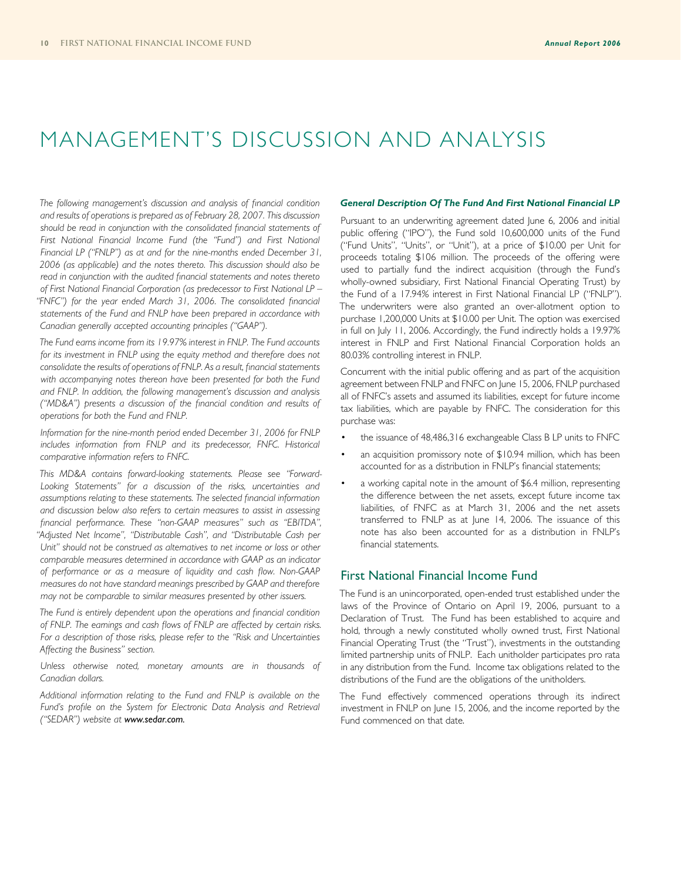# MANAGEMENT'S DISCUSSION AND ANALYSIS

*The following management's discussion and analysis of financial condition and results of operations is prepared as of February 28, 2007. This discussion should be read in conjunction with the consolidated financial statements of First National Financial Income Fund (the "Fund") and First National Financial LP ("FNLP") as at and for the nine-months ended December 31, 2006 (as applicable) and the notes thereto. This discussion should also be read in conjunction with the audited financial statements and notes thereto of First National Financial Corporation (as predecessor to First National LP – "FNFC") for the year ended March 31, 2006. The consolidated financial statements of the Fund and FNLP have been prepared in accordance with Canadian generally accepted accounting principles ("GAAP").*

*The Fund earns income from its 19.97% interest in FNLP. The Fund accounts for its investment in FNLP using the equity method and therefore does not consolidate the results of operations of FNLP. As a result, financial statements with accompanying notes thereon have been presented for both the Fund and FNLP. In addition, the following management's discussion and analysis ("MD&A") presents a discussion of the financial condition and results of operations for both the Fund and FNLP.*

*Information for the nine-month period ended December 31, 2006 for FNLP includes information from FNLP and its predecessor, FNFC. Historical comparative information refers to FNFC.*

*This MD&A contains forward-looking statements. Please see "Forward-Looking Statements" for a discussion of the risks, uncertainties and assumptions relating to these statements. The selected financial information and discussion below also refers to certain measures to assist in assessing financial performance. These "non-GAAP measures" such as "EBITDA", "Adjusted Net Income", "Distributable Cash", and "Distributable Cash per Unit" should not be construed as alternatives to net income or loss or other comparable measures determined in accordance with GAAP as an indicator of performance or as a measure of liquidity and cash flow. Non-GAAP measures do not have standard meanings prescribed by GAAP and therefore may not be comparable to similar measures presented by other issuers.*

*The Fund is entirely dependent upon the operations and financial condition of FNLP. The earnings and cash flows of FNLP are affected by certain risks. For a description of those risks, please refer to the "Risk and Uncertainties Affecting the Business" section.*

*Unless otherwise noted, monetary amounts are in thousands of Canadian dollars.*

*Additional information relating to the Fund and FNLP is available on the Fund's profile on the System for Electronic Data Analysis and Retrieval ("SEDAR") website at* ***www.sedar.com.***

***General Description Of The Fund And First National Financial LP***

Pursuant to an underwriting agreement dated June 6, 2006 and initial public offering ("IPO"), the Fund sold 10,600,000 units of the Fund ("Fund Units", "Units", or "Unit"), at a price of $10.00 per Unit for proceeds totaling $106 million. The proceeds of the offering were used to partially fund the indirect acquisition (through the Fund's wholly-owned subsidiary, First National Financial Operating Trust) by the Fund of a 17.94% interest in First National Financial LP ("FNLP"). The underwriters were also granted an over-allotment option to purchase 1,200,000 Units at $10.00 per Unit. The option was exercised in full on July 11, 2006. Accordingly, the Fund indirectly holds a 19.97% interest in FNLP and First National Financial Corporation holds an 80.03% controlling interest in FNLP.

Concurrent with the initial public offering and as part of the acquisition agreement between FNLP and FNFC on June 15, 2006, FNLP purchased all of FNFC's assets and assumed its liabilities, except for future income tax liabilities, which are payable by FNFC. The consideration for this purchase was:

- the issuance of 48,486,316 exchangeable Class B LP units to FNFC
- an acquisition promissory note of $10.94 million, which has been accounted for as a distribution in FNLP's financial statements;
- a working capital note in the amount of $6.4 million, representing the difference between the net assets, except future income tax liabilities, of FNFC as at March 31, 2006 and the net assets transferred to FNLP as at June 14, 2006. The issuance of this note has also been accounted for as a distribution in FNLP's financial statements.

## First National Financial Income Fund

The Fund is an unincorporated, open-ended trust established under the laws of the Province of Ontario on April 19, 2006, pursuant to a Declaration of Trust. The Fund has been established to acquire and hold, through a newly constituted wholly owned trust, First National Financial Operating Trust (the "Trust"), investments in the outstanding limited partnership units of FNLP. Each unitholder participates pro rata in any distribution from the Fund. Income tax obligations related to the distributions of the Fund are the obligations of the unitholders.

The Fund effectively commenced operations through its indirect investment in FNLP on June 15, 2006, and the income reported by the Fund commenced on that date.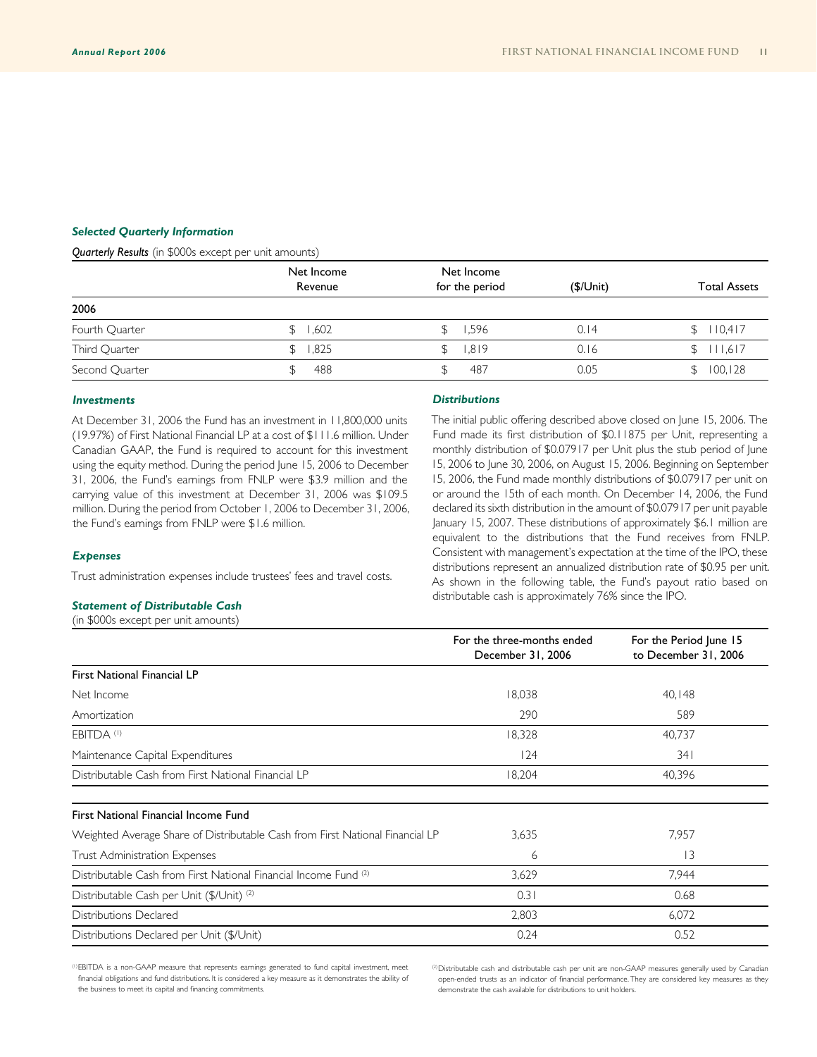### *Selected Quarterly Information*

***Quarterly Results*** (in $000s except per unit amounts)

| | Net Income Revenue | Net Income for the period | ($/Unit) | Total Assets |
|---|---|---|---|---|
| **2006** | | | | |
| Fourth Quarter | $ 1,602 | $ 1,596 | 0.14 | $ 110,417 |
| Third Quarter | $ 1,825 | $ 1,819 | 0.16 | $ 111,617 |
| Second Quarter | $ 488 | $ 487 | 0.05 | $ 100,128 |

### *Investments*

At December 31, 2006 the Fund has an investment in 11,800,000 units (19.97%) of First National Financial LP at a cost of $111.6 million. Under Canadian GAAP, the Fund is required to account for this investment using the equity method. During the period June 15, 2006 to December 31, 2006, the Fund's earnings from FNLP were $3.9 million and the carrying value of this investment at December 31, 2006 was $109.5 million. During the period from October 1, 2006 to December 31, 2006, the Fund's earnings from FNLP were $1.6 million.

### *Expenses*

Trust administration expenses include trustees' fees and travel costs.

### *Distributions*

The initial public offering described above closed on June 15, 2006. The Fund made its first distribution of $0.11875 per Unit, representing a monthly distribution of $0.07917 per Unit plus the stub period of June 15, 2006 to June 30, 2006, on August 15, 2006. Beginning on September 15, 2006, the Fund made monthly distributions of $0.07917 per unit on or around the 15th of each month. On December 14, 2006, the Fund declared its sixth distribution in the amount of $0.07917 per unit payable January 15, 2007. These distributions of approximately $6.1 million are equivalent to the distributions that the Fund receives from FNLP. Consistent with management's expectation at the time of the IPO, these distributions represent an annualized distribution rate of $0.95 per unit. As shown in the following table, the Fund's payout ratio based on distributable cash is approximately 76% since the IPO.

### *Statement of Distributable Cash*

(in $000s except per unit amounts)

| | For the three-months ended December 31, 2006 | For the Period June 15 to December 31, 2006 |
|---|---|---|
| **First National Financial LP** | | |
| Net Income | 18,038 | 40,148 |
| Amortization | 290 | 589 |
| EBITDA [(1)] | 18,328 | 40,737 |
| Maintenance Capital Expenditures | 124 | 341 |
| Distributable Cash from First National Financial LP | 18,204 | 40,396 |
| | | |
| **First National Financial Income Fund** | | |
| Weighted Average Share of Distributable Cash from First National Financial LP | 3,635 | 7,957 |
| Trust Administration Expenses | 6 | 13 |
| Distributable Cash from First National Financial Income Fund [(2)] | 3,629 | 7,944 |
| Distributable Cash per Unit ($/Unit) [(2)] | 0.31 | 0.68 |
| Distributions Declared | 2,803 | 6,072 |
| Distributions Declared per Unit ($/Unit) | 0.24 | 0.52 |

[(1)] EBITDA is a non-GAAP measure that represents earnings generated to fund capital investment, meet financial obligations and fund distributions. It is considered a key measure as it demonstrates the ability of the business to meet its capital and financing commitments.

[(2)] Distributable cash and distributable cash per unit are non-GAAP measures generally used by Canadian open-ended trusts as an indicator of financial performance. They are considered key measures as they demonstrate the cash available for distributions to unit holders.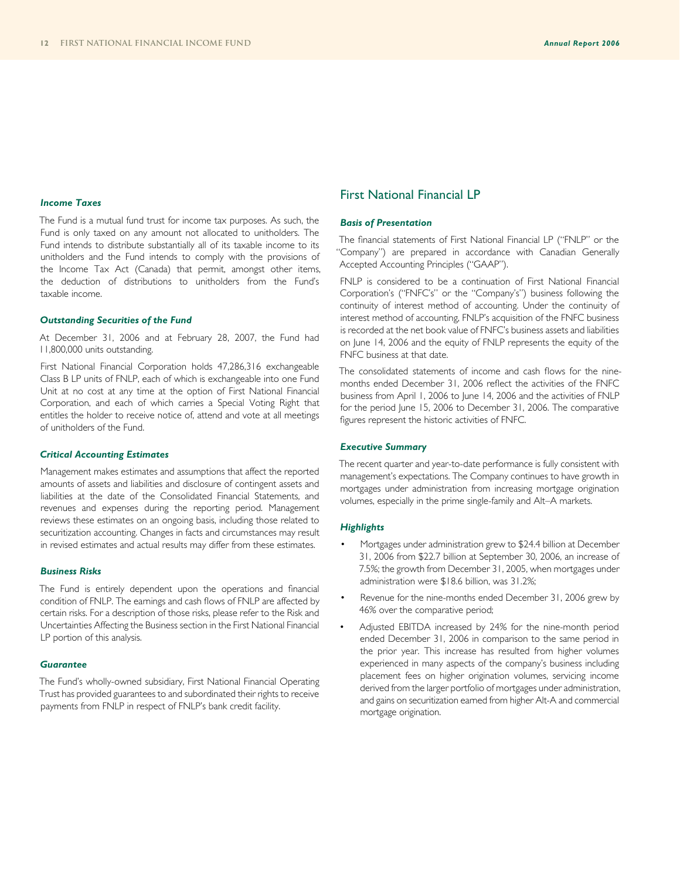### *Income Taxes*

The Fund is a mutual fund trust for income tax purposes. As such, the Fund is only taxed on any amount not allocated to unitholders. The Fund intends to distribute substantially all of its taxable income to its unitholders and the Fund intends to comply with the provisions of the Income Tax Act (Canada) that permit, amongst other items, the deduction of distributions to unitholders from the Fund's taxable income.

### *Outstanding Securities of the Fund*

At December 31, 2006 and at February 28, 2007, the Fund had 11,800,000 units outstanding.

First National Financial Corporation holds 47,286,316 exchangeable Class B LP units of FNLP, each of which is exchangeable into one Fund Unit at no cost at any time at the option of First National Financial Corporation, and each of which carries a Special Voting Right that entitles the holder to receive notice of, attend and vote at all meetings of unitholders of the Fund.

### *Critical Accounting Estimates*

Management makes estimates and assumptions that affect the reported amounts of assets and liabilities and disclosure of contingent assets and liabilities at the date of the Consolidated Financial Statements, and revenues and expenses during the reporting period. Management reviews these estimates on an ongoing basis, including those related to securitization accounting. Changes in facts and circumstances may result in revised estimates and actual results may differ from these estimates.

### *Business Risks*

The Fund is entirely dependent upon the operations and financial condition of FNLP. The earnings and cash flows of FNLP are affected by certain risks. For a description of those risks, please refer to the Risk and Uncertainties Affecting the Business section in the First National Financial LP portion of this analysis.

### *Guarantee*

The Fund's wholly-owned subsidiary, First National Financial Operating Trust has provided guarantees to and subordinated their rights to receive payments from FNLP in respect of FNLP's bank credit facility.

## First National Financial LP

### *Basis of Presentation*

The financial statements of First National Financial LP ("FNLP" or the "Company") are prepared in accordance with Canadian Generally Accepted Accounting Principles ("GAAP").

FNLP is considered to be a continuation of First National Financial Corporation's ("FNFC's" or the "Company's") business following the continuity of interest method of accounting. Under the continuity of interest method of accounting, FNLP's acquisition of the FNFC business is recorded at the net book value of FNFC's business assets and liabilities on June 14, 2006 and the equity of FNLP represents the equity of the FNFC business at that date.

The consolidated statements of income and cash flows for the nine-months ended December 31, 2006 reflect the activities of the FNFC business from April 1, 2006 to June 14, 2006 and the activities of FNLP for the period June 15, 2006 to December 31, 2006. The comparative figures represent the historic activities of FNFC.

### *Executive Summary*

The recent quarter and year-to-date performance is fully consistent with management's expectations. The Company continues to have growth in mortgages under administration from increasing mortgage origination volumes, especially in the prime single-family and Alt–A markets.

### *Highlights*

- Mortgages under administration grew to $24.4 billion at December 31, 2006 from $22.7 billion at September 30, 2006, an increase of 7.5%; the growth from December 31, 2005, when mortgages under administration were $18.6 billion, was 31.2%;
- Revenue for the nine-months ended December 31, 2006 grew by 46% over the comparative period;
- Adjusted EBITDA increased by 24% for the nine-month period ended December 31, 2006 in comparison to the same period in the prior year. This increase has resulted from higher volumes experienced in many aspects of the company's business including placement fees on higher origination volumes, servicing income derived from the larger portfolio of mortgages under administration, and gains on securitization earned from higher Alt-A and commercial mortgage origination.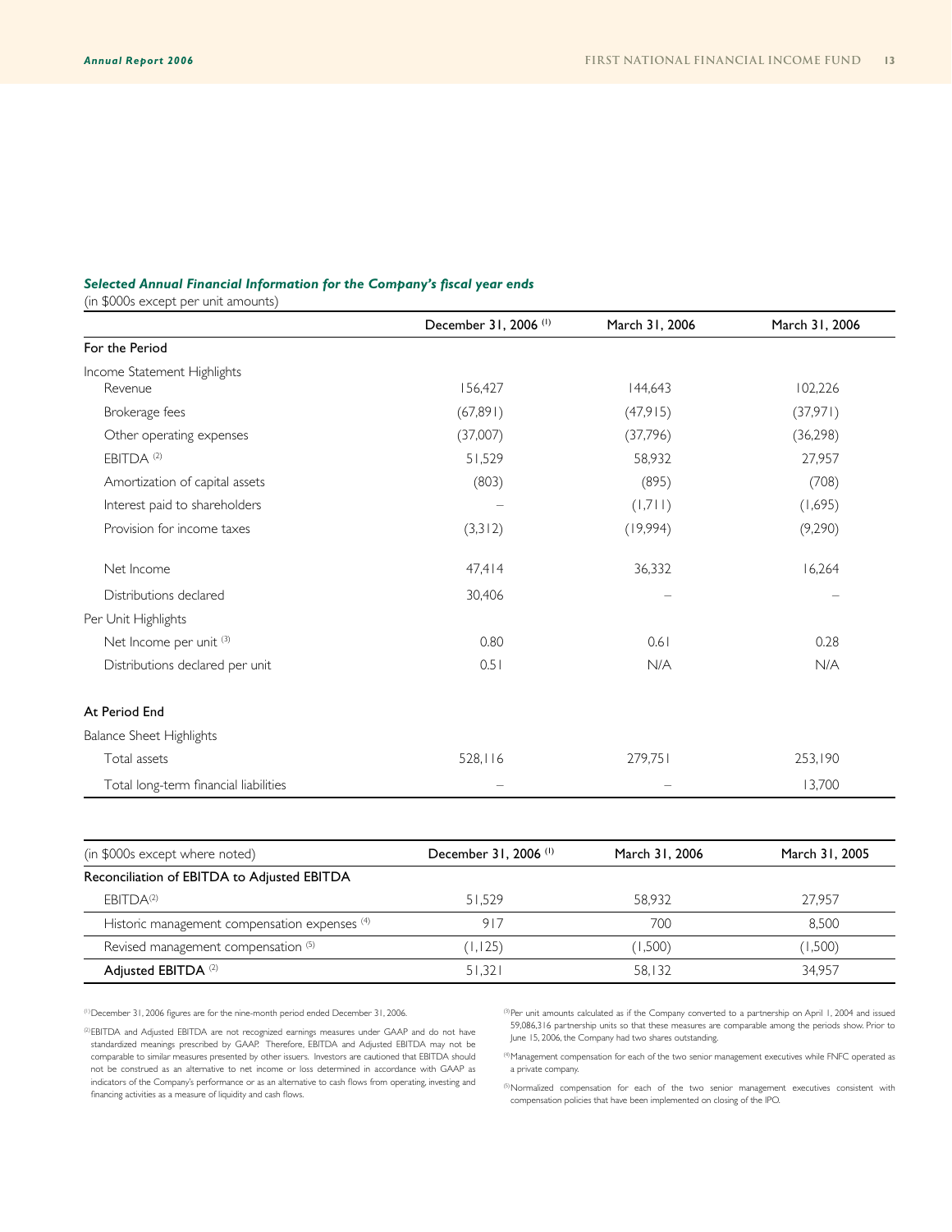***Selected Annual Financial Information for the Company's fiscal year ends***

(in $000s except per unit amounts)

| | December 31, 2006 [(1)] | March 31, 2006 | March 31, 2006 |
|---|---|---|---|
| **For the Period** | | | |
| Income Statement Highlights | | | |
| Revenue | 156,427 | 144,643 | 102,226 |
| Brokerage fees | (67,891) | (47,915) | (37,971) |
| Other operating expenses | (37,007) | (37,796) | (36,298) |
| EBITDA [(2)] | 51,529 | 58,932 | 27,957 |
| Amortization of capital assets | (803) | (895) | (708) |
| Interest paid to shareholders | – | (1,711) | (1,695) |
| Provision for income taxes | (3,312) | (19,994) | (9,290) |
| Net Income | 47,414 | 36,332 | 16,264 |
| Distributions declared | 30,406 | – | – |
| Per Unit Highlights | | | |
| Net Income per unit [(3)] | 0.80 | 0.61 | 0.28 |
| Distributions declared per unit | 0.51 | N/A | N/A |
| **At Period End** | | | |
| Balance Sheet Highlights | | | |
| Total assets | 528,116 | 279,751 | 253,190 |
| Total long-term financial liabilities | – | – | 13,700 |

| (in $000s except where noted) | December 31, 2006 [(1)] | March 31, 2006 | March 31, 2005 |
|---|---|---|---|
| **Reconciliation of EBITDA to Adjusted EBITDA** | | | |
| EBITDA[(2)] | 51,529 | 58,932 | 27,957 |
| Historic management compensation expenses [(4)] | 917 | 700 | 8,500 |
| Revised management compensation [(5)] | (1,125) | (1,500) | (1,500) |
| **Adjusted EBITDA** [(2)] | 51,321 | 58,132 | 34,957 |

[(1)] December 31, 2006 figures are for the nine-month period ended December 31, 2006.

[(2)] EBITDA and Adjusted EBITDA are not recognized earnings measures under GAAP and do not have standardized meanings prescribed by GAAP. Therefore, EBITDA and Adjusted EBITDA may not be comparable to similar measures presented by other issuers. Investors are cautioned that EBITDA should not be construed as an alternative to net income or loss determined in accordance with GAAP as indicators of the Company's performance or as an alternative to cash flows from operating, investing and financing activities as a measure of liquidity and cash flows.

[(3)] Per unit amounts calculated as if the Company converted to a partnership on April 1, 2004 and issued 59,086,316 partnership units so that these measures are comparable among the periods show. Prior to June 15, 2006, the Company had two shares outstanding.

[(4)] Management compensation for each of the two senior management executives while FNFC operated as a private company.

[(5)] Normalized compensation for each of the two senior management executives consistent with compensation policies that have been implemented on closing of the IPO.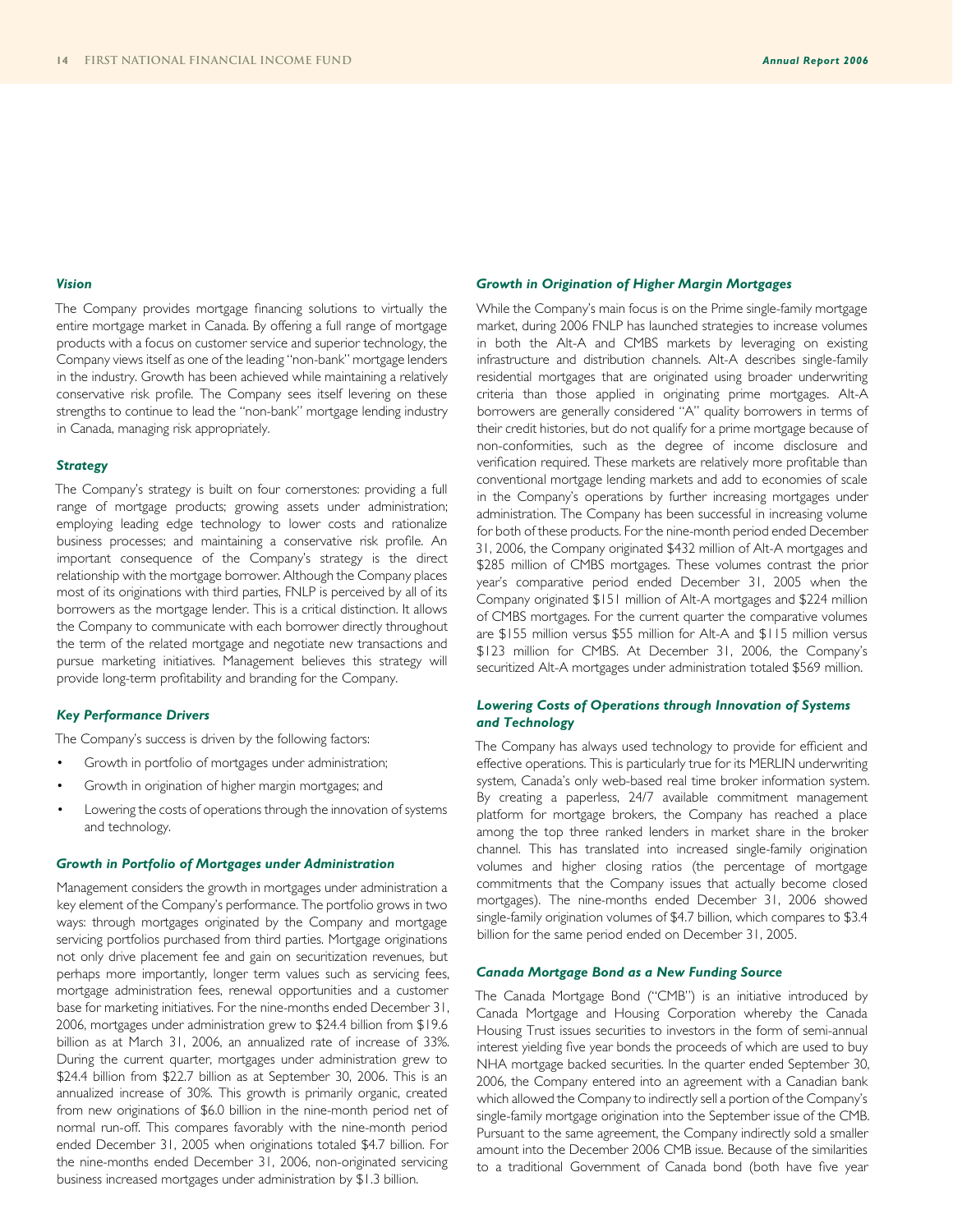### *Vision*

The Company provides mortgage financing solutions to virtually the entire mortgage market in Canada. By offering a full range of mortgage products with a focus on customer service and superior technology, the Company views itself as one of the leading "non-bank" mortgage lenders in the industry. Growth has been achieved while maintaining a relatively conservative risk profile. The Company sees itself levering on these strengths to continue to lead the "non-bank" mortgage lending industry in Canada, managing risk appropriately.

### *Strategy*

The Company's strategy is built on four cornerstones: providing a full range of mortgage products; growing assets under administration; employing leading edge technology to lower costs and rationalize business processes; and maintaining a conservative risk profile. An important consequence of the Company's strategy is the direct relationship with the mortgage borrower. Although the Company places most of its originations with third parties, FNLP is perceived by all of its borrowers as the mortgage lender. This is a critical distinction. It allows the Company to communicate with each borrower directly throughout the term of the related mortgage and negotiate new transactions and pursue marketing initiatives. Management believes this strategy will provide long-term profitability and branding for the Company.

### *Key Performance Drivers*

The Company's success is driven by the following factors:

- Growth in portfolio of mortgages under administration;
- Growth in origination of higher margin mortgages; and
- Lowering the costs of operations through the innovation of systems and technology.

### *Growth in Portfolio of Mortgages under Administration*

Management considers the growth in mortgages under administration a key element of the Company's performance. The portfolio grows in two ways: through mortgages originated by the Company and mortgage servicing portfolios purchased from third parties. Mortgage originations not only drive placement fee and gain on securitization revenues, but perhaps more importantly, longer term values such as servicing fees, mortgage administration fees, renewal opportunities and a customer base for marketing initiatives. For the nine-months ended December 31, 2006, mortgages under administration grew to $24.4 billion from $19.6 billion as at March 31, 2006, an annualized rate of increase of 33%. During the current quarter, mortgages under administration grew to $24.4 billion from $22.7 billion as at September 30, 2006. This is an annualized increase of 30%. This growth is primarily organic, created from new originations of $6.0 billion in the nine-month period net of normal run-off. This compares favorably with the nine-month period ended December 31, 2005 when originations totaled $4.7 billion. For the nine-months ended December 31, 2006, non-originated servicing business increased mortgages under administration by $1.3 billion.

### *Growth in Origination of Higher Margin Mortgages*

While the Company's main focus is on the Prime single-family mortgage market, during 2006 FNLP has launched strategies to increase volumes in both the Alt-A and CMBS markets by leveraging on existing infrastructure and distribution channels. Alt-A describes single-family residential mortgages that are originated using broader underwriting criteria than those applied in originating prime mortgages. Alt-A borrowers are generally considered "A" quality borrowers in terms of their credit histories, but do not qualify for a prime mortgage because of non-conformities, such as the degree of income disclosure and verification required. These markets are relatively more profitable than conventional mortgage lending markets and add to economies of scale in the Company's operations by further increasing mortgages under administration. The Company has been successful in increasing volume for both of these products. For the nine-month period ended December 31, 2006, the Company originated $432 million of Alt-A mortgages and $285 million of CMBS mortgages. These volumes contrast the prior year's comparative period ended December 31, 2005 when the Company originated $151 million of Alt-A mortgages and $224 million of CMBS mortgages. For the current quarter the comparative volumes are $155 million versus $55 million for Alt-A and $115 million versus $123 million for CMBS. At December 31, 2006, the Company's securitized Alt-A mortgages under administration totaled $569 million.

### *Lowering Costs of Operations through Innovation of Systems and Technology*

The Company has always used technology to provide for efficient and effective operations. This is particularly true for its MERLIN underwriting system, Canada's only web-based real time broker information system. By creating a paperless, 24/7 available commitment management platform for mortgage brokers, the Company has reached a place among the top three ranked lenders in market share in the broker channel. This has translated into increased single-family origination volumes and higher closing ratios (the percentage of mortgage commitments that the Company issues that actually become closed mortgages). The nine-months ended December 31, 2006 showed single-family origination volumes of $4.7 billion, which compares to $3.4 billion for the same period ended on December 31, 2005.

### *Canada Mortgage Bond as a New Funding Source*

The Canada Mortgage Bond ("CMB") is an initiative introduced by Canada Mortgage and Housing Corporation whereby the Canada Housing Trust issues securities to investors in the form of semi-annual interest yielding five year bonds the proceeds of which are used to buy NHA mortgage backed securities. In the quarter ended September 30, 2006, the Company entered into an agreement with a Canadian bank which allowed the Company to indirectly sell a portion of the Company's single-family mortgage origination into the September issue of the CMB. Pursuant to the same agreement, the Company indirectly sold a smaller amount into the December 2006 CMB issue. Because of the similarities to a traditional Government of Canada bond (both have five year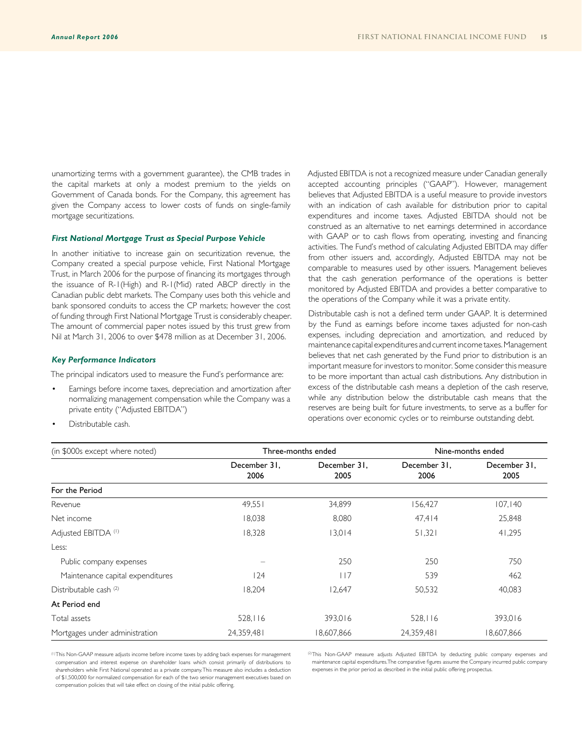unamortizing terms with a government guarantee), the CMB trades in the capital markets at only a modest premium to the yields on Government of Canada bonds. For the Company, this agreement has given the Company access to lower costs of funds on single-family mortgage securitizations.

### *First National Mortgage Trust as Special Purpose Vehicle*

In another initiative to increase gain on securitization revenue, the Company created a special purpose vehicle, First National Mortgage Trust, in March 2006 for the purpose of financing its mortgages through the issuance of R-1(High) and R-1(Mid) rated ABCP directly in the Canadian public debt markets. The Company uses both this vehicle and bank sponsored conduits to access the CP markets; however the cost of funding through First National Mortgage Trust is considerably cheaper. The amount of commercial paper notes issued by this trust grew from Nil at March 31, 2006 to over $478 million as at December 31, 2006.

### *Key Performance Indicators*

The principal indicators used to measure the Fund's performance are:

- Earnings before income taxes, depreciation and amortization after normalizing management compensation while the Company was a private entity ("Adjusted EBITDA")
- Distributable cash.

Adjusted EBITDA is not a recognized measure under Canadian generally accepted accounting principles ("GAAP"). However, management believes that Adjusted EBITDA is a useful measure to provide investors with an indication of cash available for distribution prior to capital expenditures and income taxes. Adjusted EBITDA should not be construed as an alternative to net earnings determined in accordance with GAAP or to cash flows from operating, investing and financing activities. The Fund's method of calculating Adjusted EBITDA may differ from other issuers and, accordingly, Adjusted EBITDA may not be comparable to measures used by other issuers. Management believes that the cash generation performance of the operations is better monitored by Adjusted EBITDA and provides a better comparative to the operations of the Company while it was a private entity.

Distributable cash is not a defined term under GAAP. It is determined by the Fund as earnings before income taxes adjusted for non-cash expenses, including depreciation and amortization, and reduced by maintenance capital expenditures and current income taxes. Management believes that net cash generated by the Fund prior to distribution is an important measure for investors to monitor. Some consider this measure to be more important than actual cash distributions. Any distribution in excess of the distributable cash means a depletion of the cash reserve, while any distribution below the distributable cash means that the reserves are being built for future investments, to serve as a buffer for operations over economic cycles or to reimburse outstanding debt.

| (in $000s except where noted) | Three-months ended | | Nine-months ended | |
|---|---|---|---|---|
| | December 31, 2006 | December 31, 2005 | December 31, 2006 | December 31, 2005 |
| **For the Period** | | | | |
| Revenue | 49,551 | 34,899 | 156,427 | 107,140 |
| Net income | 18,038 | 8,080 | 47,414 | 25,848 |
| Adjusted EBITDA [(1)] | 18,328 | 13,014 | 51,321 | 41,295 |
| Less: | | | | |
| Public company expenses | – | 250 | 250 | 750 |
| Maintenance capital expenditures | 124 | 117 | 539 | 462 |
| Distributable cash [(2)] | 18,204 | 12,647 | 50,532 | 40,083 |
| **At Period end** | | | | |
| Total assets | 528,116 | 393,016 | 528,116 | 393,016 |
| Mortgages under administration | 24,359,481 | 18,607,866 | 24,359,481 | 18,607,866 |

[(1)] This Non-GAAP measure adjusts income before income taxes by adding back expenses for management compensation and interest expense on shareholder loans which consist primarily of distributions to shareholders while First National operated as a private company. This measure also includes a deduction of $1,500,000 for normalized compensation for each of the two senior management executives based on compensation policies that will take effect on closing of the initial public offering.

[(2)] This Non-GAAP measure adjusts Adjusted EBITDA by deducting public company expenses and maintenance capital expenditures. The comparative figures assume the Company incurred public company expenses in the prior period as described in the initial public offering prospectus.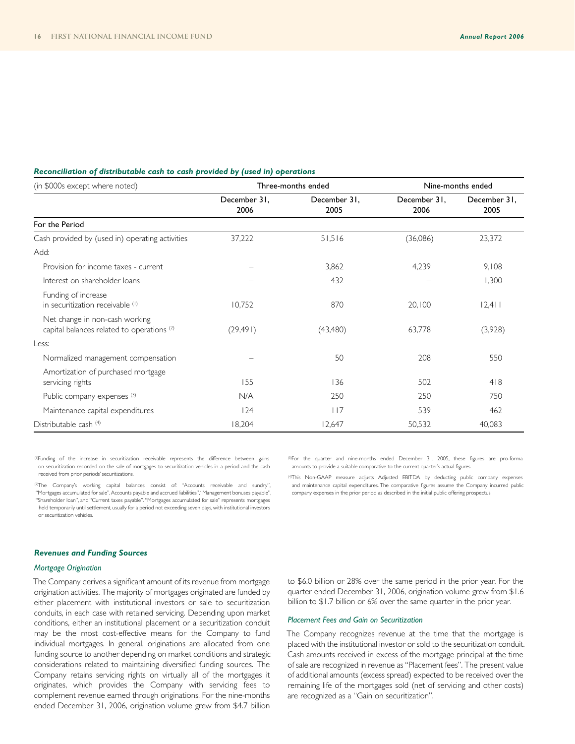***Reconciliation of distributable cash to cash provided by (used in) operations***

| (in $000s except where noted) | Three-months ended | | Nine-months ended | |
|---|---|---|---|---|
| | December 31, 2006 | December 31, 2005 | December 31, 2006 | December 31, 2005 |
| **For the Period** | | | | |
| Cash provided by (used in) operating activities | 37,222 | 51,516 | (36,086) | 23,372 |
| Add: | | | | |
| Provision for income taxes - current | – | 3,862 | 4,239 | 9,108 |
| Interest on shareholder loans | – | 432 | – | 1,300 |
| Funding of increase in securitization receivable [(1)] | 10,752 | 870 | 20,100 | 12,411 |
| Net change in non-cash working capital balances related to operations [(2)] | (29,491) | (43,480) | 63,778 | (3,928) |
| Less: | | | | |
| Normalized management compensation | – | 50 | 208 | 550 |
| Amortization of purchased mortgage servicing rights | 155 | 136 | 502 | 418 |
| Public company expenses [(3)] | N/A | 250 | 250 | 750 |
| Maintenance capital expenditures | 124 | 117 | 539 | 462 |
| Distributable cash [(4)] | 18,204 | 12,647 | 50,532 | 40,083 |

[(1)] Funding of the increase in securitization receivable represents the difference between gains on securitization recorded on the sale of mortgages to securitization vehicles in a period and the cash received from prior periods' securitizations.

[(2)] The Company's working capital balances consist of: "Accounts receivable and sundry", "Mortgages accumulated for sale", Accounts payable and accrued liabilities", "Management bonuses payable", "Shareholder loan", and "Current taxes payable". "Mortgages accumulated for sale" represents mortgages held temporarily until settlement, usually for a period not exceeding seven days, with institutional investors or securitization vehicles.

[(3)] For the quarter and nine-months ended December 31, 2005, these figures are pro-forma amounts to provide a suitable comparative to the current quarter's actual figures.

[(4)] This Non-GAAP measure adjusts Adjusted EBITDA by deducting public company expenses and maintenance capital expenditures. The comparative figures assume the Company incurred public company expenses in the prior period as described in the initial public offering prospectus.

### ***Revenues and Funding Sources***

#### *Mortgage Origination*

The Company derives a significant amount of its revenue from mortgage origination activities. The majority of mortgages originated are funded by either placement with institutional investors or sale to securitization conduits, in each case with retained servicing. Depending upon market conditions, either an institutional placement or a securitization conduit may be the most cost-effective means for the Company to fund individual mortgages. In general, originations are allocated from one funding source to another depending on market conditions and strategic considerations related to maintaining diversified funding sources. The Company retains servicing rights on virtually all of the mortgages it originates, which provides the Company with servicing fees to complement revenue earned through originations. For the nine-months ended December 31, 2006, origination volume grew from $4.7 billion to $6.0 billion or 28% over the same period in the prior year. For the quarter ended December 31, 2006, origination volume grew from $1.6 billion to $1.7 billion or 6% over the same quarter in the prior year.

#### *Placement Fees and Gain on Securitization*

The Company recognizes revenue at the time that the mortgage is placed with the institutional investor or sold to the securitization conduit. Cash amounts received in excess of the mortgage principal at the time of sale are recognized in revenue as "Placement fees". The present value of additional amounts (excess spread) expected to be received over the remaining life of the mortgages sold (net of servicing and other costs) are recognized as a "Gain on securitization".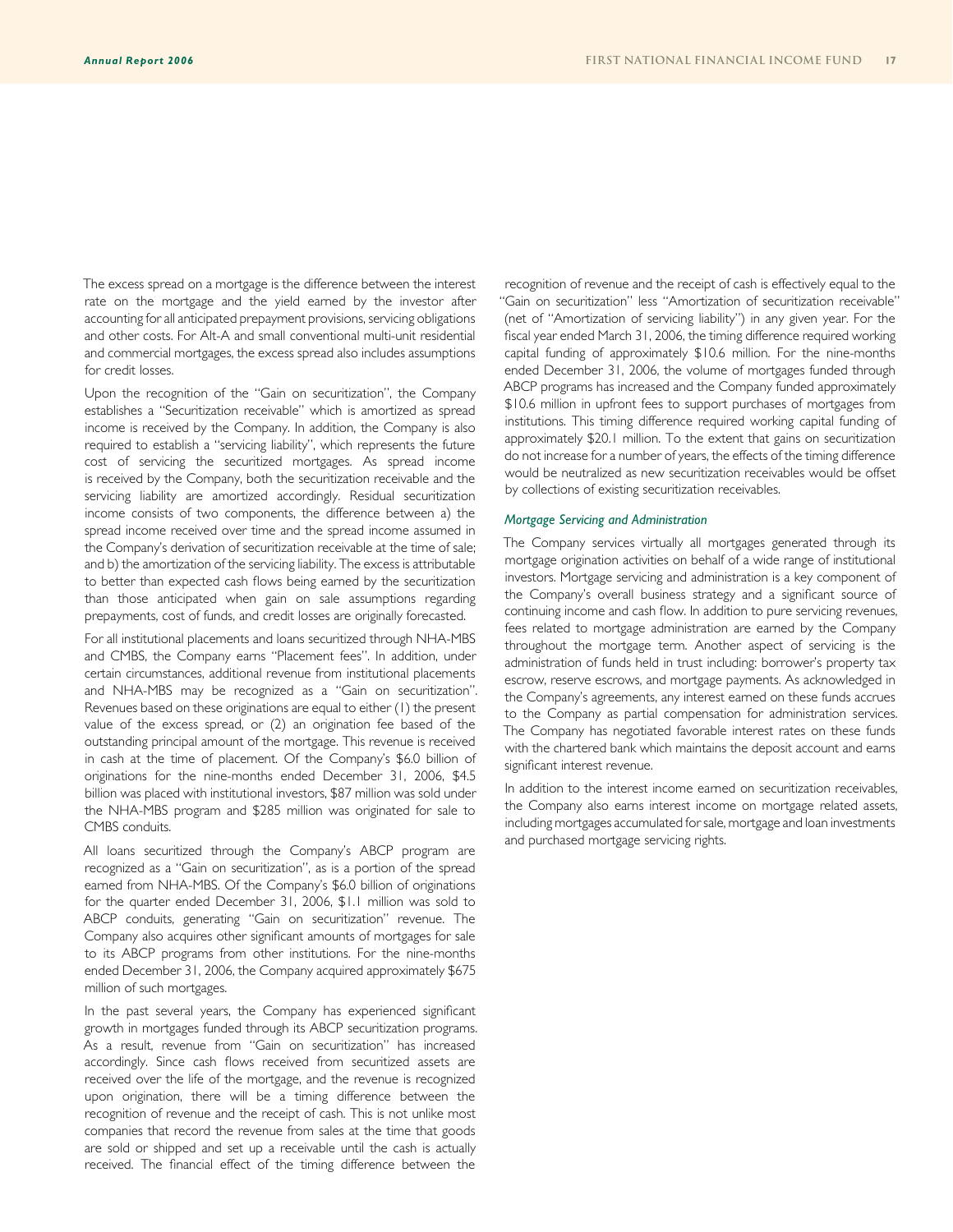The excess spread on a mortgage is the difference between the interest rate on the mortgage and the yield earned by the investor after accounting for all anticipated prepayment provisions, servicing obligations and other costs. For Alt-A and small conventional multi-unit residential and commercial mortgages, the excess spread also includes assumptions for credit losses.

Upon the recognition of the "Gain on securitization", the Company establishes a "Securitization receivable" which is amortized as spread income is received by the Company. In addition, the Company is also required to establish a "servicing liability", which represents the future cost of servicing the securitized mortgages. As spread income is received by the Company, both the securitization receivable and the servicing liability are amortized accordingly. Residual securitization income consists of two components, the difference between a) the spread income received over time and the spread income assumed in the Company's derivation of securitization receivable at the time of sale; and b) the amortization of the servicing liability. The excess is attributable to better than expected cash flows being earned by the securitization than those anticipated when gain on sale assumptions regarding prepayments, cost of funds, and credit losses are originally forecasted.

For all institutional placements and loans securitized through NHA-MBS and CMBS, the Company earns "Placement fees". In addition, under certain circumstances, additional revenue from institutional placements and NHA-MBS may be recognized as a "Gain on securitization". Revenues based on these originations are equal to either (1) the present value of the excess spread, or (2) an origination fee based of the outstanding principal amount of the mortgage. This revenue is received in cash at the time of placement. Of the Company's $6.0 billion of originations for the nine-months ended December 31, 2006, $4.5 billion was placed with institutional investors, $87 million was sold under the NHA-MBS program and $285 million was originated for sale to CMBS conduits.

All loans securitized through the Company's ABCP program are recognized as a "Gain on securitization", as is a portion of the spread earned from NHA-MBS. Of the Company's $6.0 billion of originations for the quarter ended December 31, 2006, $1.1 million was sold to ABCP conduits, generating "Gain on securitization" revenue. The Company also acquires other significant amounts of mortgages for sale to its ABCP programs from other institutions. For the nine-months ended December 31, 2006, the Company acquired approximately $675 million of such mortgages.

In the past several years, the Company has experienced significant growth in mortgages funded through its ABCP securitization programs. As a result, revenue from "Gain on securitization" has increased accordingly. Since cash flows received from securitized assets are received over the life of the mortgage, and the revenue is recognized upon origination, there will be a timing difference between the recognition of revenue and the receipt of cash. This is not unlike most companies that record the revenue from sales at the time that goods are sold or shipped and set up a receivable until the cash is actually received. The financial effect of the timing difference between the recognition of revenue and the receipt of cash is effectively equal to the "Gain on securitization" less "Amortization of securitization receivable" (net of "Amortization of servicing liability") in any given year. For the fiscal year ended March 31, 2006, the timing difference required working capital funding of approximately $10.6 million. For the nine-months ended December 31, 2006, the volume of mortgages funded through ABCP programs has increased and the Company funded approximately $10.6 million in upfront fees to support purchases of mortgages from institutions. This timing difference required working capital funding of approximately $20.1 million. To the extent that gains on securitization do not increase for a number of years, the effects of the timing difference would be neutralized as new securitization receivables would be offset by collections of existing securitization receivables.

### *Mortgage Servicing and Administration*

The Company services virtually all mortgages generated through its mortgage origination activities on behalf of a wide range of institutional investors. Mortgage servicing and administration is a key component of the Company's overall business strategy and a significant source of continuing income and cash flow. In addition to pure servicing revenues, fees related to mortgage administration are earned by the Company throughout the mortgage term. Another aspect of servicing is the administration of funds held in trust including: borrower's property tax escrow, reserve escrows, and mortgage payments. As acknowledged in the Company's agreements, any interest earned on these funds accrues to the Company as partial compensation for administration services. The Company has negotiated favorable interest rates on these funds with the chartered bank which maintains the deposit account and earns significant interest revenue.

In addition to the interest income earned on securitization receivables, the Company also earns interest income on mortgage related assets, including mortgages accumulated for sale, mortgage and loan investments and purchased mortgage servicing rights.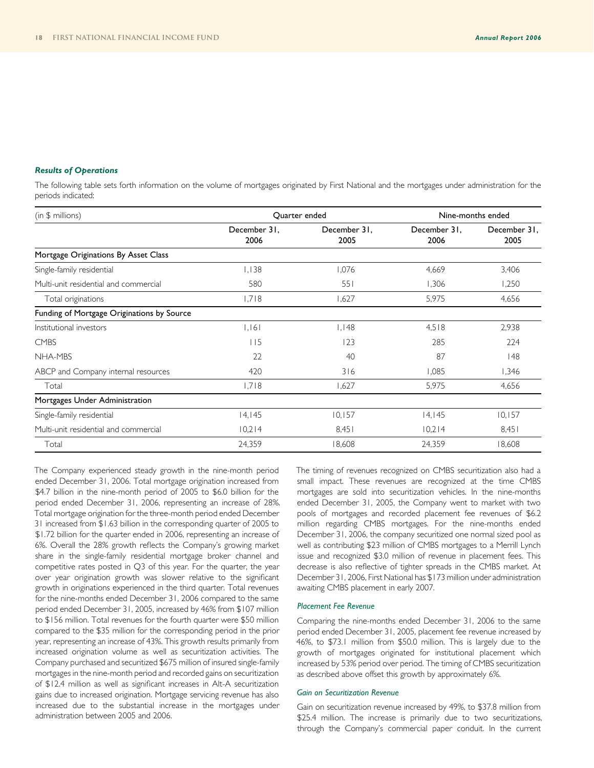### *Results of Operations*

The following table sets forth information on the volume of mortgages originated by First National and the mortgages under administration for the periods indicated:

| (in $ millions) | Quarter ended | | Nine-months ended | |
|---|---|---|---|---|
| | December 31, 2006 | December 31, 2005 | December 31, 2006 | December 31, 2005 |
| **Mortgage Originations By Asset Class** | | | | |
| Single-family residential | 1,138 | 1,076 | 4,669 | 3,406 |
| Multi-unit residential and commercial | 580 | 551 | 1,306 | 1,250 |
| Total originations | 1,718 | 1,627 | 5,975 | 4,656 |
| **Funding of Mortgage Originations by Source** | | | | |
| Institutional investors | 1,161 | 1,148 | 4,518 | 2,938 |
| CMBS | 115 | 123 | 285 | 224 |
| NHA-MBS | 22 | 40 | 87 | 148 |
| ABCP and Company internal resources | 420 | 316 | 1,085 | 1,346 |
| Total | 1,718 | 1,627 | 5,975 | 4,656 |
| **Mortgages Under Administration** | | | | |
| Single-family residential | 14,145 | 10,157 | 14,145 | 10,157 |
| Multi-unit residential and commercial | 10,214 | 8,451 | 10,214 | 8,451 |
| Total | 24,359 | 18,608 | 24,359 | 18,608 |

The Company experienced steady growth in the nine-month period ended December 31, 2006. Total mortgage origination increased from $4.7 billion in the nine-month period of 2005 to $6.0 billion for the period ended December 31, 2006, representing an increase of 28%. Total mortgage origination for the three-month period ended December 31 increased from $1.63 billion in the corresponding quarter of 2005 to $1.72 billion for the quarter ended in 2006, representing an increase of 6%. Overall the 28% growth reflects the Company's growing market share in the single-family residential mortgage broker channel and competitive rates posted in Q3 of this year. For the quarter, the year over year origination growth was slower relative to the significant growth in originations experienced in the third quarter. Total revenues for the nine-months ended December 31, 2006 compared to the same period ended December 31, 2005, increased by 46% from $107 million to $156 million. Total revenues for the fourth quarter were $50 million compared to the $35 million for the corresponding period in the prior year, representing an increase of 43%. This growth results primarily from increased origination volume as well as securitization activities. The Company purchased and securitized $675 million of insured single-family mortgages in the nine-month period and recorded gains on securitization of $12.4 million as well as significant increases in Alt-A securitization gains due to increased origination. Mortgage servicing revenue has also increased due to the substantial increase in the mortgages under administration between 2005 and 2006.

The timing of revenues recognized on CMBS securitization also had a small impact. These revenues are recognized at the time CMBS mortgages are sold into securitization vehicles. In the nine-months ended December 31, 2005, the Company went to market with two pools of mortgages and recorded placement fee revenues of $6.2 million regarding CMBS mortgages. For the nine-months ended December 31, 2006, the company securitized one normal sized pool as well as contributing $23 million of CMBS mortgages to a Merrill Lynch issue and recognized $3.0 million of revenue in placement fees. This decrease is also reflective of tighter spreads in the CMBS market. At December 31, 2006, First National has $173 million under administration awaiting CMBS placement in early 2007.

#### *Placement Fee Revenue*

Comparing the nine-months ended December 31, 2006 to the same period ended December 31, 2005, placement fee revenue increased by 46%, to $73.1 million from $50.0 million. This is largely due to the growth of mortgages originated for institutional placement which increased by 53% period over period. The timing of CMBS securitization as described above offset this growth by approximately 6%.

#### *Gain on Securitization Revenue*

Gain on securitization revenue increased by 49%, to $37.8 million from $25.4 million. The increase is primarily due to two securitizations, through the Company's commercial paper conduit. In the current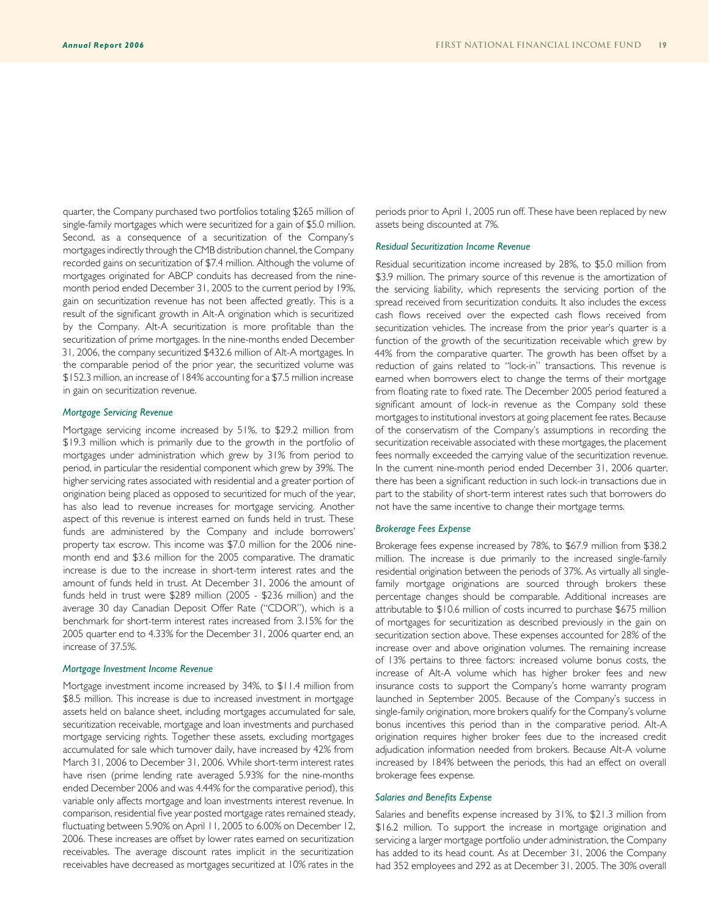quarter, the Company purchased two portfolios totaling $265 million of single-family mortgages which were securitized for a gain of $5.0 million. Second, as a consequence of a securitization of the Company's mortgages indirectly through the CMB distribution channel, the Company recorded gains on securitization of $7.4 million. Although the volume of mortgages originated for ABCP conduits has decreased from the nine-month period ended December 31, 2005 to the current period by 19%, gain on securitization revenue has not been affected greatly. This is a result of the significant growth in Alt-A origination which is securitized by the Company. Alt-A securitization is more profitable than the securitization of prime mortgages. In the nine-months ended December 31, 2006, the company securitized $432.6 million of Alt-A mortgages. In the comparable period of the prior year, the securitized volume was $152.3 million, an increase of 184% accounting for a $7.5 million increase in gain on securitization revenue.

### *Mortgage Servicing Revenue*

Mortgage servicing income increased by 51%, to $29.2 million from $19.3 million which is primarily due to the growth in the portfolio of mortgages under administration which grew by 31% from period to period, in particular the residential component which grew by 39%. The higher servicing rates associated with residential and a greater portion of origination being placed as opposed to securitized for much of the year, has also lead to revenue increases for mortgage servicing. Another aspect of this revenue is interest earned on funds held in trust. These funds are administered by the Company and include borrowers' property tax escrow. This income was $7.0 million for the 2006 nine-month end and $3.6 million for the 2005 comparative. The dramatic increase is due to the increase in short-term interest rates and the amount of funds held in trust. At December 31, 2006 the amount of funds held in trust were $289 million (2005 - $236 million) and the average 30 day Canadian Deposit Offer Rate ("CDOR"), which is a benchmark for short-term interest rates increased from 3.15% for the 2005 quarter end to 4.33% for the December 31, 2006 quarter end, an increase of 37.5%.

### *Mortgage Investment Income Revenue*

Mortgage investment income increased by 34%, to $11.4 million from $8.5 million. This increase is due to increased investment in mortgage assets held on balance sheet, including mortgages accumulated for sale, securitization receivable, mortgage and loan investments and purchased mortgage servicing rights. Together these assets, excluding mortgages accumulated for sale which turnover daily, have increased by 42% from March 31, 2006 to December 31, 2006. While short-term interest rates have risen (prime lending rate averaged 5.93% for the nine-months ended December 2006 and was 4.44% for the comparative period), this variable only affects mortgage and loan investments interest revenue. In comparison, residential five year posted mortgage rates remained steady, fluctuating between 5.90% on April 11, 2005 to 6.00% on December 12, 2006. These increases are offset by lower rates earned on securitization receivables. The average discount rates implicit in the securitization receivables have decreased as mortgages securitized at 10% rates in the periods prior to April 1, 2005 run off. These have been replaced by new assets being discounted at 7%.

### *Residual Securitization Income Revenue*

Residual securitization income increased by 28%, to $5.0 million from $3.9 million. The primary source of this revenue is the amortization of the servicing liability, which represents the servicing portion of the spread received from securitization conduits. It also includes the excess cash flows received over the expected cash flows received from securitization vehicles. The increase from the prior year's quarter is a function of the growth of the securitization receivable which grew by 44% from the comparative quarter. The growth has been offset by a reduction of gains related to "lock-in" transactions. This revenue is earned when borrowers elect to change the terms of their mortgage from floating rate to fixed rate. The December 2005 period featured a significant amount of lock-in revenue as the Company sold these mortgages to institutional investors at going placement fee rates. Because of the conservatism of the Company's assumptions in recording the securitization receivable associated with these mortgages, the placement fees normally exceeded the carrying value of the securitization revenue. In the current nine-month period ended December 31, 2006 quarter, there has been a significant reduction in such lock-in transactions due in part to the stability of short-term interest rates such that borrowers do not have the same incentive to change their mortgage terms.

### *Brokerage Fees Expense*

Brokerage fees expense increased by 78%, to $67.9 million from $38.2 million. The increase is due primarily to the increased single-family residential origination between the periods of 37%. As virtually all single-family mortgage originations are sourced through brokers these percentage changes should be comparable. Additional increases are attributable to $10.6 million of costs incurred to purchase $675 million of mortgages for securitization as described previously in the gain on securitization section above. These expenses accounted for 28% of the increase over and above origination volumes. The remaining increase of 13% pertains to three factors: increased volume bonus costs, the increase of Alt-A volume which has higher broker fees and new insurance costs to support the Company's home warranty program launched in September 2005. Because of the Company's success in single-family origination, more brokers qualify for the Company's volume bonus incentives this period than in the comparative period. Alt-A origination requires higher broker fees due to the increased credit adjudication information needed from brokers. Because Alt-A volume increased by 184% between the periods, this had an effect on overall brokerage fees expense.

### *Salaries and Benefits Expense*

Salaries and benefits expense increased by 31%, to $21.3 million from $16.2 million. To support the increase in mortgage origination and servicing a larger mortgage portfolio under administration, the Company has added to its head count. As at December 31, 2006 the Company had 352 employees and 292 as at December 31, 2005. The 30% overall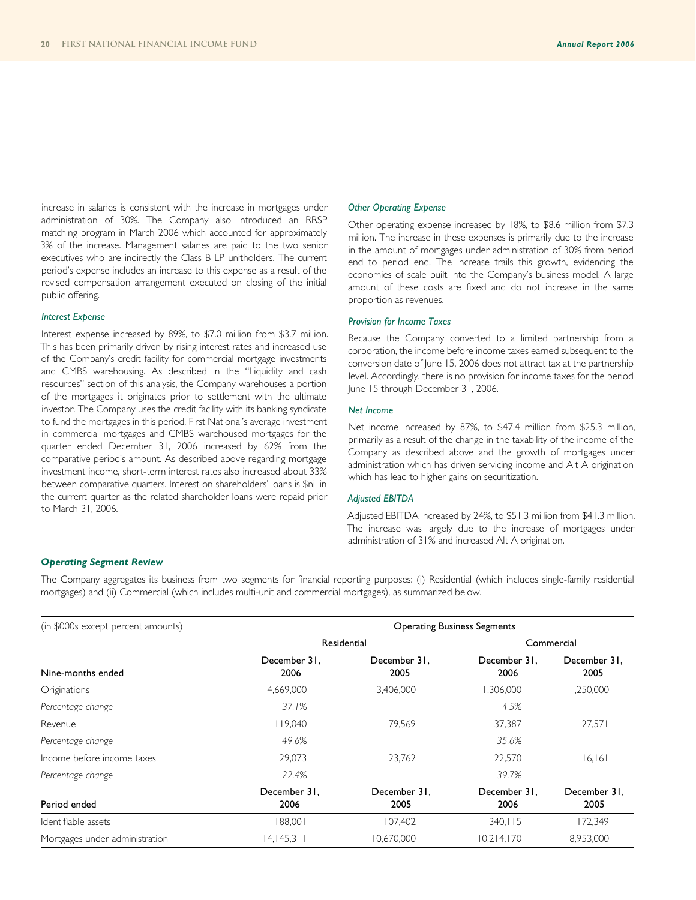increase in salaries is consistent with the increase in mortgages under administration of 30%. The Company also introduced an RRSP matching program in March 2006 which accounted for approximately 3% of the increase. Management salaries are paid to the two senior executives who are indirectly the Class B LP unitholders. The current period's expense includes an increase to this expense as a result of the revised compensation arrangement executed on closing of the initial public offering.

*Interest Expense*

Interest expense increased by 89%, to $7.0 million from $3.7 million. This has been primarily driven by rising interest rates and increased use of the Company's credit facility for commercial mortgage investments and CMBS warehousing. As described in the "Liquidity and cash resources" section of this analysis, the Company warehouses a portion of the mortgages it originates prior to settlement with the ultimate investor. The Company uses the credit facility with its banking syndicate to fund the mortgages in this period. First National's average investment in commercial mortgages and CMBS warehoused mortgages for the quarter ended December 31, 2006 increased by 62% from the comparative period's amount. As described above regarding mortgage investment income, short-term interest rates also increased about 33% between comparative quarters. Interest on shareholders' loans is $nil in the current quarter as the related shareholder loans were repaid prior to March 31, 2006.

*Other Operating Expense*

Other operating expense increased by 18%, to $8.6 million from $7.3 million. The increase in these expenses is primarily due to the increase in the amount of mortgages under administration of 30% from period end to period end. The increase trails this growth, evidencing the economies of scale built into the Company's business model. A large amount of these costs are fixed and do not increase in the same proportion as revenues.

*Provision for Income Taxes*

Because the Company converted to a limited partnership from a corporation, the income before income taxes earned subsequent to the conversion date of June 15, 2006 does not attract tax at the partnership level. Accordingly, there is no provision for income taxes for the period June 15 through December 31, 2006.

*Net Income*

Net income increased by 87%, to $47.4 million from $25.3 million, primarily as a result of the change in the taxability of the income of the Company as described above and the growth of mortgages under administration which has driven servicing income and Alt A origination which has lead to higher gains on securitization.

*Adjusted EBITDA*

Adjusted EBITDA increased by 24%, to $51.3 million from $41.3 million. The increase was largely due to the increase of mortgages under administration of 31% and increased Alt A origination.

***Operating Segment Review***

The Company aggregates its business from two segments for financial reporting purposes: (i) Residential (which includes single-family residential mortgages) and (ii) Commercial (which includes multi-unit and commercial mortgages), as summarized below.

| (in $000s except percent amounts) | Operating Business Segments | | | |
|---|---|---|---|---|
| | Residential | | Commercial | |
| Nine-months ended | December 31, 2006 | December 31, 2005 | December 31, 2006 | December 31, 2005 |
| Originations | 4,669,000 | 3,406,000 | 1,306,000 | 1,250,000 |
| *Percentage change* | *37.1%* | | *4.5%* | |
| Revenue | 119,040 | 79,569 | 37,387 | 27,571 |
| *Percentage change* | *49.6%* | | *35.6%* | |
| Income before income taxes | 29,073 | 23,762 | 22,570 | 16,161 |
| *Percentage change* | *22.4%* | | *39.7%* | |
| Period ended | December 31, 2006 | December 31, 2005 | December 31, 2006 | December 31, 2005 |
| Identifiable assets | 188,001 | 107,402 | 340,115 | 172,349 |
| Mortgages under administration | 14,145,311 | 10,670,000 | 10,214,170 | 8,953,000 |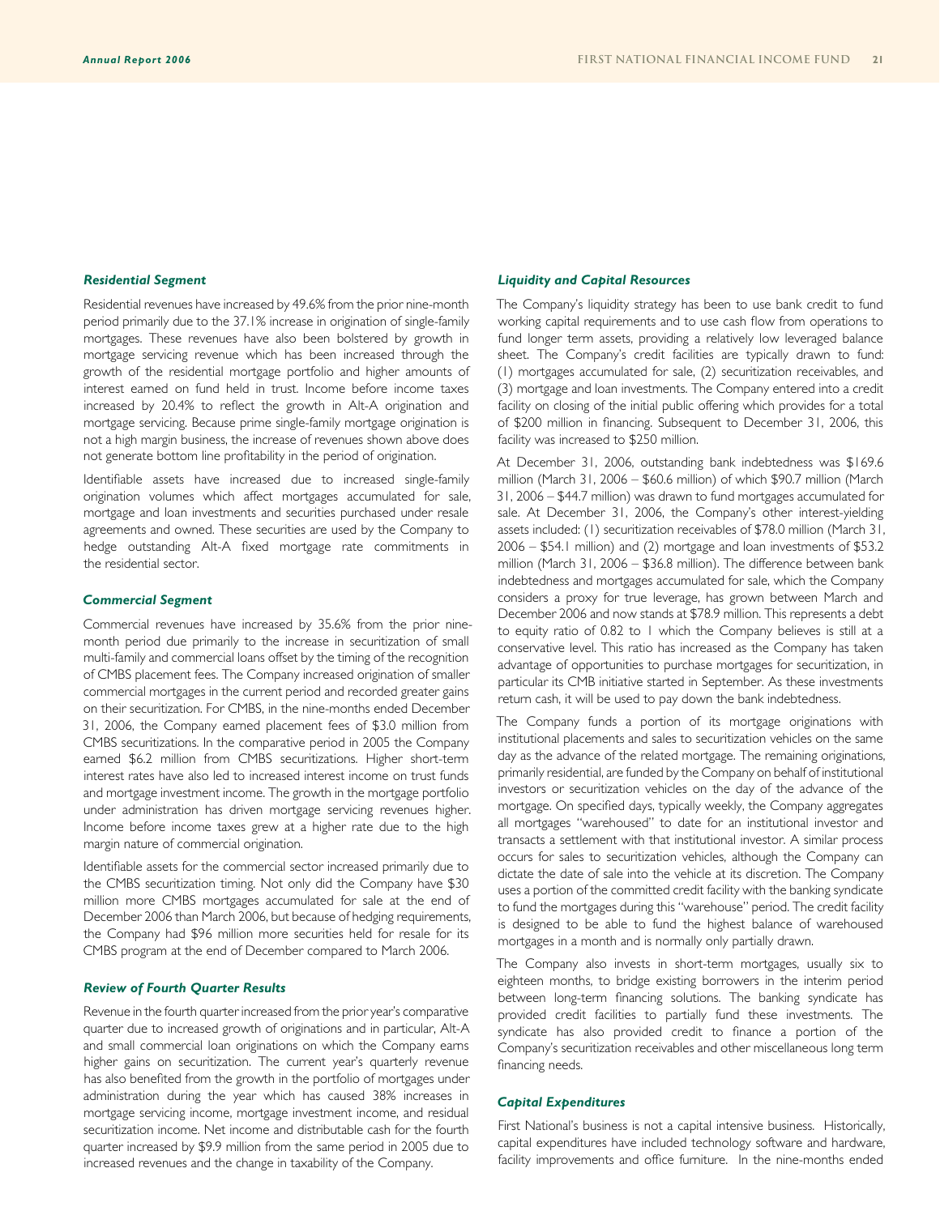### *Residential Segment*

Residential revenues have increased by 49.6% from the prior nine-month period primarily due to the 37.1% increase in origination of single-family mortgages. These revenues have also been bolstered by growth in mortgage servicing revenue which has been increased through the growth of the residential mortgage portfolio and higher amounts of interest earned on fund held in trust. Income before income taxes increased by 20.4% to reflect the growth in Alt-A origination and mortgage servicing. Because prime single-family mortgage origination is not a high margin business, the increase of revenues shown above does not generate bottom line profitability in the period of origination.

Identifiable assets have increased due to increased single-family origination volumes which affect mortgages accumulated for sale, mortgage and loan investments and securities purchased under resale agreements and owned. These securities are used by the Company to hedge outstanding Alt-A fixed mortgage rate commitments in the residential sector.

### *Commercial Segment*

Commercial revenues have increased by 35.6% from the prior nine-month period due primarily to the increase in securitization of small multi-family and commercial loans offset by the timing of the recognition of CMBS placement fees. The Company increased origination of smaller commercial mortgages in the current period and recorded greater gains on their securitization. For CMBS, in the nine-months ended December 31, 2006, the Company earned placement fees of $3.0 million from CMBS securitizations. In the comparative period in 2005 the Company earned $6.2 million from CMBS securitizations. Higher short-term interest rates have also led to increased interest income on trust funds and mortgage investment income. The growth in the mortgage portfolio under administration has driven mortgage servicing revenues higher. Income before income taxes grew at a higher rate due to the high margin nature of commercial origination.

Identifiable assets for the commercial sector increased primarily due to the CMBS securitization timing. Not only did the Company have $30 million more CMBS mortgages accumulated for sale at the end of December 2006 than March 2006, but because of hedging requirements, the Company had $96 million more securities held for resale for its CMBS program at the end of December compared to March 2006.

### *Review of Fourth Quarter Results*

Revenue in the fourth quarter increased from the prior year's comparative quarter due to increased growth of originations and in particular, Alt-A and small commercial loan originations on which the Company earns higher gains on securitization. The current year's quarterly revenue has also benefited from the growth in the portfolio of mortgages under administration during the year which has caused 38% increases in mortgage servicing income, mortgage investment income, and residual securitization income. Net income and distributable cash for the fourth quarter increased by $9.9 million from the same period in 2005 due to increased revenues and the change in taxability of the Company.

### *Liquidity and Capital Resources*

The Company's liquidity strategy has been to use bank credit to fund working capital requirements and to use cash flow from operations to fund longer term assets, providing a relatively low leveraged balance sheet. The Company's credit facilities are typically drawn to fund: (1) mortgages accumulated for sale, (2) securitization receivables, and (3) mortgage and loan investments. The Company entered into a credit facility on closing of the initial public offering which provides for a total of $200 million in financing. Subsequent to December 31, 2006, this facility was increased to $250 million.

At December 31, 2006, outstanding bank indebtedness was $169.6 million (March 31, 2006 – $60.6 million) of which $90.7 million (March 31, 2006 – $44.7 million) was drawn to fund mortgages accumulated for sale. At December 31, 2006, the Company's other interest-yielding assets included: (1) securitization receivables of $78.0 million (March 31, 2006 – $54.1 million) and (2) mortgage and loan investments of $53.2 million (March 31, 2006 – $36.8 million). The difference between bank indebtedness and mortgages accumulated for sale, which the Company considers a proxy for true leverage, has grown between March and December 2006 and now stands at $78.9 million. This represents a debt to equity ratio of 0.82 to 1 which the Company believes is still at a conservative level. This ratio has increased as the Company has taken advantage of opportunities to purchase mortgages for securitization, in particular its CMB initiative started in September. As these investments return cash, it will be used to pay down the bank indebtedness.

The Company funds a portion of its mortgage originations with institutional placements and sales to securitization vehicles on the same day as the advance of the related mortgage. The remaining originations, primarily residential, are funded by the Company on behalf of institutional investors or securitization vehicles on the day of the advance of the mortgage. On specified days, typically weekly, the Company aggregates all mortgages "warehoused" to date for an institutional investor and transacts a settlement with that institutional investor. A similar process occurs for sales to securitization vehicles, although the Company can dictate the date of sale into the vehicle at its discretion. The Company uses a portion of the committed credit facility with the banking syndicate to fund the mortgages during this "warehouse" period. The credit facility is designed to be able to fund the highest balance of warehoused mortgages in a month and is normally only partially drawn.

The Company also invests in short-term mortgages, usually six to eighteen months, to bridge existing borrowers in the interim period between long-term financing solutions. The banking syndicate has provided credit facilities to partially fund these investments. The syndicate has also provided credit to finance a portion of the Company's securitization receivables and other miscellaneous long term financing needs.

### *Capital Expenditures*

First National's business is not a capital intensive business. Historically, capital expenditures have included technology software and hardware, facility improvements and office furniture. In the nine-months ended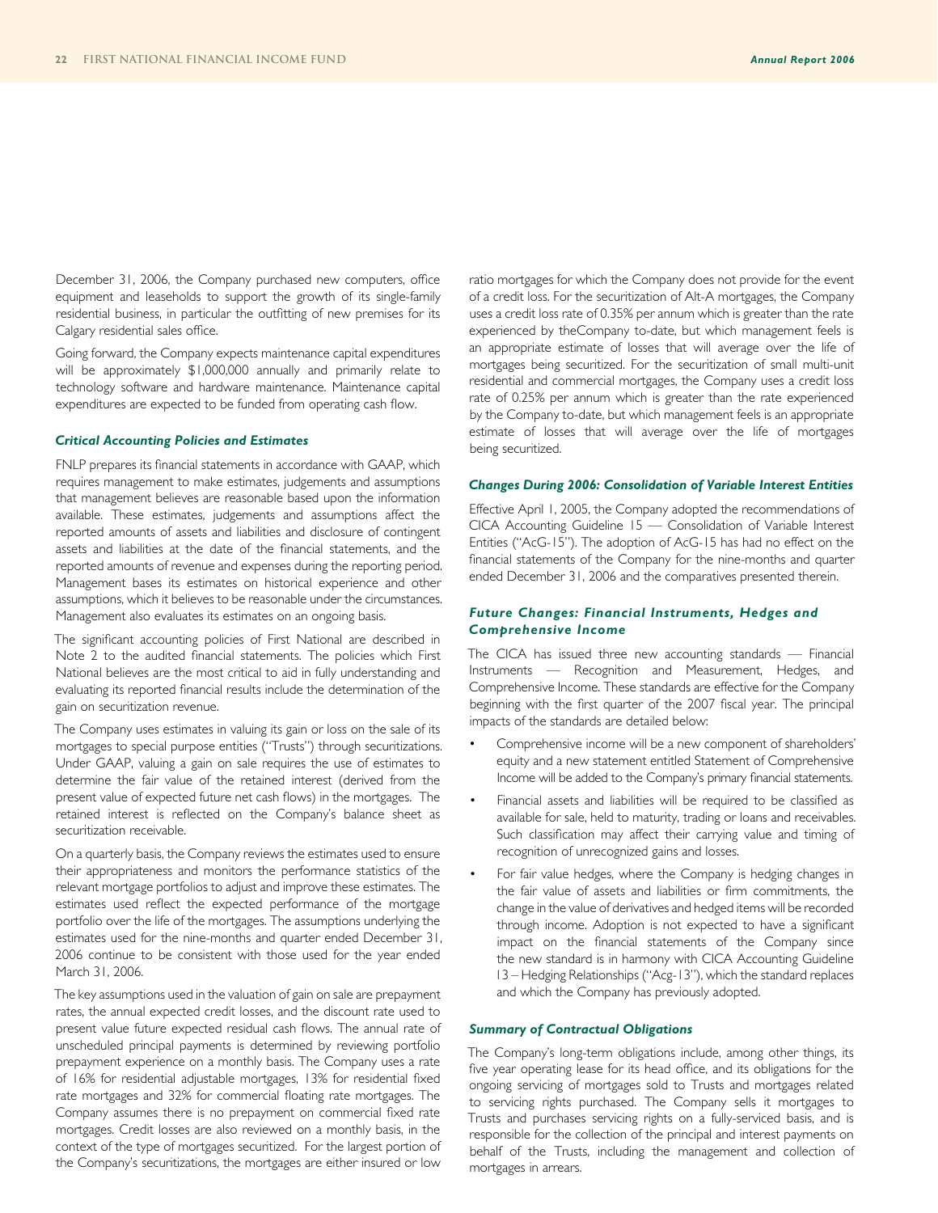December 31, 2006, the Company purchased new computers, office equipment and leaseholds to support the growth of its single-family residential business, in particular the outfitting of new premises for its Calgary residential sales office.

Going forward, the Company expects maintenance capital expenditures will be approximately $1,000,000 annually and primarily relate to technology software and hardware maintenance. Maintenance capital expenditures are expected to be funded from operating cash flow.

### *Critical Accounting Policies and Estimates*

FNLP prepares its financial statements in accordance with GAAP, which requires management to make estimates, judgements and assumptions that management believes are reasonable based upon the information available. These estimates, judgements and assumptions affect the reported amounts of assets and liabilities and disclosure of contingent assets and liabilities at the date of the financial statements, and the reported amounts of revenue and expenses during the reporting period. Management bases its estimates on historical experience and other assumptions, which it believes to be reasonable under the circumstances. Management also evaluates its estimates on an ongoing basis.

The significant accounting policies of First National are described in Note 2 to the audited financial statements. The policies which First National believes are the most critical to aid in fully understanding and evaluating its reported financial results include the determination of the gain on securitization revenue.

The Company uses estimates in valuing its gain or loss on the sale of its mortgages to special purpose entities ("Trusts") through securitizations. Under GAAP, valuing a gain on sale requires the use of estimates to determine the fair value of the retained interest (derived from the present value of expected future net cash flows) in the mortgages. The retained interest is reflected on the Company's balance sheet as securitization receivable.

On a quarterly basis, the Company reviews the estimates used to ensure their appropriateness and monitors the performance statistics of the relevant mortgage portfolios to adjust and improve these estimates. The estimates used reflect the expected performance of the mortgage portfolio over the life of the mortgages. The assumptions underlying the estimates used for the nine-months and quarter ended December 31, 2006 continue to be consistent with those used for the year ended March 31, 2006.

The key assumptions used in the valuation of gain on sale are prepayment rates, the annual expected credit losses, and the discount rate used to present value future expected residual cash flows. The annual rate of unscheduled principal payments is determined by reviewing portfolio prepayment experience on a monthly basis. The Company uses a rate of 16% for residential adjustable mortgages, 13% for residential fixed rate mortgages and 32% for commercial floating rate mortgages. The Company assumes there is no prepayment on commercial fixed rate mortgages. Credit losses are also reviewed on a monthly basis, in the context of the type of mortgages securitized. For the largest portion of the Company's securitizations, the mortgages are either insured or low ratio mortgages for which the Company does not provide for the event of a credit loss. For the securitization of Alt-A mortgages, the Company uses a credit loss rate of 0.35% per annum which is greater than the rate experienced by theCompany to-date, but which management feels is an appropriate estimate of losses that will average over the life of mortgages being securitized. For the securitization of small multi-unit residential and commercial mortgages, the Company uses a credit loss rate of 0.25% per annum which is greater than the rate experienced by the Company to-date, but which management feels is an appropriate estimate of losses that will average over the life of mortgages being securitized.

### *Changes During 2006: Consolidation of Variable Interest Entities*

Effective April 1, 2005, the Company adopted the recommendations of CICA Accounting Guideline 15 — Consolidation of Variable Interest Entities ("AcG-15"). The adoption of AcG-15 has had no effect on the financial statements of the Company for the nine-months and quarter ended December 31, 2006 and the comparatives presented therein.

### *Future Changes: Financial Instruments, Hedges and Comprehensive Income*

The CICA has issued three new accounting standards — Financial Instruments — Recognition and Measurement, Hedges, and Comprehensive Income. These standards are effective for the Company beginning with the first quarter of the 2007 fiscal year. The principal impacts of the standards are detailed below:

- Comprehensive income will be a new component of shareholders' equity and a new statement entitled Statement of Comprehensive Income will be added to the Company's primary financial statements.
- Financial assets and liabilities will be required to be classified as available for sale, held to maturity, trading or loans and receivables. Such classification may affect their carrying value and timing of recognition of unrecognized gains and losses.
- For fair value hedges, where the Company is hedging changes in the fair value of assets and liabilities or firm commitments, the change in the value of derivatives and hedged items will be recorded through income. Adoption is not expected to have a significant impact on the financial statements of the Company since the new standard is in harmony with CICA Accounting Guideline 13 – Hedging Relationships ("Acg-13"), which the standard replaces and which the Company has previously adopted.

### *Summary of Contractual Obligations*

The Company's long-term obligations include, among other things, its five year operating lease for its head office, and its obligations for the ongoing servicing of mortgages sold to Trusts and mortgages related to servicing rights purchased. The Company sells it mortgages to Trusts and purchases servicing rights on a fully-serviced basis, and is responsible for the collection of the principal and interest payments on behalf of the Trusts, including the management and collection of mortgages in arrears.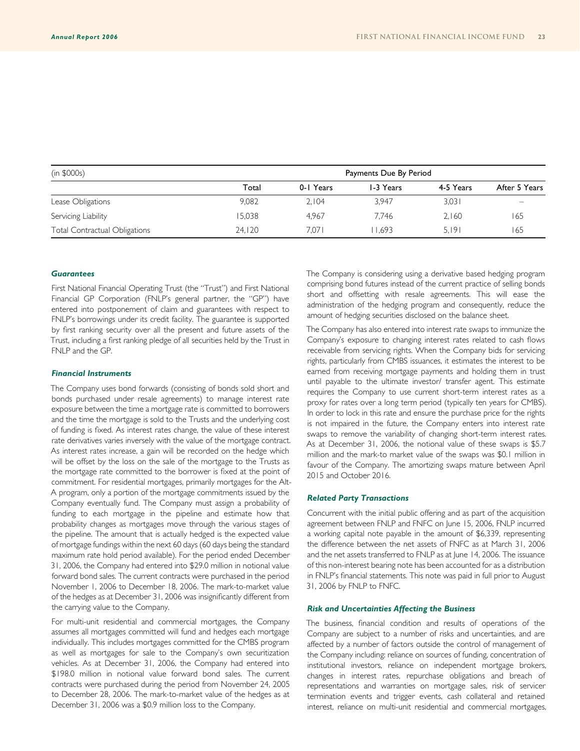| (in $000s) | Payments Due By Period | | | | |
|---|---|---|---|---|---|
| | Total | 0-1 Years | 1-3 Years | 4-5 Years | After 5 Years |
| Lease Obligations | 9,082 | 2,104 | 3,947 | 3,031 | – |
| Servicing Liability | 15,038 | 4,967 | 7,746 | 2,160 | 165 |
| Total Contractual Obligations | 24,120 | 7,071 | 11,693 | 5,191 | 165 |

### *Guarantees*

First National Financial Operating Trust (the "Trust") and First National Financial GP Corporation (FNLP's general partner, the "GP") have entered into postponement of claim and guarantees with respect to FNLP's borrowings under its credit facility. The guarantee is supported by first ranking security over all the present and future assets of the Trust, including a first ranking pledge of all securities held by the Trust in FNLP and the GP.

### *Financial Instruments*

The Company uses bond forwards (consisting of bonds sold short and bonds purchased under resale agreements) to manage interest rate exposure between the time a mortgage rate is committed to borrowers and the time the mortgage is sold to the Trusts and the underlying cost of funding is fixed. As interest rates change, the value of these interest rate derivatives varies inversely with the value of the mortgage contract. As interest rates increase, a gain will be recorded on the hedge which will be offset by the loss on the sale of the mortgage to the Trusts as the mortgage rate committed to the borrower is fixed at the point of commitment. For residential mortgages, primarily mortgages for the Alt-A program, only a portion of the mortgage commitments issued by the Company eventually fund. The Company must assign a probability of funding to each mortgage in the pipeline and estimate how that probability changes as mortgages move through the various stages of the pipeline. The amount that is actually hedged is the expected value of mortgage fundings within the next 60 days (60 days being the standard maximum rate hold period available). For the period ended December 31, 2006, the Company had entered into $29.0 million in notional value forward bond sales. The current contracts were purchased in the period November 1, 2006 to December 18, 2006. The mark-to-market value of the hedges as at December 31, 2006 was insignificantly different from the carrying value to the Company.

For multi-unit residential and commercial mortgages, the Company assumes all mortgages committed will fund and hedges each mortgage individually. This includes mortgages committed for the CMBS program as well as mortgages for sale to the Company's own securitization vehicles. As at December 31, 2006, the Company had entered into $198.0 million in notional value forward bond sales. The current contracts were purchased during the period from November 24, 2005 to December 28, 2006. The mark-to-market value of the hedges as at December 31, 2006 was a $0.9 million loss to the Company.

The Company is considering using a derivative based hedging program comprising bond futures instead of the current practice of selling bonds short and offsetting with resale agreements. This will ease the administration of the hedging program and consequently, reduce the amount of hedging securities disclosed on the balance sheet.

The Company has also entered into interest rate swaps to immunize the Company's exposure to changing interest rates related to cash flows receivable from servicing rights. When the Company bids for servicing rights, particularly from CMBS issuances, it estimates the interest to be earned from receiving mortgage payments and holding them in trust until payable to the ultimate investor/ transfer agent. This estimate requires the Company to use current short-term interest rates as a proxy for rates over a long term period (typically ten years for CMBS). In order to lock in this rate and ensure the purchase price for the rights is not impaired in the future, the Company enters into interest rate swaps to remove the variability of changing short-term interest rates. As at December 31, 2006, the notional value of these swaps is $5.7 million and the mark-to market value of the swaps was $0.1 million in favour of the Company. The amortizing swaps mature between April 2015 and October 2016.

### *Related Party Transactions*

Concurrent with the initial public offering and as part of the acquisition agreement between FNLP and FNFC on June 15, 2006, FNLP incurred a working capital note payable in the amount of $6,339, representing the difference between the net assets of FNFC as at March 31, 2006 and the net assets transferred to FNLP as at June 14, 2006. The issuance of this non-interest bearing note has been accounted for as a distribution in FNLP's financial statements. This note was paid in full prior to August 31, 2006 by FNLP to FNFC.

### *Risk and Uncertainties Affecting the Business*

The business, financial condition and results of operations of the Company are subject to a number of risks and uncertainties, and are affected by a number of factors outside the control of management of the Company including: reliance on sources of funding, concentration of institutional investors, reliance on independent mortgage brokers, changes in interest rates, repurchase obligations and breach of representations and warranties on mortgage sales, risk of servicer termination events and trigger events, cash collateral and retained interest, reliance on multi-unit residential and commercial mortgages,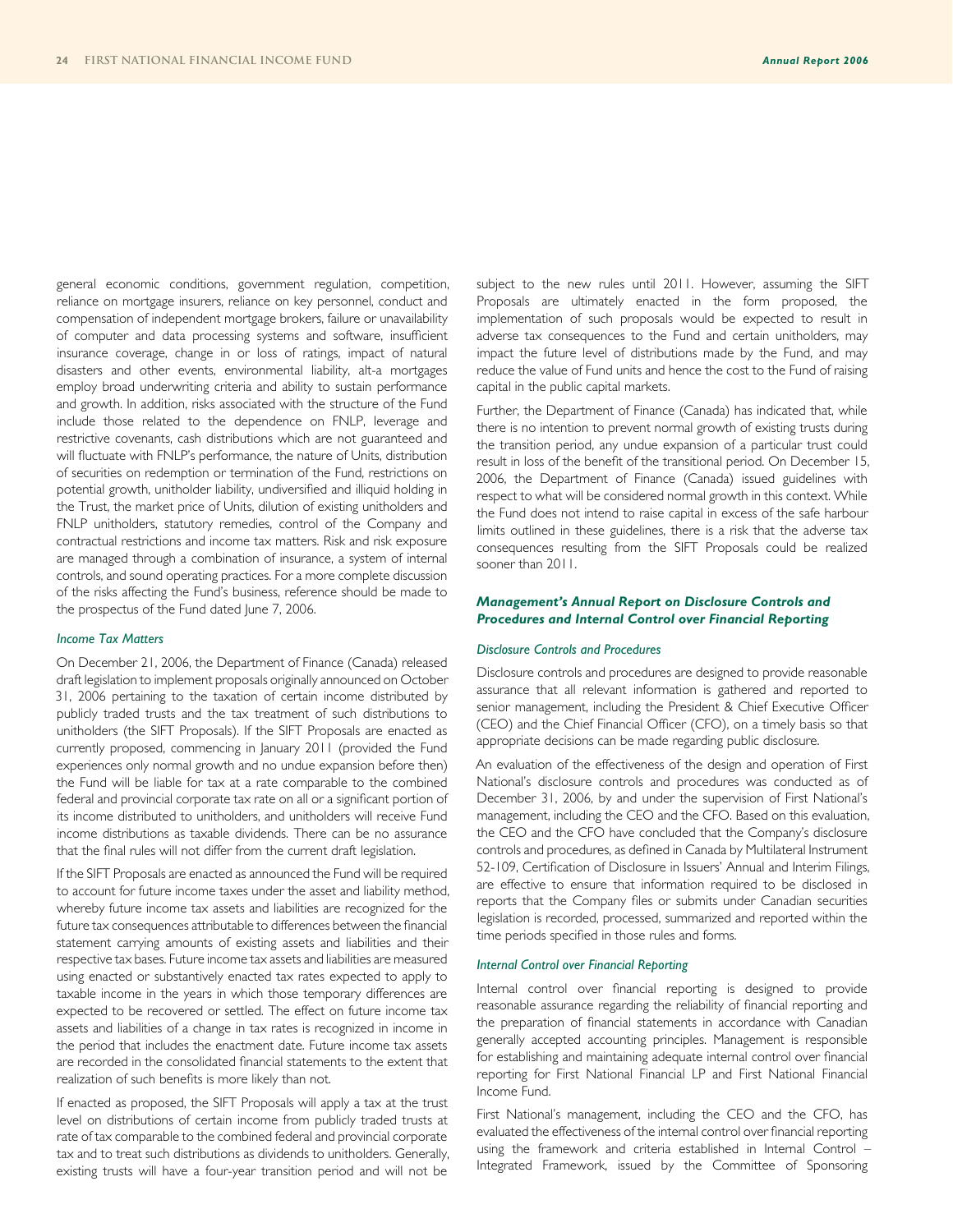general economic conditions, government regulation, competition, reliance on mortgage insurers, reliance on key personnel, conduct and compensation of independent mortgage brokers, failure or unavailability of computer and data processing systems and software, insufficient insurance coverage, change in or loss of ratings, impact of natural disasters and other events, environmental liability, alt-a mortgages employ broad underwriting criteria and ability to sustain performance and growth. In addition, risks associated with the structure of the Fund include those related to the dependence on FNLP, leverage and restrictive covenants, cash distributions which are not guaranteed and will fluctuate with FNLP's performance, the nature of Units, distribution of securities on redemption or termination of the Fund, restrictions on potential growth, unitholder liability, undiversified and illiquid holding in the Trust, the market price of Units, dilution of existing unitholders and FNLP unitholders, statutory remedies, control of the Company and contractual restrictions and income tax matters. Risk and risk exposure are managed through a combination of insurance, a system of internal controls, and sound operating practices. For a more complete discussion of the risks affecting the Fund's business, reference should be made to the prospectus of the Fund dated June 7, 2006.

### *Income Tax Matters*

On December 21, 2006, the Department of Finance (Canada) released draft legislation to implement proposals originally announced on October 31, 2006 pertaining to the taxation of certain income distributed by publicly traded trusts and the tax treatment of such distributions to unitholders (the SIFT Proposals). If the SIFT Proposals are enacted as currently proposed, commencing in January 2011 (provided the Fund experiences only normal growth and no undue expansion before then) the Fund will be liable for tax at a rate comparable to the combined federal and provincial corporate tax rate on all or a significant portion of its income distributed to unitholders, and unitholders will receive Fund income distributions as taxable dividends. There can be no assurance that the final rules will not differ from the current draft legislation.

If the SIFT Proposals are enacted as announced the Fund will be required to account for future income taxes under the asset and liability method, whereby future income tax assets and liabilities are recognized for the future tax consequences attributable to differences between the financial statement carrying amounts of existing assets and liabilities and their respective tax bases. Future income tax assets and liabilities are measured using enacted or substantively enacted tax rates expected to apply to taxable income in the years in which those temporary differences are expected to be recovered or settled. The effect on future income tax assets and liabilities of a change in tax rates is recognized in income in the period that includes the enactment date. Future income tax assets are recorded in the consolidated financial statements to the extent that realization of such benefits is more likely than not.

If enacted as proposed, the SIFT Proposals will apply a tax at the trust level on distributions of certain income from publicly traded trusts at rate of tax comparable to the combined federal and provincial corporate tax and to treat such distributions as dividends to unitholders. Generally, existing trusts will have a four-year transition period and will not be subject to the new rules until 2011. However, assuming the SIFT Proposals are ultimately enacted in the form proposed, the implementation of such proposals would be expected to result in adverse tax consequences to the Fund and certain unitholders, may impact the future level of distributions made by the Fund, and may reduce the value of Fund units and hence the cost to the Fund of raising capital in the public capital markets.

Further, the Department of Finance (Canada) has indicated that, while there is no intention to prevent normal growth of existing trusts during the transition period, any undue expansion of a particular trust could result in loss of the benefit of the transitional period. On December 15, 2006, the Department of Finance (Canada) issued guidelines with respect to what will be considered normal growth in this context. While the Fund does not intend to raise capital in excess of the safe harbour limits outlined in these guidelines, there is a risk that the adverse tax consequences resulting from the SIFT Proposals could be realized sooner than 2011.

## *Management's Annual Report on Disclosure Controls and Procedures and Internal Control over Financial Reporting*

### *Disclosure Controls and Procedures*

Disclosure controls and procedures are designed to provide reasonable assurance that all relevant information is gathered and reported to senior management, including the President & Chief Executive Officer (CEO) and the Chief Financial Officer (CFO), on a timely basis so that appropriate decisions can be made regarding public disclosure.

An evaluation of the effectiveness of the design and operation of First National's disclosure controls and procedures was conducted as of December 31, 2006, by and under the supervision of First National's management, including the CEO and the CFO. Based on this evaluation, the CEO and the CFO have concluded that the Company's disclosure controls and procedures, as defined in Canada by Multilateral Instrument 52-109, Certification of Disclosure in Issuers' Annual and Interim Filings, are effective to ensure that information required to be disclosed in reports that the Company files or submits under Canadian securities legislation is recorded, processed, summarized and reported within the time periods specified in those rules and forms.

### *Internal Control over Financial Reporting*

Internal control over financial reporting is designed to provide reasonable assurance regarding the reliability of financial reporting and the preparation of financial statements in accordance with Canadian generally accepted accounting principles. Management is responsible for establishing and maintaining adequate internal control over financial reporting for First National Financial LP and First National Financial Income Fund.

First National's management, including the CEO and the CFO, has evaluated the effectiveness of the internal control over financial reporting using the framework and criteria established in Internal Control – Integrated Framework, issued by the Committee of Sponsoring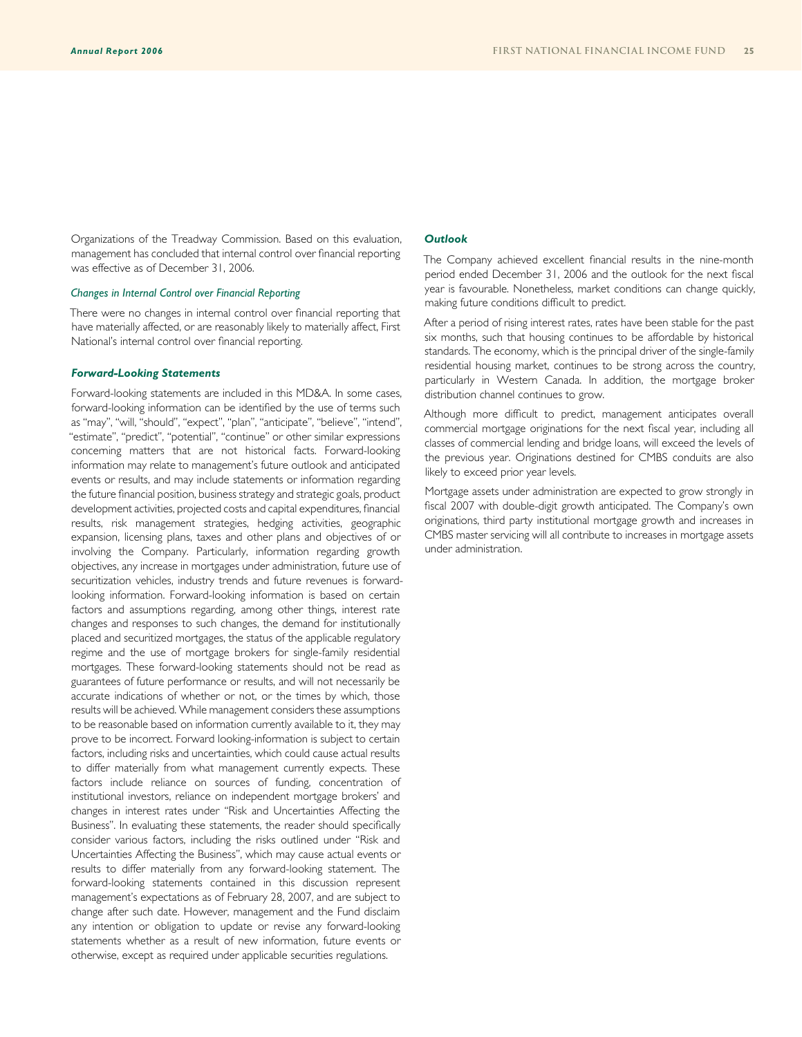Organizations of the Treadway Commission. Based on this evaluation, management has concluded that internal control over financial reporting was effective as of December 31, 2006.

*Changes in Internal Control over Financial Reporting*

There were no changes in internal control over financial reporting that have materially affected, or are reasonably likely to materially affect, First National's internal control over financial reporting.

### *Forward-Looking Statements*

Forward-looking statements are included in this MD&A. In some cases, forward-looking information can be identified by the use of terms such as "may", "will, "should", "expect", "plan", "anticipate", "believe", "intend", "estimate", "predict", "potential", "continue" or other similar expressions concerning matters that are not historical facts. Forward-looking information may relate to management's future outlook and anticipated events or results, and may include statements or information regarding the future financial position, business strategy and strategic goals, product development activities, projected costs and capital expenditures, financial results, risk management strategies, hedging activities, geographic expansion, licensing plans, taxes and other plans and objectives of or involving the Company. Particularly, information regarding growth objectives, any increase in mortgages under administration, future use of securitization vehicles, industry trends and future revenues is forward-looking information. Forward-looking information is based on certain factors and assumptions regarding, among other things, interest rate changes and responses to such changes, the demand for institutionally placed and securitized mortgages, the status of the applicable regulatory regime and the use of mortgage brokers for single-family residential mortgages. These forward-looking statements should not be read as guarantees of future performance or results, and will not necessarily be accurate indications of whether or not, or the times by which, those results will be achieved. While management considers these assumptions to be reasonable based on information currently available to it, they may prove to be incorrect. Forward looking-information is subject to certain factors, including risks and uncertainties, which could cause actual results to differ materially from what management currently expects. These factors include reliance on sources of funding, concentration of institutional investors, reliance on independent mortgage brokers' and changes in interest rates under "Risk and Uncertainties Affecting the Business". In evaluating these statements, the reader should specifically consider various factors, including the risks outlined under "Risk and Uncertainties Affecting the Business", which may cause actual events or results to differ materially from any forward-looking statement. The forward-looking statements contained in this discussion represent management's expectations as of February 28, 2007, and are subject to change after such date. However, management and the Fund disclaim any intention or obligation to update or revise any forward-looking statements whether as a result of new information, future events or otherwise, except as required under applicable securities regulations.

### *Outlook*

The Company achieved excellent financial results in the nine-month period ended December 31, 2006 and the outlook for the next fiscal year is favourable. Nonetheless, market conditions can change quickly, making future conditions difficult to predict.

After a period of rising interest rates, rates have been stable for the past six months, such that housing continues to be affordable by historical standards. The economy, which is the principal driver of the single-family residential housing market, continues to be strong across the country, particularly in Western Canada. In addition, the mortgage broker distribution channel continues to grow.

Although more difficult to predict, management anticipates overall commercial mortgage originations for the next fiscal year, including all classes of commercial lending and bridge loans, will exceed the levels of the previous year. Originations destined for CMBS conduits are also likely to exceed prior year levels.

Mortgage assets under administration are expected to grow strongly in fiscal 2007 with double-digit growth anticipated. The Company's own originations, third party institutional mortgage growth and increases in CMBS master servicing will all contribute to increases in mortgage assets under administration.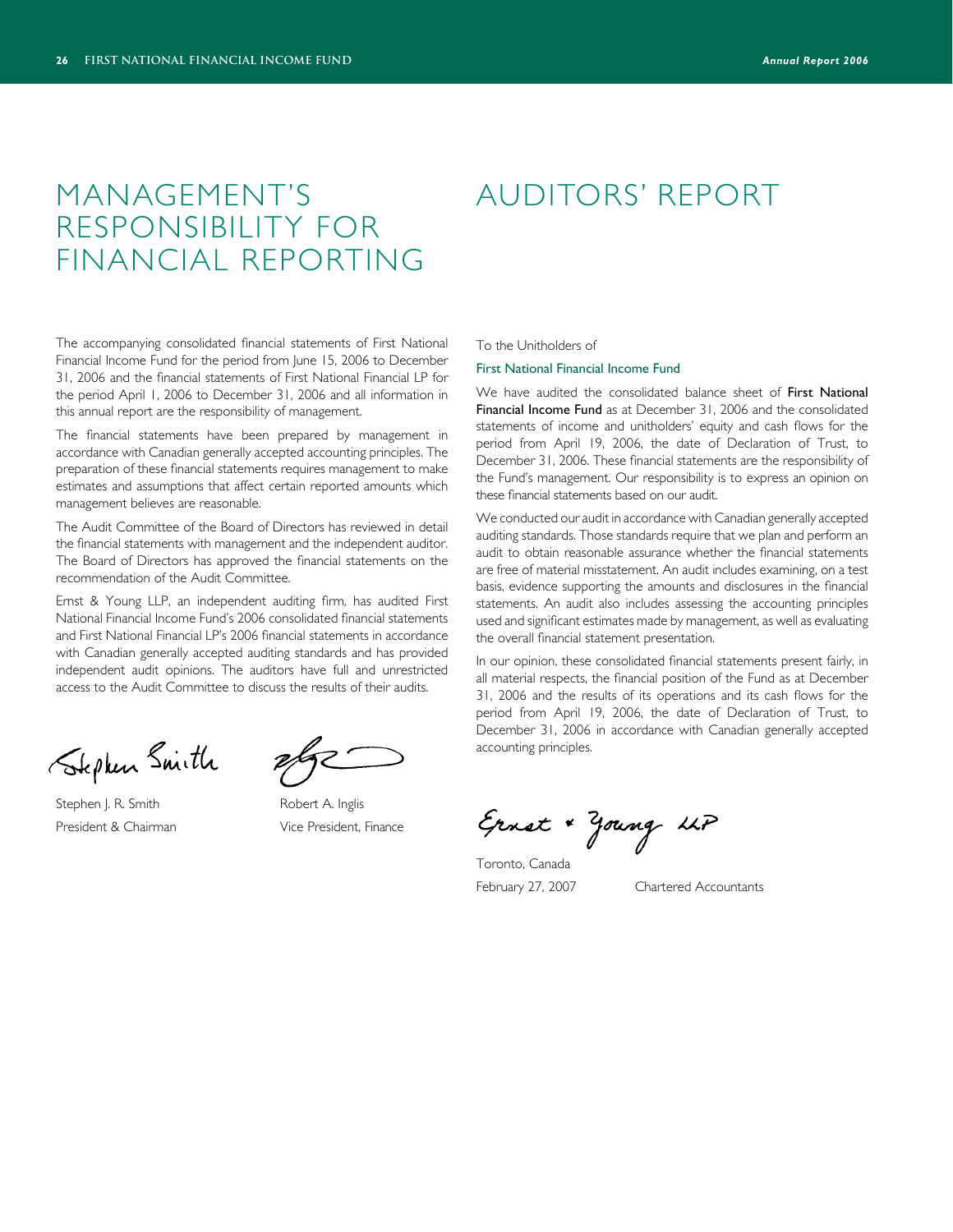# MANAGEMENT'S RESPONSIBILITY FOR FINANCIAL REPORTING

The accompanying consolidated financial statements of First National Financial Income Fund for the period from June 15, 2006 to December 31, 2006 and the financial statements of First National Financial LP for the period April 1, 2006 to December 31, 2006 and all information in this annual report are the responsibility of management.

The financial statements have been prepared by management in accordance with Canadian generally accepted accounting principles. The preparation of these financial statements requires management to make estimates and assumptions that affect certain reported amounts which management believes are reasonable.

The Audit Committee of the Board of Directors has reviewed in detail the financial statements with management and the independent auditor. The Board of Directors has approved the financial statements on the recommendation of the Audit Committee.

Ernst & Young LLP, an independent auditing firm, has audited First National Financial Income Fund's 2006 consolidated financial statements and First National Financial LP's 2006 financial statements in accordance with Canadian generally accepted auditing standards and has provided independent audit opinions. The auditors have full and unrestricted access to the Audit Committee to discuss the results of their audits.

Stephen J. R. Smith
President & Chairman

Robert A. Inglis
Vice President, Finance

# AUDITORS' REPORT

To the Unitholders of

First National Financial Income Fund

We have audited the consolidated balance sheet of **First National Financial Income Fund** as at December 31, 2006 and the consolidated statements of income and unitholders' equity and cash flows for the period from April 19, 2006, the date of Declaration of Trust, to December 31, 2006. These financial statements are the responsibility of the Fund's management. Our responsibility is to express an opinion on these financial statements based on our audit.

We conducted our audit in accordance with Canadian generally accepted auditing standards. Those standards require that we plan and perform an audit to obtain reasonable assurance whether the financial statements are free of material misstatement. An audit includes examining, on a test basis, evidence supporting the amounts and disclosures in the financial statements. An audit also includes assessing the accounting principles used and significant estimates made by management, as well as evaluating the overall financial statement presentation.

In our opinion, these consolidated financial statements present fairly, in all material respects, the financial position of the Fund as at December 31, 2006 and the results of its operations and its cash flows for the period from April 19, 2006, the date of Declaration of Trust, to December 31, 2006 in accordance with Canadian generally accepted accounting principles.

Ernst & Young LLP

Toronto, Canada
February 27, 2007

Chartered Accountants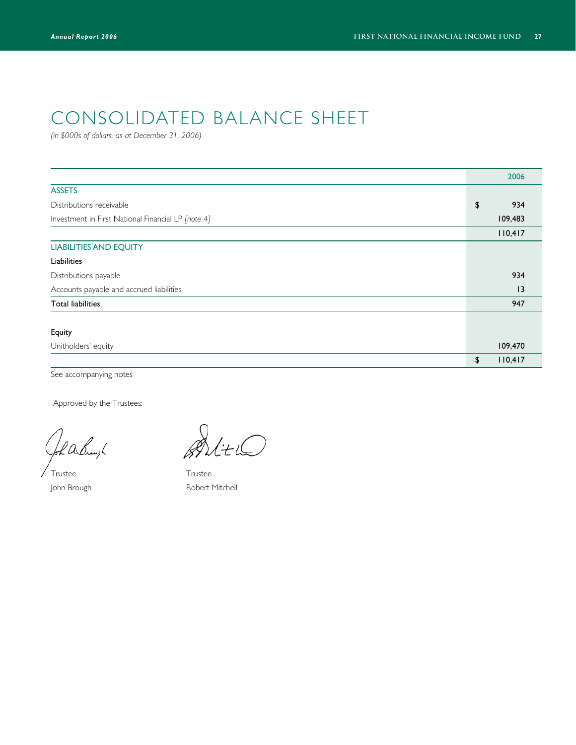# CONSOLIDATED BALANCE SHEET

*(in $000s of dollars, as at December 31, 2006)*

| | 2006 |
|---|---|
| **ASSETS** | |
| Distributions receivable | $ 934 |
| Investment in First National Financial LP *[note 4]* | 109,483 |
| | 110,417 |
| **LIABILITIES AND EQUITY** | |
| **Liabilities** | |
| Distributions payable | 934 |
| Accounts payable and accrued liabilities | 13 |
| **Total liabilities** | 947 |
| | |
| **Equity** | |
| Unitholders' equity | 109,470 |
| | $ 110,417 |

See accompanying notes

Approved by the Trustees:

Trustee
John Brough

Trustee
Robert Mitchell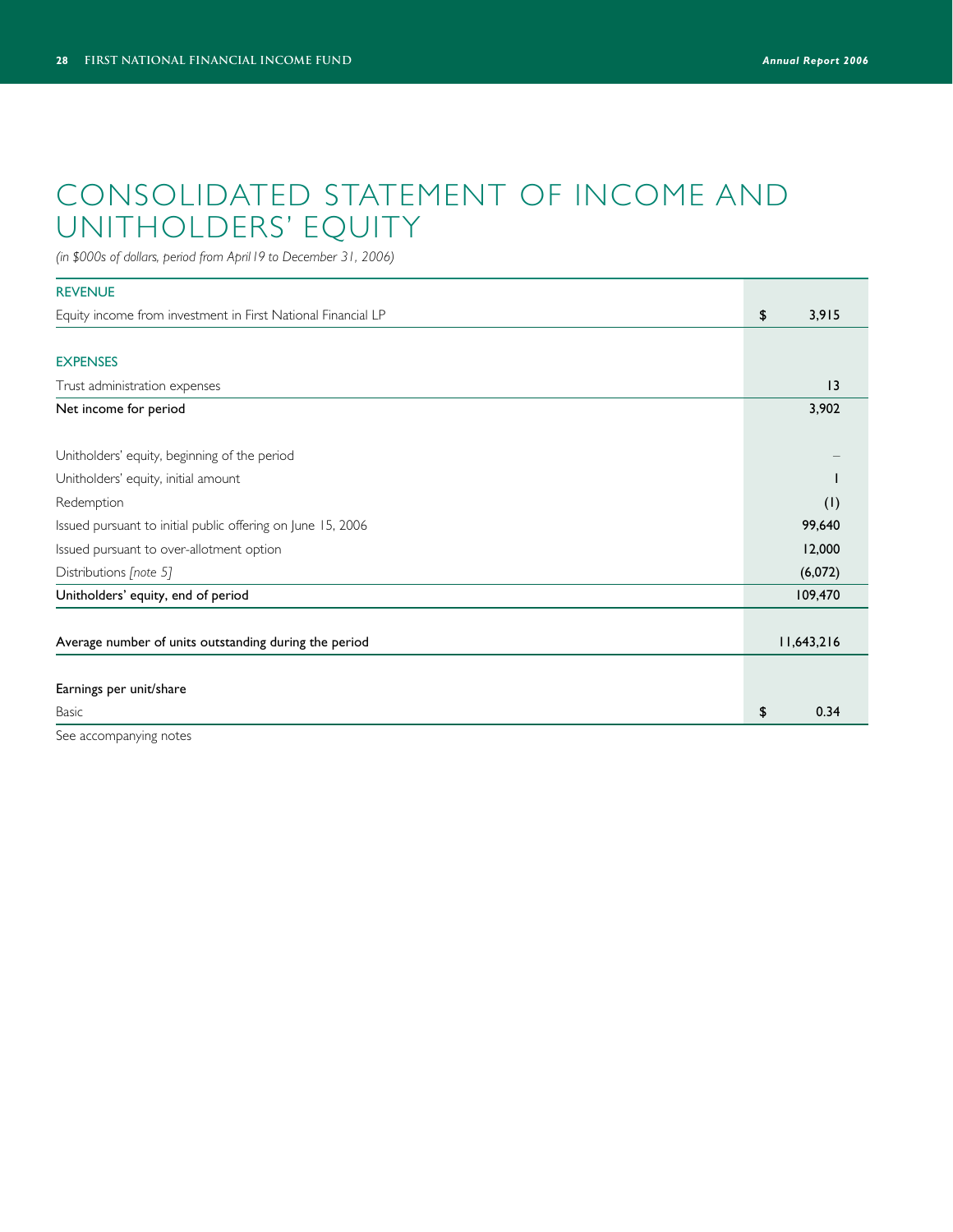# CONSOLIDATED STATEMENT OF INCOME AND UNITHOLDERS' EQUITY

*(in $000s of dollars, period from April 19 to December 31, 2006)*

| | |
|---|---|
| **REVENUE** | |
| Equity income from investment in First National Financial LP | $ 3,915 |
| | |
| **EXPENSES** | |
| Trust administration expenses | 13 |
| Net income for period | 3,902 |
| | |
| Unitholders' equity, beginning of the period | – |
| Unitholders' equity, initial amount | 1 |
| Redemption | (1) |
| Issued pursuant to initial public offering on June 15, 2006 | 99,640 |
| Issued pursuant to over-allotment option | 12,000 |
| Distributions *[note 5]* | (6,072) |
| Unitholders' equity, end of period | 109,470 |
| | |
| Average number of units outstanding during the period | 11,643,216 |
| | |
| Earnings per unit/share | |
| Basic | $ 0.34 |

See accompanying notes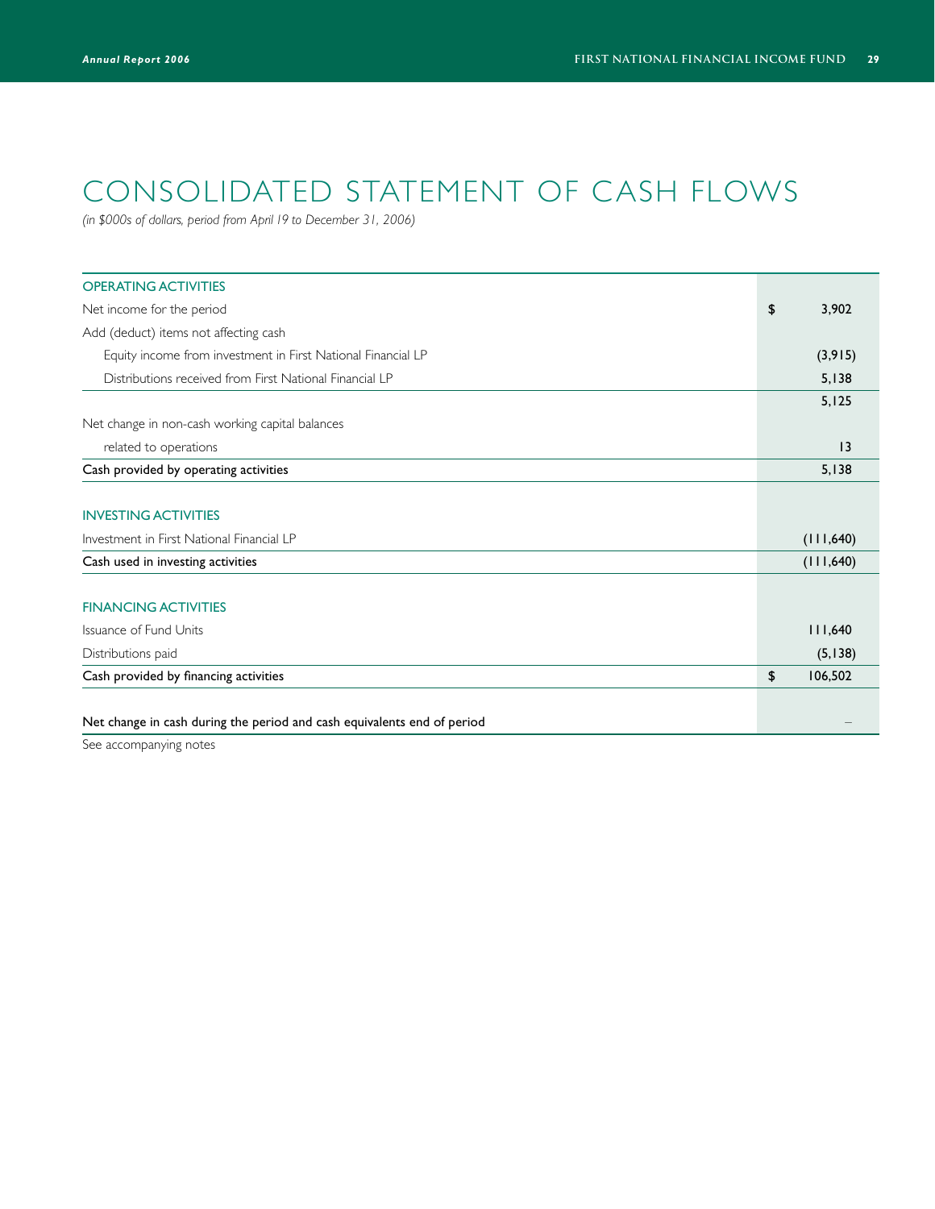# CONSOLIDATED STATEMENT OF CASH FLOWS

*(in $000s of dollars, period from April 19 to December 31, 2006)*

| | |
|---|---|
| **OPERATING ACTIVITIES** | |
| Net income for the period | $ 3,902 |
| Add (deduct) items not affecting cash | |
| Equity income from investment in First National Financial LP | (3,915) |
| Distributions received from First National Financial LP | 5,138 |
| | 5,125 |
| Net change in non-cash working capital balances | |
| related to operations | 13 |
| **Cash provided by operating activities** | 5,138 |
| | |
| **INVESTING ACTIVITIES** | |
| Investment in First National Financial LP | (111,640) |
| **Cash used in investing activities** | (111,640) |
| | |
| **FINANCING ACTIVITIES** | |
| Issuance of Fund Units | 111,640 |
| Distributions paid | (5,138) |
| **Cash provided by financing activities** | $ 106,502 |
| | |
| **Net change in cash during the period and cash equivalents end of period** | – |

See accompanying notes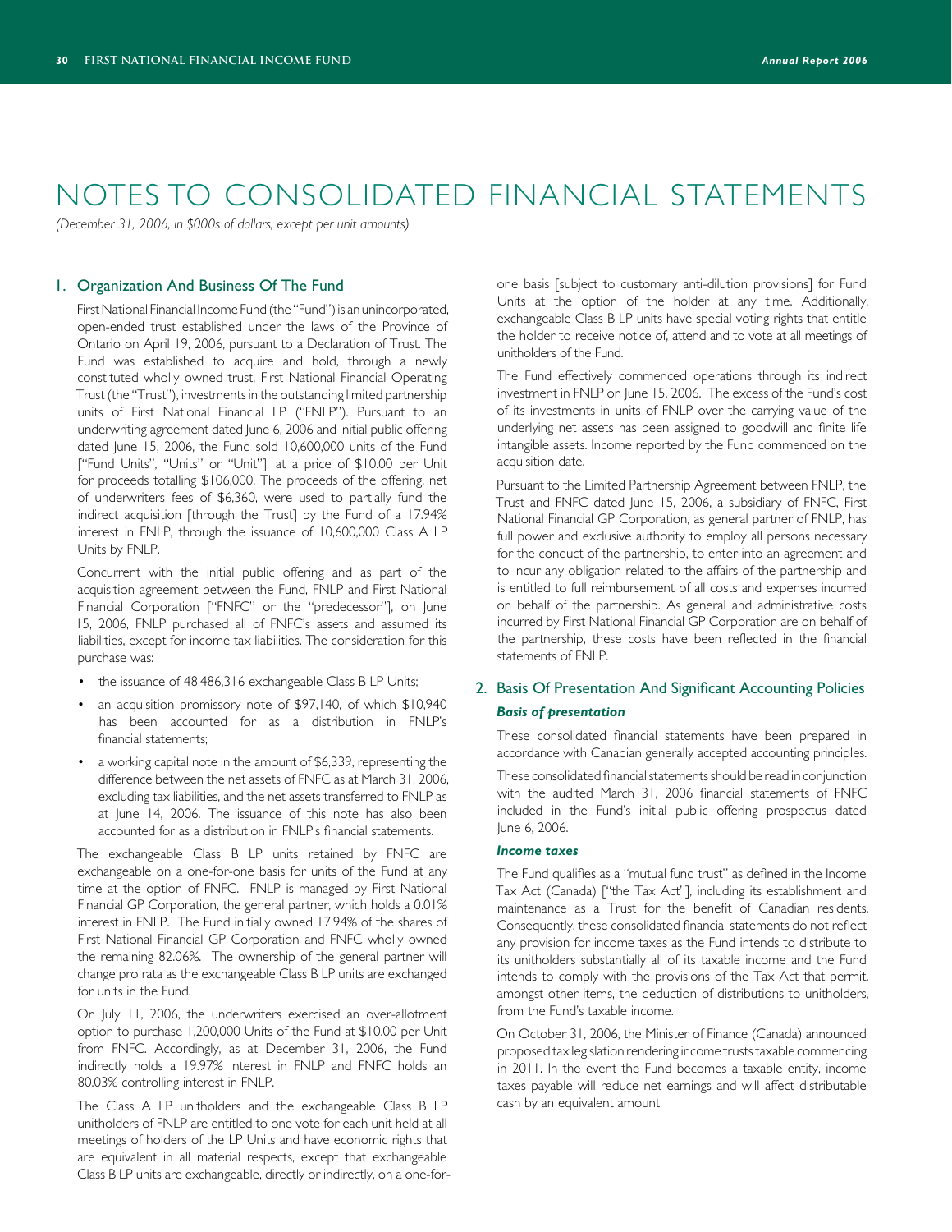# NOTES TO CONSOLIDATED FINANCIAL STATEMENTS

*(December 31, 2006, in $000s of dollars, except per unit amounts)*

## 1. Organization And Business Of The Fund

First National Financial Income Fund (the "Fund") is an unincorporated, open-ended trust established under the laws of the Province of Ontario on April 19, 2006, pursuant to a Declaration of Trust. The Fund was established to acquire and hold, through a newly constituted wholly owned trust, First National Financial Operating Trust (the "Trust"), investments in the outstanding limited partnership units of First National Financial LP ("FNLP"). Pursuant to an underwriting agreement dated June 6, 2006 and initial public offering dated June 15, 2006, the Fund sold 10,600,000 units of the Fund ["Fund Units", "Units" or "Unit"], at a price of $10.00 per Unit for proceeds totalling $106,000. The proceeds of the offering, net of underwriters fees of $6,360, were used to partially fund the indirect acquisition [through the Trust] by the Fund of a 17.94% interest in FNLP, through the issuance of 10,600,000 Class A LP Units by FNLP.

Concurrent with the initial public offering and as part of the acquisition agreement between the Fund, FNLP and First National Financial Corporation ["FNFC" or the "predecessor"], on June 15, 2006, FNLP purchased all of FNFC's assets and assumed its liabilities, except for income tax liabilities. The consideration for this purchase was:

- the issuance of 48,486,316 exchangeable Class B LP Units;
- an acquisition promissory note of $97,140, of which $10,940 has been accounted for as a distribution in FNLP's financial statements;
- a working capital note in the amount of $6,339, representing the difference between the net assets of FNFC as at March 31, 2006, excluding tax liabilities, and the net assets transferred to FNLP as at June 14, 2006. The issuance of this note has also been accounted for as a distribution in FNLP's financial statements.

The exchangeable Class B LP units retained by FNFC are exchangeable on a one-for-one basis for units of the Fund at any time at the option of FNFC. FNLP is managed by First National Financial GP Corporation, the general partner, which holds a 0.01% interest in FNLP. The Fund initially owned 17.94% of the shares of First National Financial GP Corporation and FNFC wholly owned the remaining 82.06%. The ownership of the general partner will change pro rata as the exchangeable Class B LP units are exchanged for units in the Fund.

On July 11, 2006, the underwriters exercised an over-allotment option to purchase 1,200,000 Units of the Fund at $10.00 per Unit from FNFC. Accordingly, as at December 31, 2006, the Fund indirectly holds a 19.97% interest in FNLP and FNFC holds an 80.03% controlling interest in FNLP.

The Class A LP unitholders and the exchangeable Class B LP unitholders of FNLP are entitled to one vote for each unit held at all meetings of holders of the LP Units and have economic rights that are equivalent in all material respects, except that exchangeable Class B LP units are exchangeable, directly or indirectly, on a one-for-one basis [subject to customary anti-dilution provisions] for Fund Units at the option of the holder at any time. Additionally, exchangeable Class B LP units have special voting rights that entitle the holder to receive notice of, attend and to vote at all meetings of unitholders of the Fund.

The Fund effectively commenced operations through its indirect investment in FNLP on June 15, 2006. The excess of the Fund's cost of its investments in units of FNLP over the carrying value of the underlying net assets has been assigned to goodwill and finite life intangible assets. Income reported by the Fund commenced on the acquisition date.

Pursuant to the Limited Partnership Agreement between FNLP, the Trust and FNFC dated June 15, 2006, a subsidiary of FNFC, First National Financial GP Corporation, as general partner of FNLP, has full power and exclusive authority to employ all persons necessary for the conduct of the partnership, to enter into an agreement and to incur any obligation related to the affairs of the partnership and is entitled to full reimbursement of all costs and expenses incurred on behalf of the partnership. As general and administrative costs incurred by First National Financial GP Corporation are on behalf of the partnership, these costs have been reflected in the financial statements of FNLP.

## 2. Basis Of Presentation And Significant Accounting Policies

### *Basis of presentation*

These consolidated financial statements have been prepared in accordance with Canadian generally accepted accounting principles.

These consolidated financial statements should be read in conjunction with the audited March 31, 2006 financial statements of FNFC included in the Fund's initial public offering prospectus dated June 6, 2006.

### *Income taxes*

The Fund qualifies as a "mutual fund trust" as defined in the Income Tax Act (Canada) ["the Tax Act"], including its establishment and maintenance as a Trust for the benefit of Canadian residents. Consequently, these consolidated financial statements do not reflect any provision for income taxes as the Fund intends to distribute to its unitholders substantially all of its taxable income and the Fund intends to comply with the provisions of the Tax Act that permit, amongst other items, the deduction of distributions to unitholders, from the Fund's taxable income.

On October 31, 2006, the Minister of Finance (Canada) announced proposed tax legislation rendering income trusts taxable commencing in 2011. In the event the Fund becomes a taxable entity, income taxes payable will reduce net earnings and will affect distributable cash by an equivalent amount.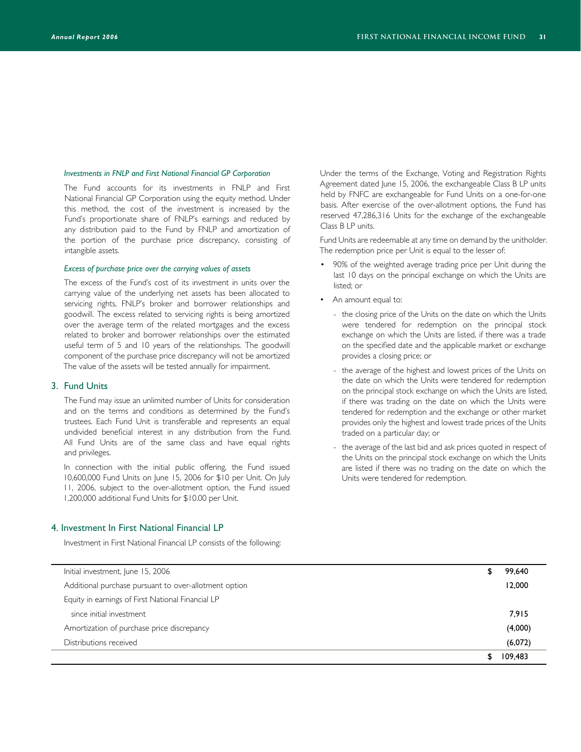*Investments in FNLP and First National Financial GP Corporation*

The Fund accounts for its investments in FNLP and First National Financial GP Corporation using the equity method. Under this method, the cost of the investment is increased by the Fund's proportionate share of FNLP's earnings and reduced by any distribution paid to the Fund by FNLP and amortization of the portion of the purchase price discrepancy, consisting of intangible assets.

*Excess of purchase price over the carrying values of assets*

The excess of the Fund's cost of its investment in units over the carrying value of the underlying net assets has been allocated to servicing rights, FNLP's broker and borrower relationships and goodwill. The excess related to servicing rights is being amortized over the average term of the related mortgages and the excess related to broker and borrower relationships over the estimated useful term of 5 and 10 years of the relationships. The goodwill component of the purchase price discrepancy will not be amortized The value of the assets will be tested annually for impairment.

## 3. Fund Units

The Fund may issue an unlimited number of Units for consideration and on the terms and conditions as determined by the Fund's trustees. Each Fund Unit is transferable and represents an equal undivided beneficial interest in any distribution from the Fund. All Fund Units are of the same class and have equal rights and privileges.

In connection with the initial public offering, the Fund issued 10,600,000 Fund Units on June 15, 2006 for $10 per Unit. On July 11, 2006, subject to the over-allotment option, the Fund issued 1,200,000 additional Fund Units for $10.00 per Unit.

Under the terms of the Exchange, Voting and Registration Rights Agreement dated June 15, 2006, the exchangeable Class B LP units held by FNFC are exchangeable for Fund Units on a one-for-one basis. After exercise of the over-allotment options, the Fund has reserved 47,286,316 Units for the exchange of the exchangeable Class B LP units.

Fund Units are redeemable at any time on demand by the unitholder. The redemption price per Unit is equal to the lesser of:

- 90% of the weighted average trading price per Unit during the last 10 days on the principal exchange on which the Units are listed; or
- An amount equal to:
  - the closing price of the Units on the date on which the Units were tendered for redemption on the principal stock exchange on which the Units are listed, if there was a trade on the specified date and the applicable market or exchange provides a closing price; or
  - the average of the highest and lowest prices of the Units on the date on which the Units were tendered for redemption on the principal stock exchange on which the Units are listed, if there was trading on the date on which the Units were tendered for redemption and the exchange or other market provides only the highest and lowest trade prices of the Units traded on a particular day; or
  - the average of the last bid and ask prices quoted in respect of the Units on the principal stock exchange on which the Units are listed if there was no trading on the date on which the Units were tendered for redemption.

## 4. Investment In First National Financial LP

Investment in First National Financial LP consists of the following:

| | |
|---|---|
| Initial investment, June 15, 2006 | $ 99,640 |
| Additional purchase pursuant to over-allotment option | 12,000 |
| Equity in earnings of First National Financial LP since initial investment | 7,915 |
| Amortization of purchase price discrepancy | (4,000) |
| Distributions received | (6,072) |
| | $ 109,483 |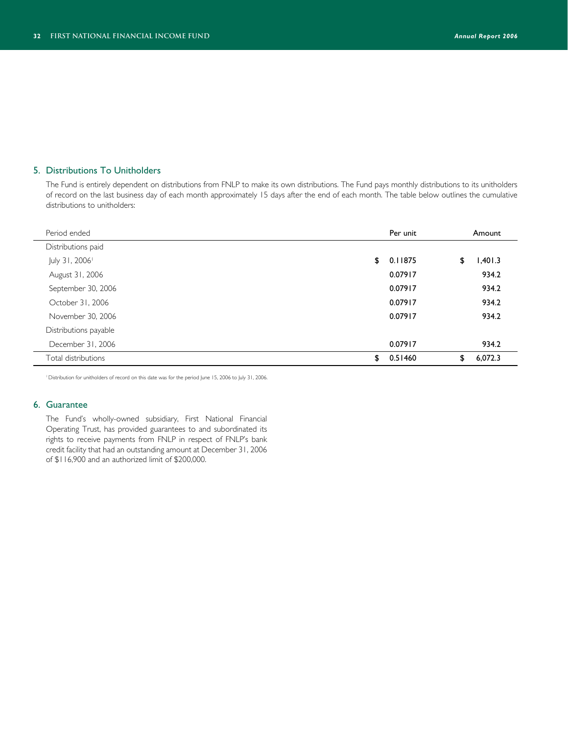## 5. Distributions To Unitholders

The Fund is entirely dependent on distributions from FNLP to make its own distributions. The Fund pays monthly distributions to its unitholders of record on the last business day of each month approximately 15 days after the end of each month. The table below outlines the cumulative distributions to unitholders:

| Period ended | Per unit | Amount |
|---|---|---|
| Distributions paid | | |
| July 31, 2006[1] | $ 0.11875 | $ 1,401.3 |
| August 31, 2006 | 0.07917 | 934.2 |
| September 30, 2006 | 0.07917 | 934.2 |
| October 31, 2006 | 0.07917 | 934.2 |
| November 30, 2006 | 0.07917 | 934.2 |
| Distributions payable | | |
| December 31, 2006 | 0.07917 | 934.2 |
| Total distributions | $ 0.51460 | $ 6,072.3 |

[1] Distribution for unitholders of record on this date was for the period June 15, 2006 to July 31, 2006.

## 6. Guarantee

The Fund's wholly-owned subsidiary, First National Financial Operating Trust, has provided guarantees to and subordinated its rights to receive payments from FNLP in respect of FNLP's bank credit facility that had an outstanding amount at December 31, 2006 of $116,900 and an authorized limit of $200,000.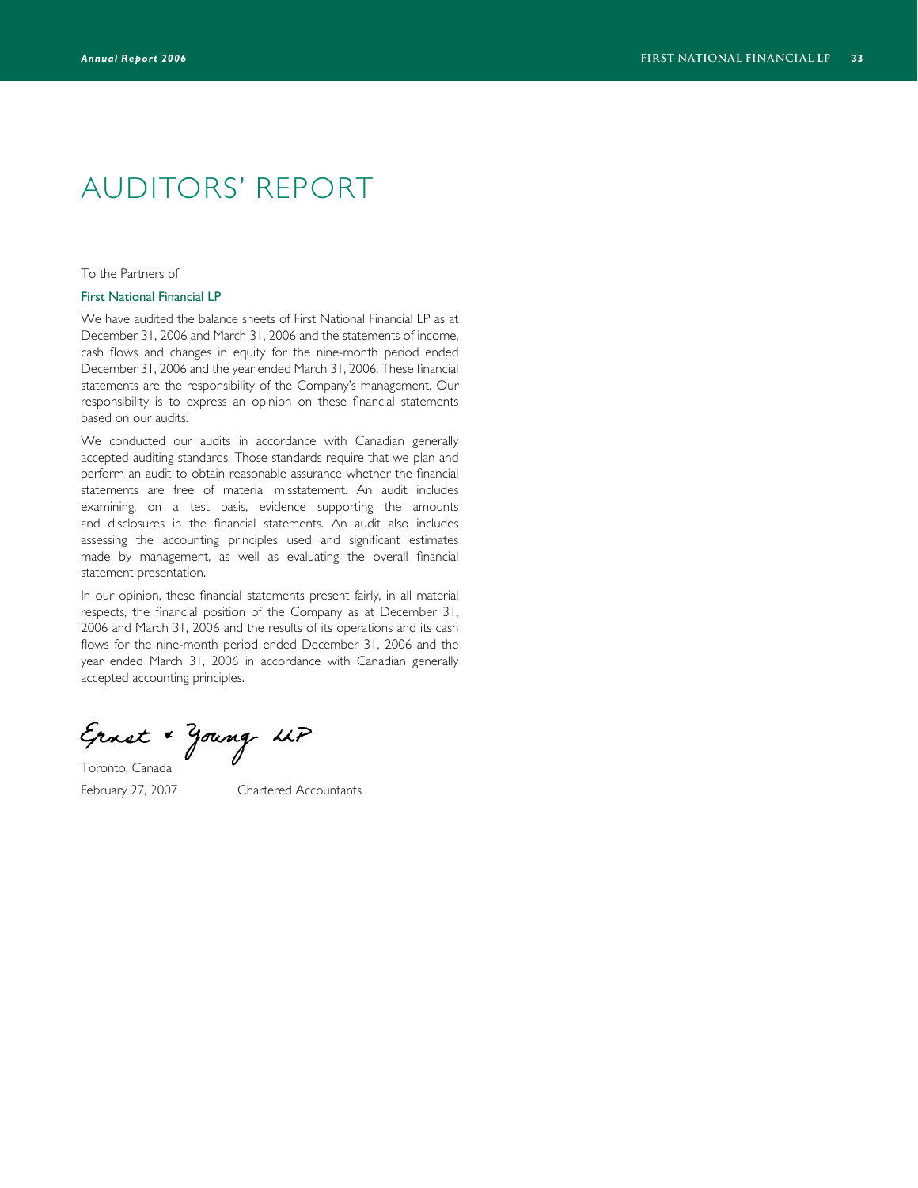# AUDITORS' REPORT

To the Partners of

**First National Financial LP**

We have audited the balance sheets of First National Financial LP as at December 31, 2006 and March 31, 2006 and the statements of income, cash flows and changes in equity for the nine-month period ended December 31, 2006 and the year ended March 31, 2006. These financial statements are the responsibility of the Company's management. Our responsibility is to express an opinion on these financial statements based on our audits.

We conducted our audits in accordance with Canadian generally accepted auditing standards. Those standards require that we plan and perform an audit to obtain reasonable assurance whether the financial statements are free of material misstatement. An audit includes examining, on a test basis, evidence supporting the amounts and disclosures in the financial statements. An audit also includes assessing the accounting principles used and significant estimates made by management, as well as evaluating the overall financial statement presentation.

In our opinion, these financial statements present fairly, in all material respects, the financial position of the Company as at December 31, 2006 and March 31, 2006 and the results of its operations and its cash flows for the nine-month period ended December 31, 2006 and the year ended March 31, 2006 in accordance with Canadian generally accepted accounting principles.

Ernst & Young LLP

Toronto, Canada
February 27, 2007 Chartered Accountants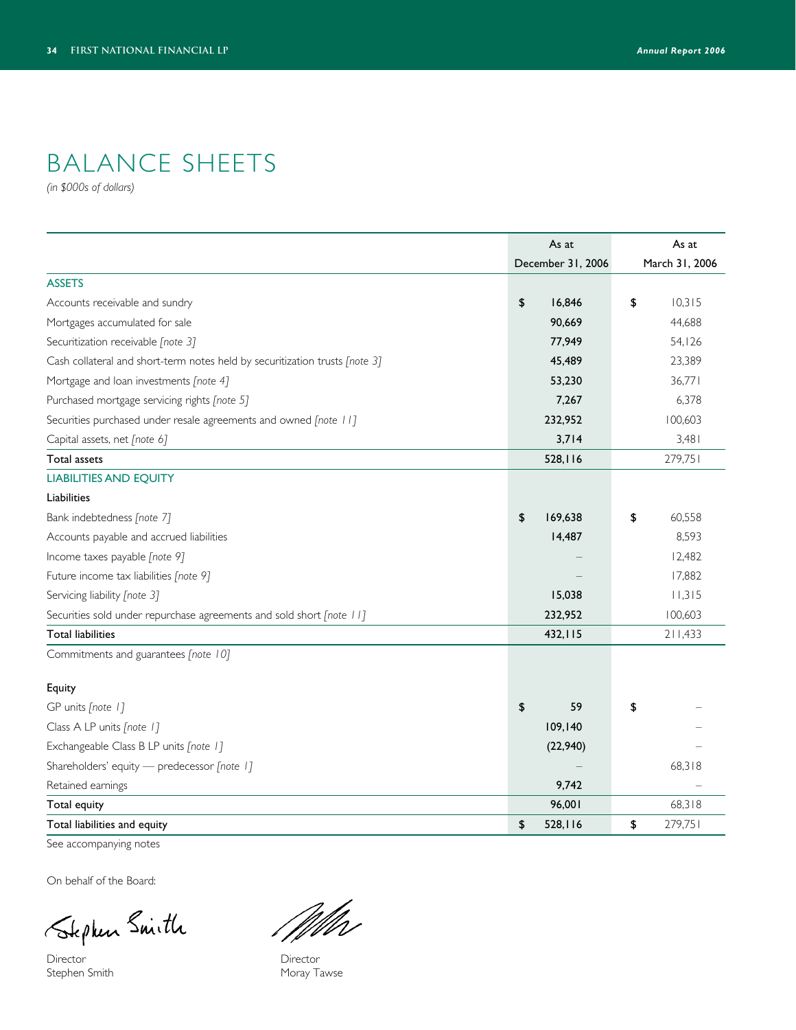# BALANCE SHEETS

*(in $000s of dollars)*

| | As at December 31, 2006 | As at March 31, 2006 |
|---|---|---|
| **ASSETS** | | |
| Accounts receivable and sundry | $ **16,846** | $ 10,315 |
| Mortgages accumulated for sale | **90,669** | 44,688 |
| Securitization receivable *[note 3]* | **77,949** | 54,126 |
| Cash collateral and short-term notes held by securitization trusts *[note 3]* | **45,489** | 23,389 |
| Mortgage and loan investments *[note 4]* | **53,230** | 36,771 |
| Purchased mortgage servicing rights *[note 5]* | **7,267** | 6,378 |
| Securities purchased under resale agreements and owned *[note 11]* | **232,952** | 100,603 |
| Capital assets, net *[note 6]* | **3,714** | 3,481 |
| Total assets | **528,116** | 279,751 |
| **LIABILITIES AND EQUITY** | | |
| Liabilities | | |
| Bank indebtedness *[note 7]* | $ **169,638** | $ 60,558 |
| Accounts payable and accrued liabilities | **14,487** | 8,593 |
| Income taxes payable *[note 9]* | – | 12,482 |
| Future income tax liabilities *[note 9]* | – | 17,882 |
| Servicing liability *[note 3]* | **15,038** | 11,315 |
| Securities sold under repurchase agreements and sold short *[note 11]* | **232,952** | 100,603 |
| Total liabilities | **432,115** | 211,433 |
| Commitments and guarantees *[note 10]* | | |
| Equity | | |
| GP units *[note 1]* | $ **59** | $ – |
| Class A LP units *[note 1]* | **109,140** | – |
| Exchangeable Class B LP units *[note 1]* | **(22,940)** | – |
| Shareholders' equity — predecessor *[note 1]* | – | 68,318 |
| Retained earnings | **9,742** | – |
| Total equity | **96,001** | 68,318 |
| Total liabilities and equity | $ **528,116** | $ 279,751 |

See accompanying notes

On behalf of the Board:

Director
Stephen Smith

Director
Moray Tawse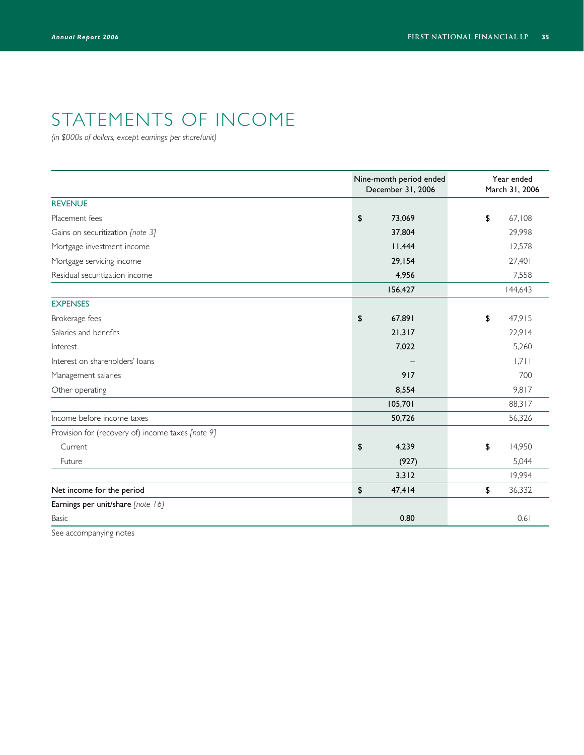# STATEMENTS OF INCOME

*(in $000s of dollars, except earnings per share/unit)*

| | Nine-month period ended December 31, 2006 | Year ended March 31, 2006 |
|---|---|---|
| **REVENUE** | | |
| Placement fees | $ 73,069 | $ 67,108 |
| Gains on securitization *[note 3]* | 37,804 | 29,998 |
| Mortgage investment income | 11,444 | 12,578 |
| Mortgage servicing income | 29,154 | 27,401 |
| Residual securitization income | 4,956 | 7,558 |
| | 156,427 | 144,643 |
| **EXPENSES** | | |
| Brokerage fees | $ 67,891 | $ 47,915 |
| Salaries and benefits | 21,317 | 22,914 |
| Interest | 7,022 | 5,260 |
| Interest on shareholders' loans | – | 1,711 |
| Management salaries | 917 | 700 |
| Other operating | 8,554 | 9,817 |
| | 105,701 | 88,317 |
| Income before income taxes | 50,726 | 56,326 |
| Provision for (recovery of) income taxes *[note 9]* | | |
| Current | $ 4,239 | $ 14,950 |
| Future | (927) | 5,044 |
| | 3,312 | 19,994 |
| **Net income for the period** | $ 47,414 | $ 36,332 |
| **Earnings per unit/share** *[note 16]* | | |
| Basic | 0.80 | 0.61 |

See accompanying notes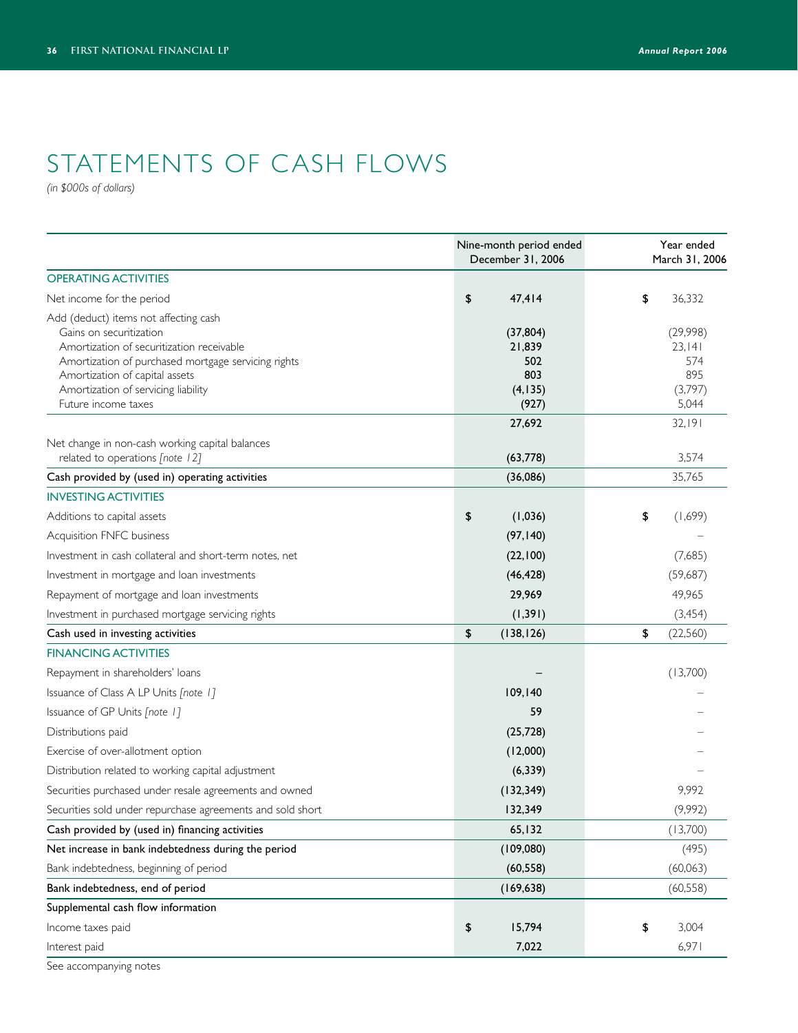# STATEMENTS OF CASH FLOWS

*(in $000s of dollars)*

| | Nine-month period ended December 31, 2006 | Year ended March 31, 2006 |
|---|---|---|
| **OPERATING ACTIVITIES** | | |
| Net income for the period | $ 47,414 | $ 36,332 |
| Add (deduct) items not affecting cash | | |
| Gains on securitization | (37,804) | (29,998) |
| Amortization of securitization receivable | 21,839 | 23,141 |
| Amortization of purchased mortgage servicing rights | 502 | 574 |
| Amortization of capital assets | 803 | 895 |
| Amortization of servicing liability | (4,135) | (3,797) |
| Future income taxes | (927) | 5,044 |
| | 27,692 | 32,191 |
| Net change in non-cash working capital balances related to operations *[note 12]* | (63,778) | 3,574 |
| Cash provided by (used in) operating activities | (36,086) | 35,765 |
| **INVESTING ACTIVITIES** | | |
| Additions to capital assets | $ (1,036) | $ (1,699) |
| Acquisition FNFC business | (97,140) | – |
| Investment in cash collateral and short-term notes, net | (22,100) | (7,685) |
| Investment in mortgage and loan investments | (46,428) | (59,687) |
| Repayment of mortgage and loan investments | 29,969 | 49,965 |
| Investment in purchased mortgage servicing rights | (1,391) | (3,454) |
| Cash used in investing activities | $ (138,126) | $ (22,560) |
| **FINANCING ACTIVITIES** | | |
| Repayment in shareholders' loans | – | (13,700) |
| Issuance of Class A LP Units *[note 1]* | 109,140 | – |
| Issuance of GP Units *[note 1]* | 59 | – |
| Distributions paid | (25,728) | – |
| Exercise of over-allotment option | (12,000) | – |
| Distribution related to working capital adjustment | (6,339) | – |
| Securities purchased under resale agreements and owned | (132,349) | 9,992 |
| Securities sold under repurchase agreements and sold short | 132,349 | (9,992) |
| Cash provided by (used in) financing activities | 65,132 | (13,700) |
| Net increase in bank indebtedness during the period | (109,080) | (495) |
| Bank indebtedness, beginning of period | (60,558) | (60,063) |
| Bank indebtedness, end of period | (169,638) | (60,558) |
| **Supplemental cash flow information** | | |
| Income taxes paid | $ 15,794 | $ 3,004 |
| Interest paid | 7,022 | 6,971 |

See accompanying notes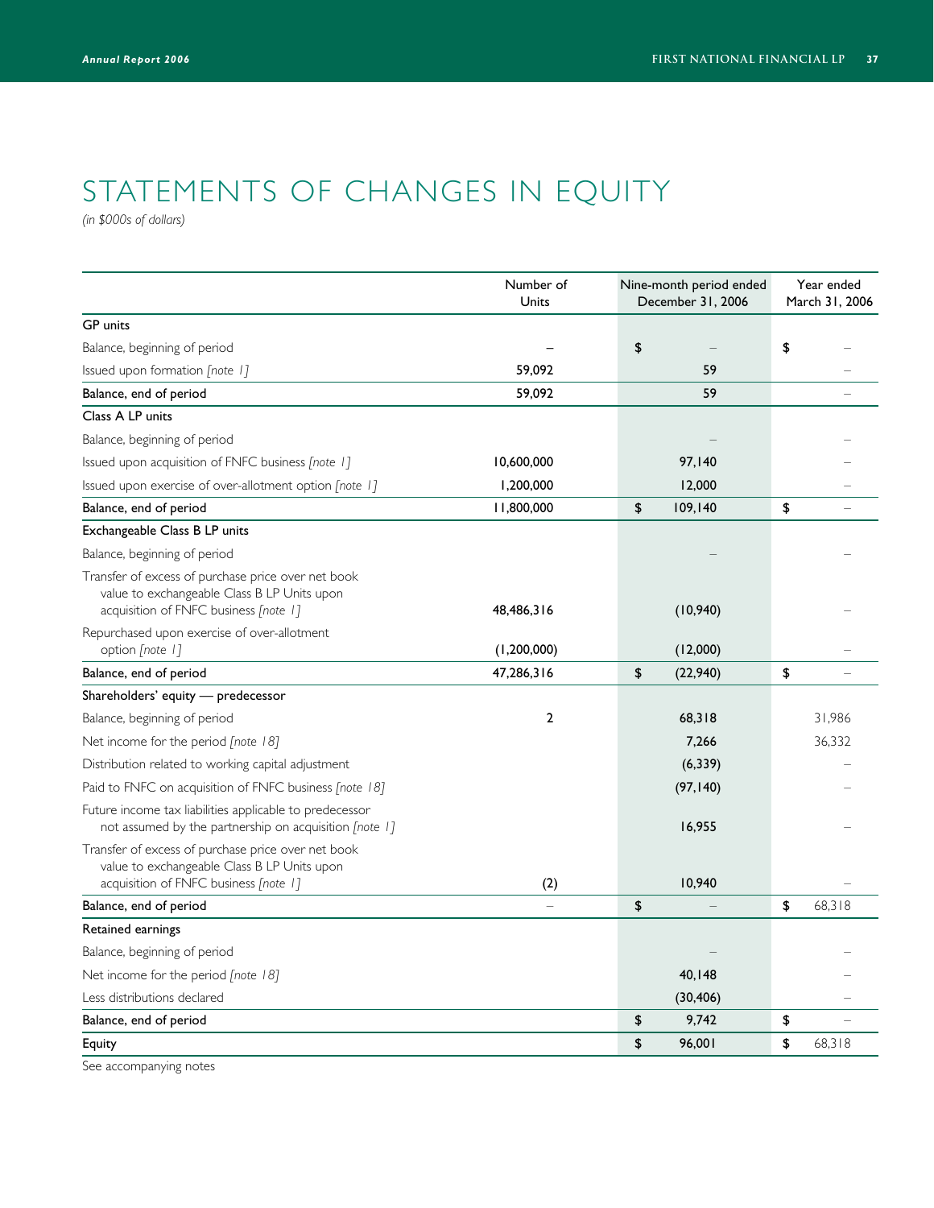# STATEMENTS OF CHANGES IN EQUITY

*(in $000s of dollars)*

| | Number of Units | Nine-month period ended December 31, 2006 | Year ended March 31, 2006 |
|---|---|---|---|
| **GP units** | | | |
| Balance, beginning of period | – | $ – | $ – |
| Issued upon formation *[note 1]* | 59,092 | 59 | – |
| **Balance, end of period** | 59,092 | 59 | – |
| **Class A LP units** | | | |
| Balance, beginning of period | | – | – |
| Issued upon acquisition of FNFC business *[note 1]* | 10,600,000 | 97,140 | – |
| Issued upon exercise of over-allotment option *[note 1]* | 1,200,000 | 12,000 | – |
| **Balance, end of period** | 11,800,000 | $ 109,140 | $ – |
| **Exchangeable Class B LP units** | | | |
| Balance, beginning of period | | – | – |
| Transfer of excess of purchase price over net book value to exchangeable Class B LP Units upon acquisition of FNFC business *[note 1]* | 48,486,316 | (10,940) | – |
| Repurchased upon exercise of over-allotment option *[note 1]* | (1,200,000) | (12,000) | – |
| **Balance, end of period** | 47,286,316 | $ (22,940) | $ – |
| **Shareholders' equity — predecessor** | | | |
| Balance, beginning of period | 2 | 68,318 | 31,986 |
| Net income for the period *[note 18]* | | 7,266 | 36,332 |
| Distribution related to working capital adjustment | | (6,339) | – |
| Paid to FNFC on acquisition of FNFC business *[note 18]* | | (97,140) | – |
| Future income tax liabilities applicable to predecessor not assumed by the partnership on acquisition *[note 1]* | | 16,955 | – |
| Transfer of excess of purchase price over net book value to exchangeable Class B LP Units upon acquisition of FNFC business *[note 1]* | (2) | 10,940 | – |
| **Balance, end of period** | – | $ – | $ 68,318 |
| **Retained earnings** | | | |
| Balance, beginning of period | | – | – |
| Net income for the period *[note 18]* | | 40,148 | – |
| Less distributions declared | | (30,406) | – |
| **Balance, end of period** | | $ 9,742 | $ – |
| **Equity** | | $ 96,001 | $ 68,318 |

See accompanying notes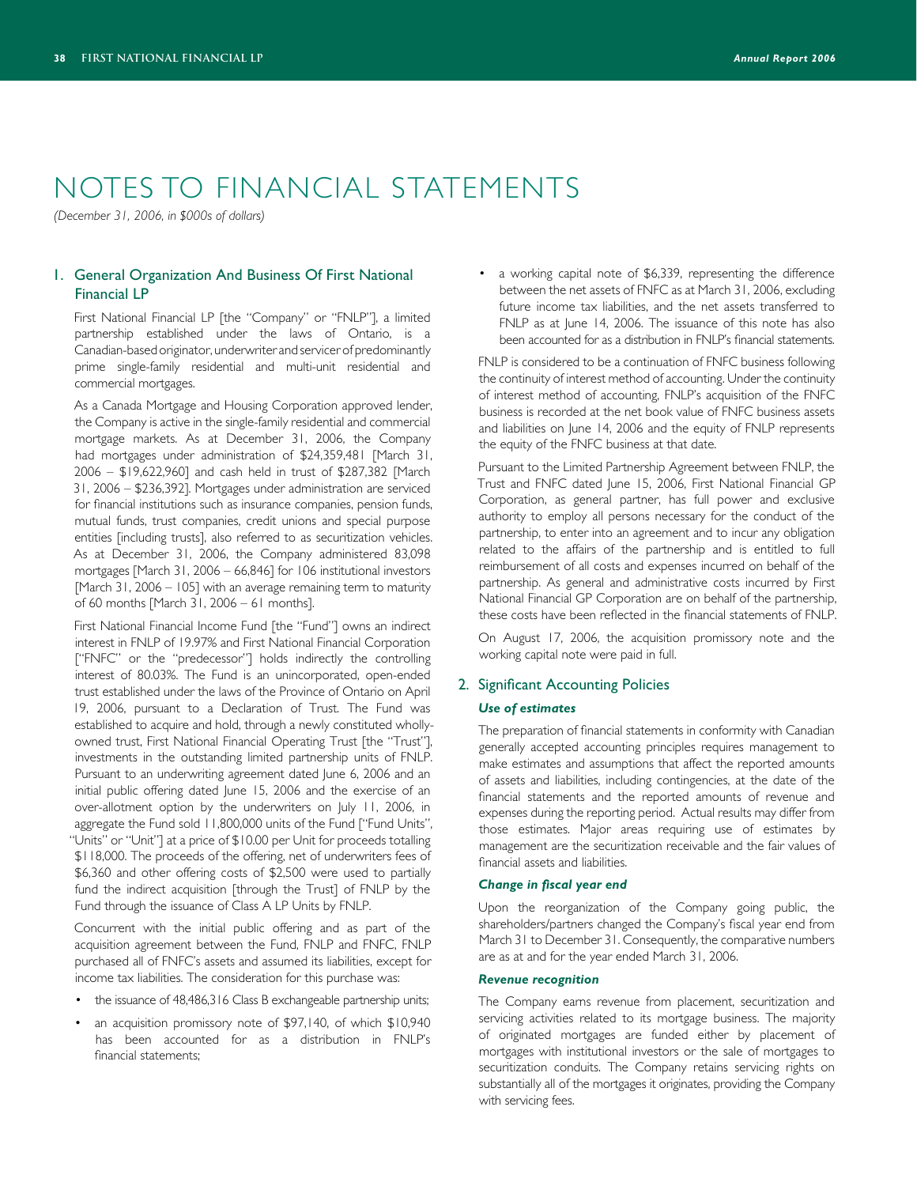# NOTES TO FINANCIAL STATEMENTS

*(December 31, 2006, in $000s of dollars)*

## 1. General Organization And Business Of First National Financial LP

First National Financial LP [the "Company" or "FNLP"], a limited partnership established under the laws of Ontario, is a Canadian-based originator, underwriter and servicer of predominantly prime single-family residential and multi-unit residential and commercial mortgages.

As a Canada Mortgage and Housing Corporation approved lender, the Company is active in the single-family residential and commercial mortgage markets. As at December 31, 2006, the Company had mortgages under administration of $24,359,481 [March 31, 2006 – $19,622,960] and cash held in trust of $287,382 [March 31, 2006 – $236,392]. Mortgages under administration are serviced for financial institutions such as insurance companies, pension funds, mutual funds, trust companies, credit unions and special purpose entities [including trusts], also referred to as securitization vehicles. As at December 31, 2006, the Company administered 83,098 mortgages [March 31, 2006 – 66,846] for 106 institutional investors [March 31, 2006 – 105] with an average remaining term to maturity of 60 months [March 31, 2006 – 61 months].

First National Financial Income Fund [the "Fund"] owns an indirect interest in FNLP of 19.97% and First National Financial Corporation ["FNFC" or the "predecessor"] holds indirectly the controlling interest of 80.03%. The Fund is an unincorporated, open-ended trust established under the laws of the Province of Ontario on April 19, 2006, pursuant to a Declaration of Trust. The Fund was established to acquire and hold, through a newly constituted wholly-owned trust, First National Financial Operating Trust [the "Trust"], investments in the outstanding limited partnership units of FNLP. Pursuant to an underwriting agreement dated June 6, 2006 and an initial public offering dated June 15, 2006 and the exercise of an over-allotment option by the underwriters on July 11, 2006, in aggregate the Fund sold 11,800,000 units of the Fund ["Fund Units", "Units" or "Unit"] at a price of $10.00 per Unit for proceeds totalling $118,000. The proceeds of the offering, net of underwriters fees of $6,360 and other offering costs of $2,500 were used to partially fund the indirect acquisition [through the Trust] of FNLP by the Fund through the issuance of Class A LP Units by FNLP.

Concurrent with the initial public offering and as part of the acquisition agreement between the Fund, FNLP and FNFC, FNLP purchased all of FNFC's assets and assumed its liabilities, except for income tax liabilities. The consideration for this purchase was:

- the issuance of 48,486,316 Class B exchangeable partnership units;
- an acquisition promissory note of $97,140, of which $10,940 has been accounted for as a distribution in FNLP's financial statements;
- a working capital note of $6,339, representing the difference between the net assets of FNFC as at March 31, 2006, excluding future income tax liabilities, and the net assets transferred to FNLP as at June 14, 2006. The issuance of this note has also been accounted for as a distribution in FNLP's financial statements.

FNLP is considered to be a continuation of FNFC business following the continuity of interest method of accounting. Under the continuity of interest method of accounting, FNLP's acquisition of the FNFC business is recorded at the net book value of FNFC business assets and liabilities on June 14, 2006 and the equity of FNLP represents the equity of the FNFC business at that date.

Pursuant to the Limited Partnership Agreement between FNLP, the Trust and FNFC dated June 15, 2006, First National Financial GP Corporation, as general partner, has full power and exclusive authority to employ all persons necessary for the conduct of the partnership, to enter into an agreement and to incur any obligation related to the affairs of the partnership and is entitled to full reimbursement of all costs and expenses incurred on behalf of the partnership. As general and administrative costs incurred by First National Financial GP Corporation are on behalf of the partnership, these costs have been reflected in the financial statements of FNLP.

On August 17, 2006, the acquisition promissory note and the working capital note were paid in full.

## 2. Significant Accounting Policies

### *Use of estimates*

The preparation of financial statements in conformity with Canadian generally accepted accounting principles requires management to make estimates and assumptions that affect the reported amounts of assets and liabilities, including contingencies, at the date of the financial statements and the reported amounts of revenue and expenses during the reporting period. Actual results may differ from those estimates. Major areas requiring use of estimates by management are the securitization receivable and the fair values of financial assets and liabilities.

### *Change in fiscal year end*

Upon the reorganization of the Company going public, the shareholders/partners changed the Company's fiscal year end from March 31 to December 31. Consequently, the comparative numbers are as at and for the year ended March 31, 2006.

### *Revenue recognition*

The Company earns revenue from placement, securitization and servicing activities related to its mortgage business. The majority of originated mortgages are funded either by placement of mortgages with institutional investors or the sale of mortgages to securitization conduits. The Company retains servicing rights on substantially all of the mortgages it originates, providing the Company with servicing fees.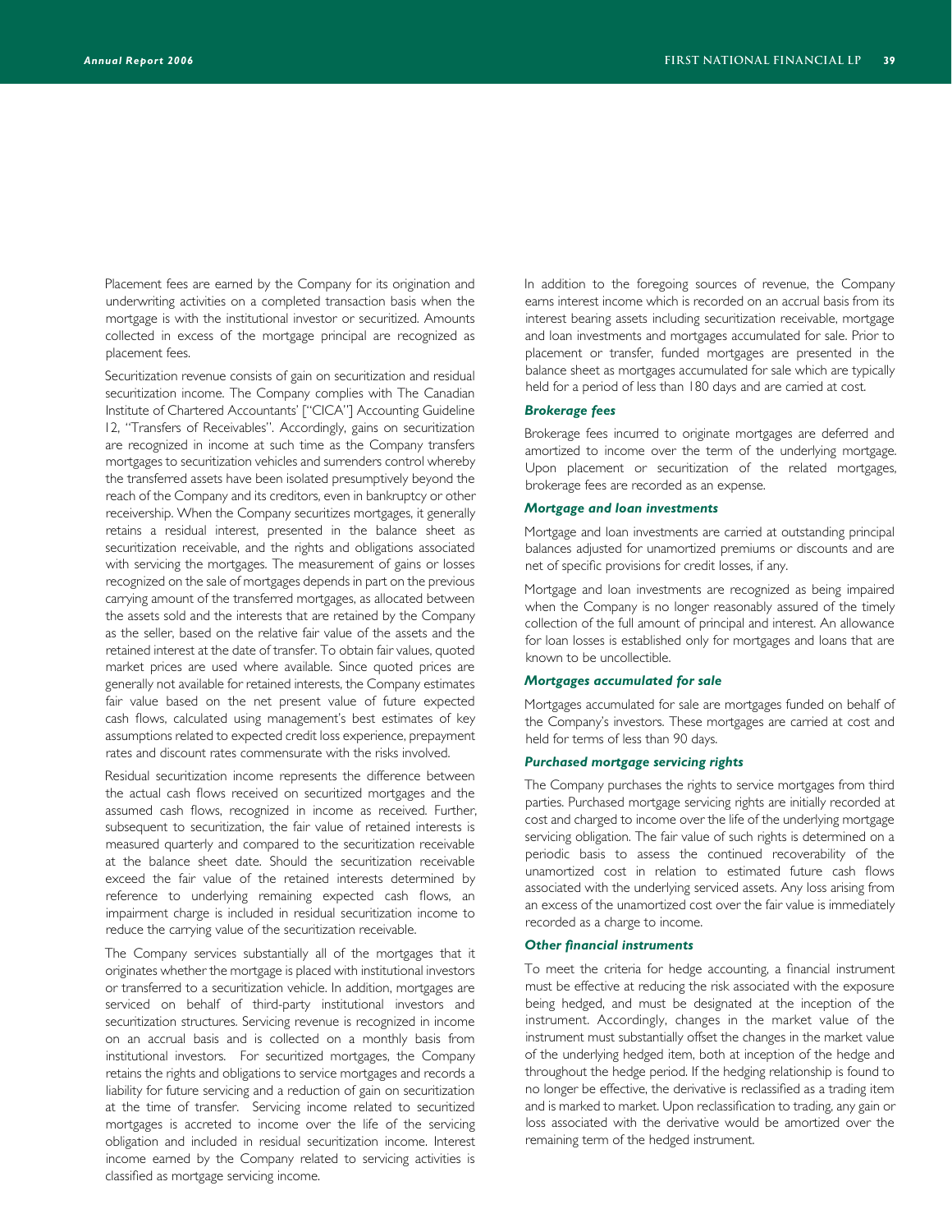Placement fees are earned by the Company for its origination and underwriting activities on a completed transaction basis when the mortgage is with the institutional investor or securitized. Amounts collected in excess of the mortgage principal are recognized as placement fees.

Securitization revenue consists of gain on securitization and residual securitization income. The Company complies with The Canadian Institute of Chartered Accountants' ["CICA"] Accounting Guideline 12, "Transfers of Receivables". Accordingly, gains on securitization are recognized in income at such time as the Company transfers mortgages to securitization vehicles and surrenders control whereby the transferred assets have been isolated presumptively beyond the reach of the Company and its creditors, even in bankruptcy or other receivership. When the Company securitizes mortgages, it generally retains a residual interest, presented in the balance sheet as securitization receivable, and the rights and obligations associated with servicing the mortgages. The measurement of gains or losses recognized on the sale of mortgages depends in part on the previous carrying amount of the transferred mortgages, as allocated between the assets sold and the interests that are retained by the Company as the seller, based on the relative fair value of the assets and the retained interest at the date of transfer. To obtain fair values, quoted market prices are used where available. Since quoted prices are generally not available for retained interests, the Company estimates fair value based on the net present value of future expected cash flows, calculated using management's best estimates of key assumptions related to expected credit loss experience, prepayment rates and discount rates commensurate with the risks involved.

Residual securitization income represents the difference between the actual cash flows received on securitized mortgages and the assumed cash flows, recognized in income as received. Further, subsequent to securitization, the fair value of retained interests is measured quarterly and compared to the securitization receivable at the balance sheet date. Should the securitization receivable exceed the fair value of the retained interests determined by reference to underlying remaining expected cash flows, an impairment charge is included in residual securitization income to reduce the carrying value of the securitization receivable.

The Company services substantially all of the mortgages that it originates whether the mortgage is placed with institutional investors or transferred to a securitization vehicle. In addition, mortgages are serviced on behalf of third-party institutional investors and securitization structures. Servicing revenue is recognized in income on an accrual basis and is collected on a monthly basis from institutional investors. For securitized mortgages, the Company retains the rights and obligations to service mortgages and records a liability for future servicing and a reduction of gain on securitization at the time of transfer. Servicing income related to securitized mortgages is accreted to income over the life of the servicing obligation and included in residual securitization income. Interest income earned by the Company related to servicing activities is classified as mortgage servicing income.

In addition to the foregoing sources of revenue, the Company earns interest income which is recorded on an accrual basis from its interest bearing assets including securitization receivable, mortgage and loan investments and mortgages accumulated for sale. Prior to placement or transfer, funded mortgages are presented in the balance sheet as mortgages accumulated for sale which are typically held for a period of less than 180 days and are carried at cost.

### *Brokerage fees*

Brokerage fees incurred to originate mortgages are deferred and amortized to income over the term of the underlying mortgage. Upon placement or securitization of the related mortgages, brokerage fees are recorded as an expense.

### *Mortgage and loan investments*

Mortgage and loan investments are carried at outstanding principal balances adjusted for unamortized premiums or discounts and are net of specific provisions for credit losses, if any.

Mortgage and loan investments are recognized as being impaired when the Company is no longer reasonably assured of the timely collection of the full amount of principal and interest. An allowance for loan losses is established only for mortgages and loans that are known to be uncollectible.

### *Mortgages accumulated for sale*

Mortgages accumulated for sale are mortgages funded on behalf of the Company's investors. These mortgages are carried at cost and held for terms of less than 90 days.

### *Purchased mortgage servicing rights*

The Company purchases the rights to service mortgages from third parties. Purchased mortgage servicing rights are initially recorded at cost and charged to income over the life of the underlying mortgage servicing obligation. The fair value of such rights is determined on a periodic basis to assess the continued recoverability of the unamortized cost in relation to estimated future cash flows associated with the underlying serviced assets. Any loss arising from an excess of the unamortized cost over the fair value is immediately recorded as a charge to income.

### *Other financial instruments*

To meet the criteria for hedge accounting, a financial instrument must be effective at reducing the risk associated with the exposure being hedged, and must be designated at the inception of the instrument. Accordingly, changes in the market value of the instrument must substantially offset the changes in the market value of the underlying hedged item, both at inception of the hedge and throughout the hedge period. If the hedging relationship is found to no longer be effective, the derivative is reclassified as a trading item and is marked to market. Upon reclassification to trading, any gain or loss associated with the derivative would be amortized over the remaining term of the hedged instrument.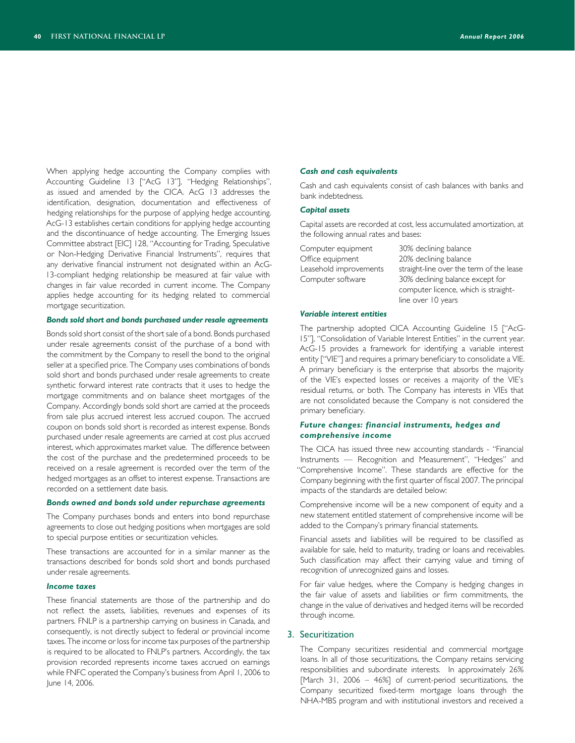When applying hedge accounting the Company complies with Accounting Guideline 13 ["AcG 13"], "Hedging Relationships", as issued and amended by the CICA. AcG 13 addresses the identification, designation, documentation and effectiveness of hedging relationships for the purpose of applying hedge accounting. AcG-13 establishes certain conditions for applying hedge accounting and the discontinuance of hedge accounting. The Emerging Issues Committee abstract [EIC] 128, "Accounting for Trading, Speculative or Non-Hedging Derivative Financial Instruments", requires that any derivative financial instrument not designated within an AcG-13-compliant hedging relationship be measured at fair value with changes in fair value recorded in current income. The Company applies hedge accounting for its hedging related to commercial mortgage securitization.

***Bonds sold short and bonds purchased under resale agreements***

Bonds sold short consist of the short sale of a bond. Bonds purchased under resale agreements consist of the purchase of a bond with the commitment by the Company to resell the bond to the original seller at a specified price. The Company uses combinations of bonds sold short and bonds purchased under resale agreements to create synthetic forward interest rate contracts that it uses to hedge the mortgage commitments and on balance sheet mortgages of the Company. Accordingly bonds sold short are carried at the proceeds from sale plus accrued interest less accrued coupon. The accrued coupon on bonds sold short is recorded as interest expense. Bonds purchased under resale agreements are carried at cost plus accrued interest, which approximates market value. The difference between the cost of the purchase and the predetermined proceeds to be received on a resale agreement is recorded over the term of the hedged mortgages as an offset to interest expense. Transactions are recorded on a settlement date basis.

***Bonds owned and bonds sold under repurchase agreements***

The Company purchases bonds and enters into bond repurchase agreements to close out hedging positions when mortgages are sold to special purpose entities or securitization vehicles.

These transactions are accounted for in a similar manner as the transactions described for bonds sold short and bonds purchased under resale agreements.

***Income taxes***

These financial statements are those of the partnership and do not reflect the assets, liabilities, revenues and expenses of its partners. FNLP is a partnership carrying on business in Canada, and consequently, is not directly subject to federal or provincial income taxes. The income or loss for income tax purposes of the partnership is required to be allocated to FNLP's partners. Accordingly, the tax provision recorded represents income taxes accrued on earnings while FNFC operated the Company's business from April 1, 2006 to June 14, 2006.

***Cash and cash equivalents***

Cash and cash equivalents consist of cash balances with banks and bank indebtedness.

***Capital assets***

Capital assets are recorded at cost, less accumulated amortization, at the following annual rates and bases:

| | |
|---|---|
| Computer equipment | 30% declining balance |
| Office equipment | 20% declining balance |
| Leasehold improvements | straight-line over the term of the lease |
| Computer software | 30% declining balance except for computer licence, which is straight-line over 10 years |

***Variable interest entities***

The partnership adopted CICA Accounting Guideline 15 ["AcG-15"], "Consolidation of Variable Interest Entities" in the current year. AcG-15 provides a framework for identifying a variable interest entity ["VIE"] and requires a primary beneficiary to consolidate a VIE. A primary beneficiary is the enterprise that absorbs the majority of the VIE's expected losses or receives a majority of the VIE's residual returns, or both. The Company has interests in VIEs that are not consolidated because the Company is not considered the primary beneficiary.

***Future changes: financial instruments, hedges and comprehensive income***

The CICA has issued three new accounting standards - "Financial Instruments — Recognition and Measurement", "Hedges" and "Comprehensive Income". These standards are effective for the Company beginning with the first quarter of fiscal 2007. The principal impacts of the standards are detailed below:

Comprehensive income will be a new component of equity and a new statement entitled statement of comprehensive income will be added to the Company's primary financial statements.

Financial assets and liabilities will be required to be classified as available for sale, held to maturity, trading or loans and receivables. Such classification may affect their carrying value and timing of recognition of unrecognized gains and losses.

For fair value hedges, where the Company is hedging changes in the fair value of assets and liabilities or firm commitments, the change in the value of derivatives and hedged items will be recorded through income.

## 3. Securitization

The Company securitizes residential and commercial mortgage loans. In all of those securitizations, the Company retains servicing responsibilities and subordinate interests. In approximately 26% [March 31, 2006 – 46%] of current-period securitizations, the Company securitized fixed-term mortgage loans through the NHA-MBS program and with institutional investors and received a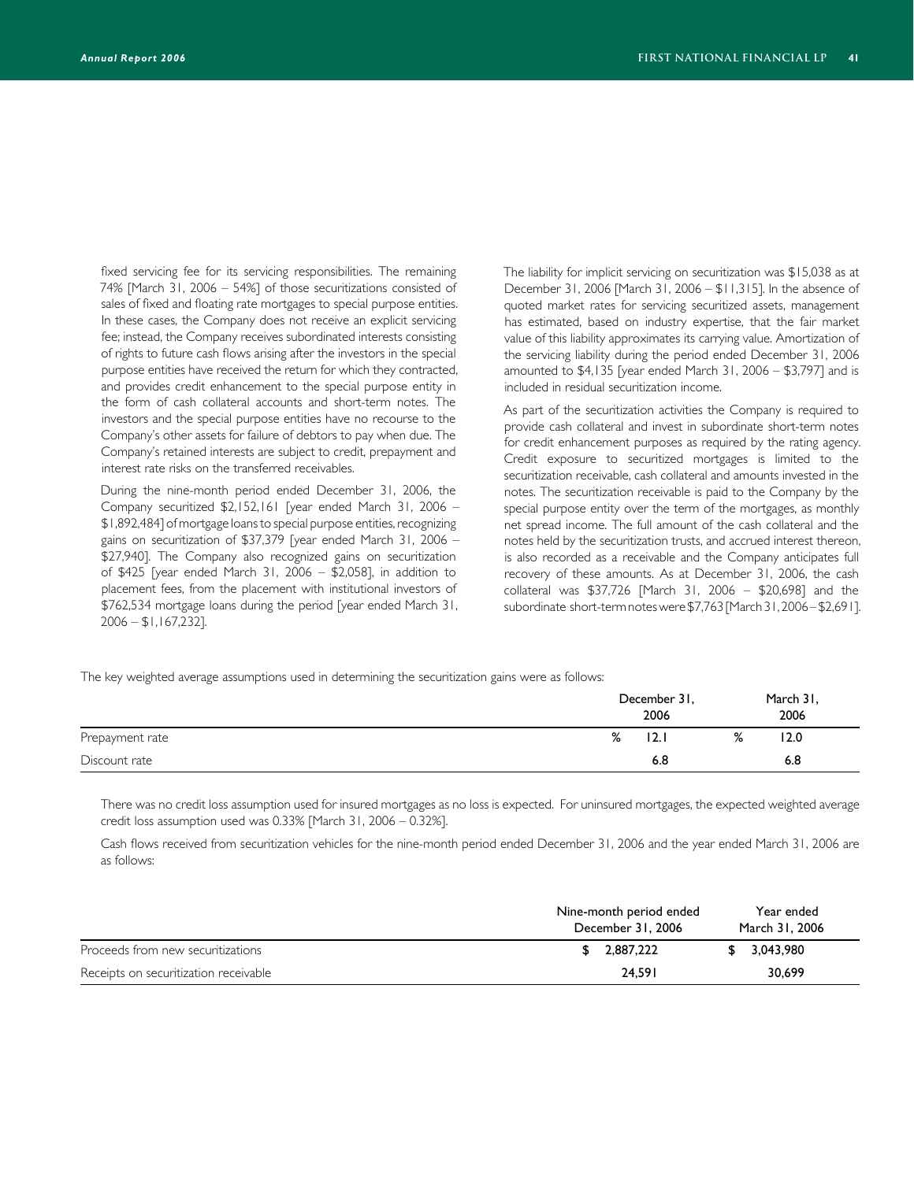fixed servicing fee for its servicing responsibilities. The remaining 74% [March 31, 2006 – 54%] of those securitizations consisted of sales of fixed and floating rate mortgages to special purpose entities. In these cases, the Company does not receive an explicit servicing fee; instead, the Company receives subordinated interests consisting of rights to future cash flows arising after the investors in the special purpose entities have received the return for which they contracted, and provides credit enhancement to the special purpose entity in the form of cash collateral accounts and short-term notes. The investors and the special purpose entities have no recourse to the Company's other assets for failure of debtors to pay when due. The Company's retained interests are subject to credit, prepayment and interest rate risks on the transferred receivables.

During the nine-month period ended December 31, 2006, the Company securitized $2,152,161 [year ended March 31, 2006 – $1,892,484] of mortgage loans to special purpose entities, recognizing gains on securitization of $37,379 [year ended March 31, 2006 – $27,940]. The Company also recognized gains on securitization of $425 [year ended March 31, 2006 – $2,058], in addition to placement fees, from the placement with institutional investors of $762,534 mortgage loans during the period [year ended March 31, 2006 – $1,167,232].

The liability for implicit servicing on securitization was $15,038 as at December 31, 2006 [March 31, 2006 – $11,315]. In the absence of quoted market rates for servicing securitized assets, management has estimated, based on industry expertise, that the fair market value of this liability approximates its carrying value. Amortization of the servicing liability during the period ended December 31, 2006 amounted to $4,135 [year ended March 31, 2006 – $3,797] and is included in residual securitization income.

As part of the securitization activities the Company is required to provide cash collateral and invest in subordinate short-term notes for credit enhancement purposes as required by the rating agency. Credit exposure to securitized mortgages is limited to the securitization receivable, cash collateral and amounts invested in the notes. The securitization receivable is paid to the Company by the special purpose entity over the term of the mortgages, as monthly net spread income. The full amount of the cash collateral and the notes held by the securitization trusts, and accrued interest thereon, is also recorded as a receivable and the Company anticipates full recovery of these amounts. As at December 31, 2006, the cash collateral was $37,726 [March 31, 2006 – $20,698] and the subordinate short-term notes were $7,763 [March 31, 2006 – $2,691].

The key weighted average assumptions used in determining the securitization gains were as follows:

| | December 31, 2006 | March 31, 2006 |
|---|---|---|
| Prepayment rate | % 12.1 | % 12.0 |
| Discount rate | 6.8 | 6.8 |

There was no credit loss assumption used for insured mortgages as no loss is expected. For uninsured mortgages, the expected weighted average credit loss assumption used was 0.33% [March 31, 2006 – 0.32%].

Cash flows received from securitization vehicles for the nine-month period ended December 31, 2006 and the year ended March 31, 2006 are as follows:

| | Nine-month period ended December 31, 2006 | Year ended March 31, 2006 |
|---|---|---|
| Proceeds from new securitizations | $ 2,887,222 | $ 3,043,980 |
| Receipts on securitization receivable | 24,591 | 30,699 |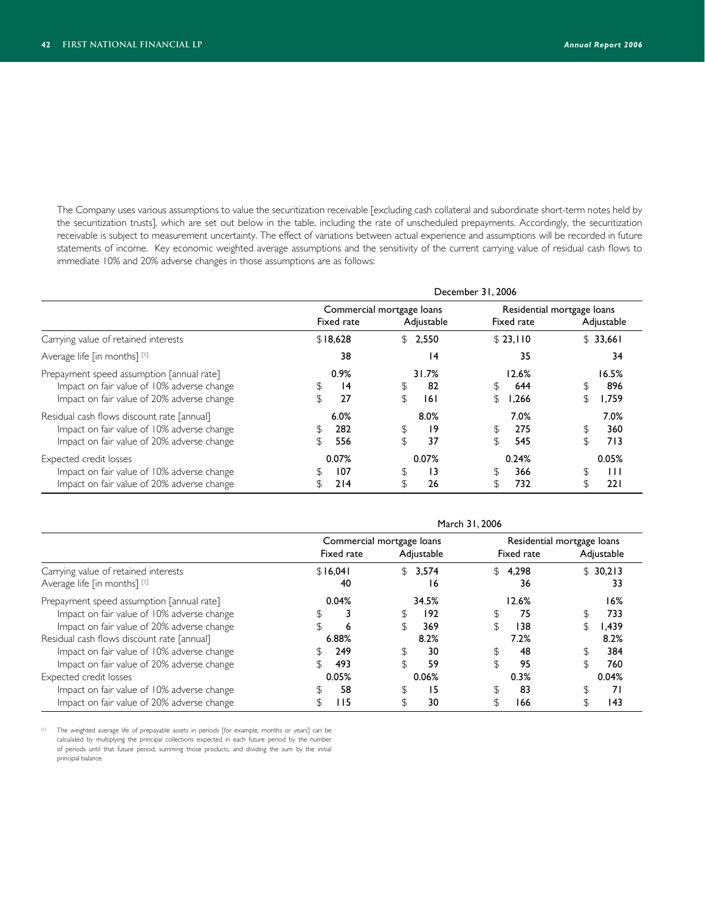The Company uses various assumptions to value the securitization receivable [excluding cash collateral and subordinate short-term notes held by the securitization trusts], which are set out below in the table, including the rate of unscheduled prepayments. Accordingly, the securitization receivable is subject to measurement uncertainty. The effect of variations between actual experience and assumptions will be recorded in future statements of income. Key economic weighted average assumptions and the sensitivity of the current carrying value of residual cash flows to immediate 10% and 20% adverse changes in those assumptions are as follows:

| | December 31, 2006 | | | |
|---|---|---|---|---|
| | Commercial mortgage loans | | Residential mortgage loans | |
| | Fixed rate | Adjustable | Fixed rate | Adjustable |
| Carrying value of retained interests | $18,628 | $ 2,550 | $ 23,110 | $ 33,661 |
| Average life [in months] [1] | 38 | 14 | 35 | 34 |
| Prepayment speed assumption [annual rate] | 0.9% | 31.7% | 12.6% | 16.5% |
| Impact on fair value of 10% adverse change | $ 14 | $ 82 | $ 644 | $ 896 |
| Impact on fair value of 20% adverse change | $ 27 | $ 161 | $ 1,266 | $ 1,759 |
| Residual cash flows discount rate [annual] | 6.0% | 8.0% | 7.0% | 7.0% |
| Impact on fair value of 10% adverse change | $ 282 | $ 19 | $ 275 | $ 360 |
| Impact on fair value of 20% adverse change | $ 556 | $ 37 | $ 545 | $ 713 |
| Expected credit losses | 0.07% | 0.07% | 0.24% | 0.05% |
| Impact on fair value of 10% adverse change | $ 107 | $ 13 | $ 366 | $ 111 |
| Impact on fair value of 20% adverse change | $ 214 | $ 26 | $ 732 | $ 221 |

| | March 31, 2006 | | | |
|---|---|---|---|---|
| | Commercial mortgage loans | | Residential mortgage loans | |
| | Fixed rate | Adjustable | Fixed rate | Adjustable |
| Carrying value of retained interests | $16,041 | $ 3,574 | $ 4,298 | $ 30,213 |
| Average life [in months] [1] | 40 | 16 | 36 | 33 |
| Prepayment speed assumption [annual rate] | 0.04% | 34.5% | 12.6% | 16% |
| Impact on fair value of 10% adverse change | $ 3 | $ 192 | $ 75 | $ 733 |
| Impact on fair value of 20% adverse change | $ 6 | $ 369 | $ 138 | $ 1,439 |
| Residual cash flows discount rate [annual] | 6.88% | 8.2% | 7.2% | 8.2% |
| Impact on fair value of 10% adverse change | $ 249 | $ 30 | $ 48 | $ 384 |
| Impact on fair value of 20% adverse change | $ 493 | $ 59 | $ 95 | $ 760 |
| Expected credit losses | 0.05% | 0.06% | 0.3% | 0.04% |
| Impact on fair value of 10% adverse change | $ 58 | $ 15 | $ 83 | $ 71 |
| Impact on fair value of 20% adverse change | $ 115 | $ 30 | $ 166 | $ 143 |

[1] The weighted average life of prepayable assets in periods [for example, months or years] can be calculated by multiplying the principal collections expected in each future period by the number of periods until that future period, summing those products, and dividing the sum by the initial principal balance.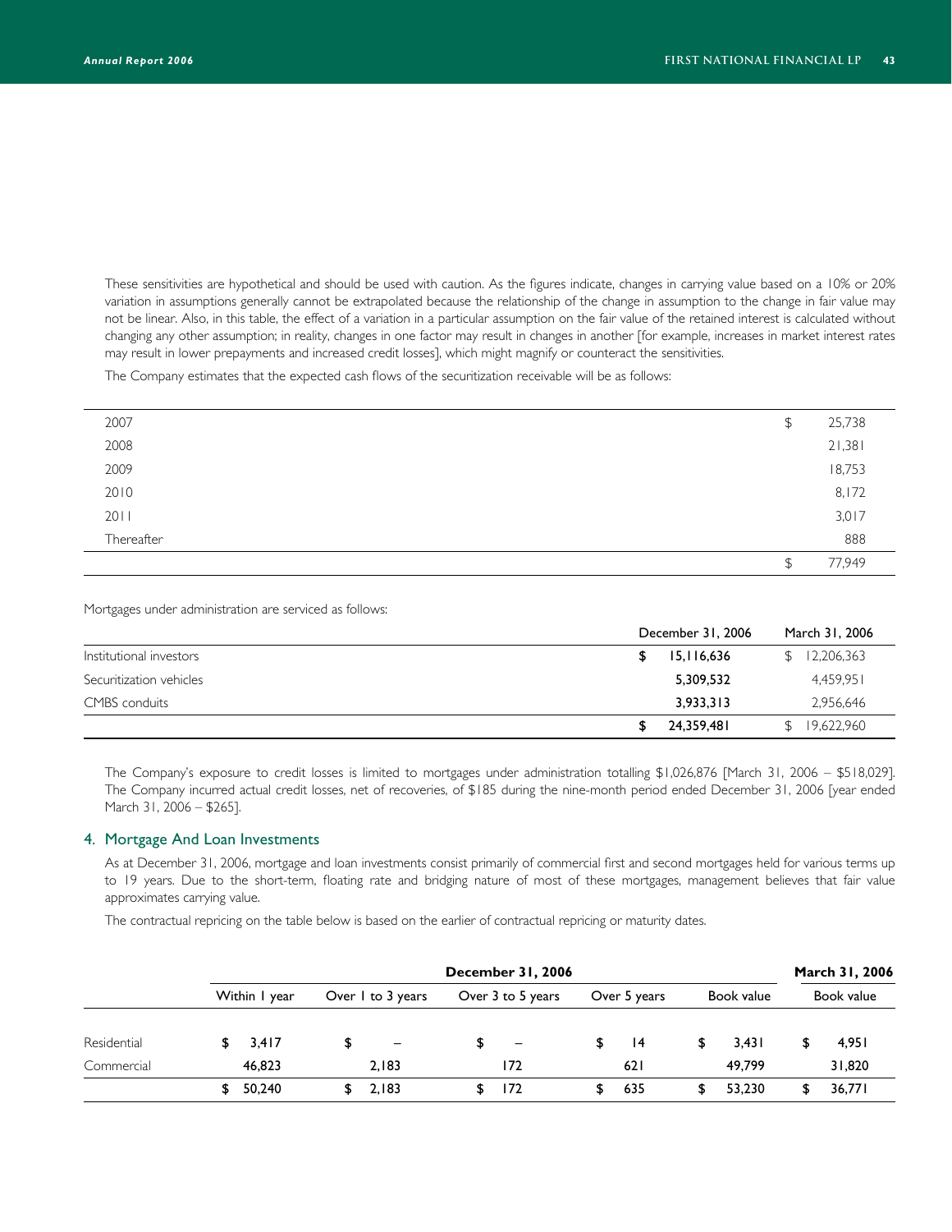These sensitivities are hypothetical and should be used with caution. As the figures indicate, changes in carrying value based on a 10% or 20% variation in assumptions generally cannot be extrapolated because the relationship of the change in assumption to the change in fair value may not be linear. Also, in this table, the effect of a variation in a particular assumption on the fair value of the retained interest is calculated without changing any other assumption; in reality, changes in one factor may result in changes in another [for example, increases in market interest rates may result in lower prepayments and increased credit losses], which might magnify or counteract the sensitivities.

The Company estimates that the expected cash flows of the securitization receivable will be as follows:

| | |
|---|---|
| 2007 | $ 25,738 |
| 2008 | 21,381 |
| 2009 | 18,753 |
| 2010 | 8,172 |
| 2011 | 3,017 |
| Thereafter | 888 |
| | $ 77,949 |

Mortgages under administration are serviced as follows:

| | December 31, 2006 | March 31, 2006 |
|---|---|---|
| Institutional investors | **$ 15,116,636** | $ 12,206,363 |
| Securitization vehicles | **5,309,532** | 4,459,951 |
| CMBS conduits | **3,933,313** | 2,956,646 |
| | **$ 24,359,481** | $ 19,622,960 |

The Company's exposure to credit losses is limited to mortgages under administration totalling $1,026,876 [March 31, 2006 – $518,029]. The Company incurred actual credit losses, net of recoveries, of $185 during the nine-month period ended December 31, 2006 [year ended March 31, 2006 – $265].

## 4. Mortgage And Loan Investments

As at December 31, 2006, mortgage and loan investments consist primarily of commercial first and second mortgages held for various terms up to 19 years. Due to the short-term, floating rate and bridging nature of most of these mortgages, management believes that fair value approximates carrying value.

The contractual repricing on the table below is based on the earlier of contractual repricing or maturity dates.

| | **December 31, 2006** | | | | | **March 31, 2006** |
|---|---|---|---|---|---|---|
| | Within 1 year | Over 1 to 3 years | Over 3 to 5 years | Over 5 years | Book value | Book value |
| Residential | **$ 3,417** | **$ –** | **$ –** | **$ 14** | **$ 3,431** | **$ 4,951** |
| Commercial | **46,823** | **2,183** | **172** | **621** | **49,799** | **31,820** |
| | **$ 50,240** | **$ 2,183** | **$ 172** | **$ 635** | **$ 53,230** | **$ 36,771** |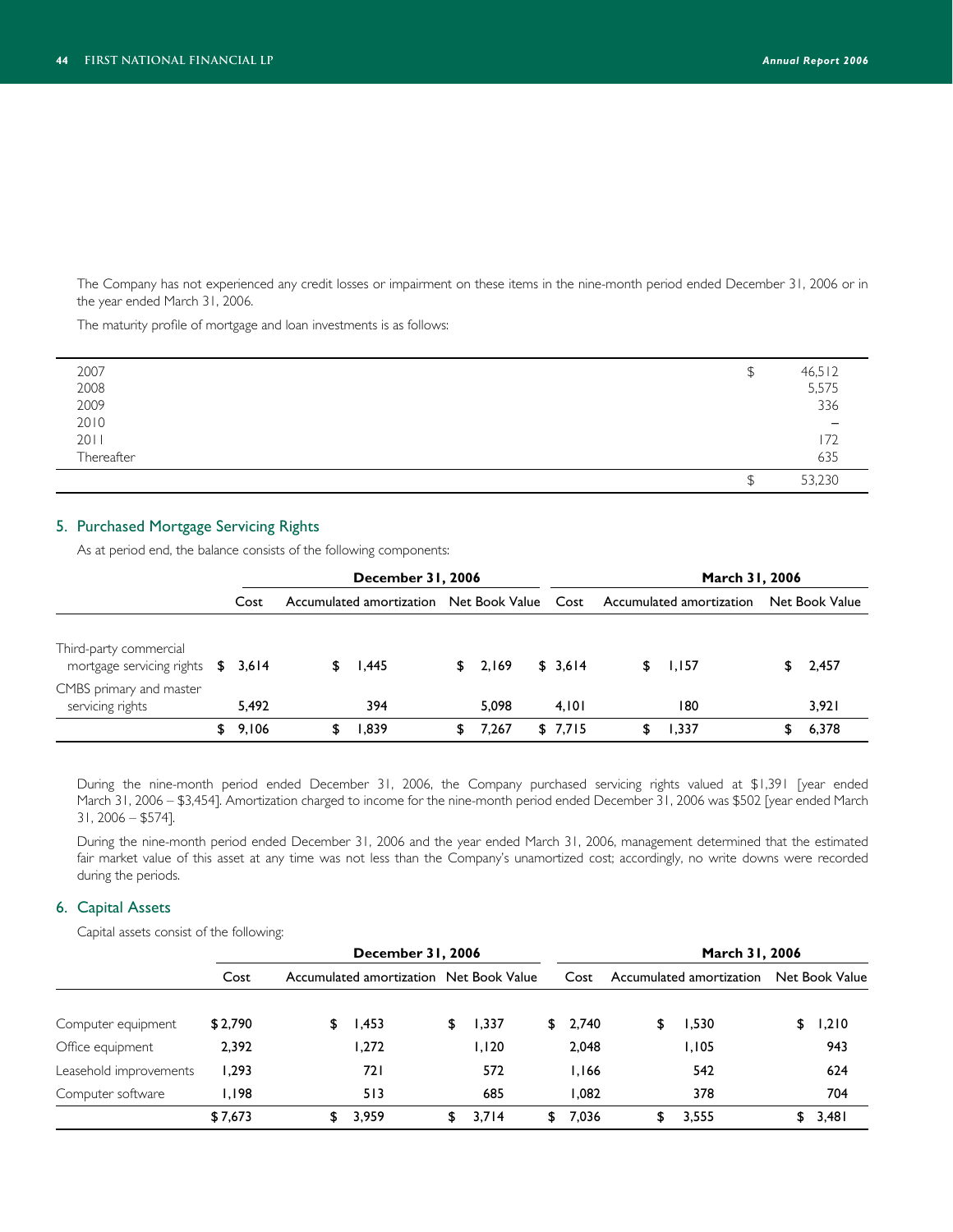The Company has not experienced any credit losses or impairment on these items in the nine-month period ended December 31, 2006 or in the year ended March 31, 2006.

The maturity profile of mortgage and loan investments is as follows:

| | |
|---|---|
| 2007 | $ 46,512 |
| 2008 | 5,575 |
| 2009 | 336 |
| 2010 | – |
| 2011 | 172 |
| Thereafter | 635 |
| | $ 53,230 |

## 5. Purchased Mortgage Servicing Rights

As at period end, the balance consists of the following components:

| | December 31, 2006 | | | March 31, 2006 | | |
|---|---|---|---|---|---|---|
| | Cost | Accumulated amortization | Net Book Value | Cost | Accumulated amortization | Net Book Value |
| Third-party commercial mortgage servicing rights | $ 3,614 | $ 1,445 | $ 2,169 | $ 3,614 | $ 1,157 | $ 2,457 |
| CMBS primary and master servicing rights | 5,492 | 394 | 5,098 | 4,101 | 180 | 3,921 |
| | $ 9,106 | $ 1,839 | $ 7,267 | $ 7,715 | $ 1,337 | $ 6,378 |

During the nine-month period ended December 31, 2006, the Company purchased servicing rights valued at $1,391 [year ended March 31, 2006 – $3,454]. Amortization charged to income for the nine-month period ended December 31, 2006 was $502 [year ended March 31, 2006 – $574].

During the nine-month period ended December 31, 2006 and the year ended March 31, 2006, management determined that the estimated fair market value of this asset at any time was not less than the Company's unamortized cost; accordingly, no write downs were recorded during the periods.

## 6. Capital Assets

Capital assets consist of the following:

| | December 31, 2006 | | | March 31, 2006 | | |
|---|---|---|---|---|---|---|
| | Cost | Accumulated amortization | Net Book Value | Cost | Accumulated amortization | Net Book Value |
| Computer equipment | $ 2,790 | $ 1,453 | $ 1,337 | $ 2,740 | $ 1,530 | $ 1,210 |
| Office equipment | 2,392 | 1,272 | 1,120 | 2,048 | 1,105 | 943 |
| Leasehold improvements | 1,293 | 721 | 572 | 1,166 | 542 | 624 |
| Computer software | 1,198 | 513 | 685 | 1,082 | 378 | 704 |
| | $ 7,673 | $ 3,959 | $ 3,714 | $ 7,036 | $ 3,555 | $ 3,481 |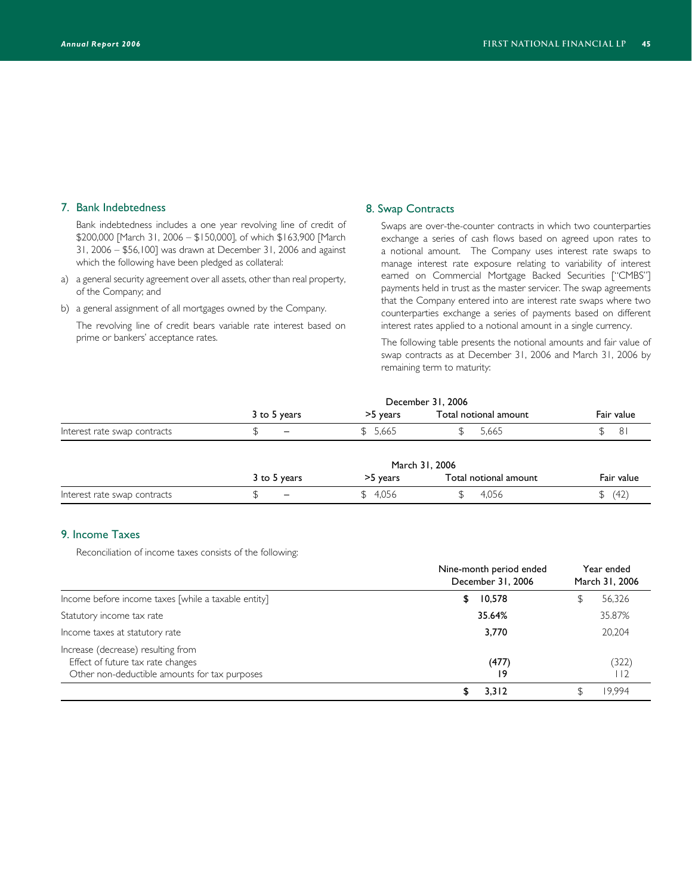## 7. Bank Indebtedness

Bank indebtedness includes a one year revolving line of credit of $200,000 [March 31, 2006 – $150,000], of which $163,900 [March 31, 2006 – $56,100] was drawn at December 31, 2006 and against which the following have been pledged as collateral:

a) a general security agreement over all assets, other than real property, of the Company; and

b) a general assignment of all mortgages owned by the Company.

The revolving line of credit bears variable rate interest based on prime or bankers' acceptance rates.

## 8. Swap Contracts

Swaps are over-the-counter contracts in which two counterparties exchange a series of cash flows based on agreed upon rates to a notional amount. The Company uses interest rate swaps to manage interest rate exposure relating to variability of interest earned on Commercial Mortgage Backed Securities ["CMBS"] payments held in trust as the master servicer. The swap agreements that the Company entered into are interest rate swaps where two counterparties exchange a series of payments based on different interest rates applied to a notional amount in a single currency.

The following table presents the notional amounts and fair value of swap contracts as at December 31, 2006 and March 31, 2006 by remaining term to maturity:

| | December 31, 2006 | | | |
|---|---|---|---|---|
| | 3 to 5 years | >5 years | Total notional amount | Fair value |
| Interest rate swap contracts | $ – | $ 5,665 | $ 5,665 | $ 81 |

| | March 31, 2006 | | | |
|---|---|---|---|---|
| | 3 to 5 years | >5 years | Total notional amount | Fair value |
| Interest rate swap contracts | $ – | $ 4,056 | $ 4,056 | $ (42) |

## 9. Income Taxes

Reconciliation of income taxes consists of the following:

| | Nine-month period ended December 31, 2006 | Year ended March 31, 2006 |
|---|---|---|
| Income before income taxes [while a taxable entity] | **$ 10,578** | $ 56,326 |
| Statutory income tax rate | **35.64%** | 35.87% |
| Income taxes at statutory rate | **3,770** | 20,204 |
| Increase (decrease) resulting from | | |
| Effect of future tax rate changes | **(477)** | (322) |
| Other non-deductible amounts for tax purposes | **19** | 112 |
| | **$ 3,312** | $ 19,994 |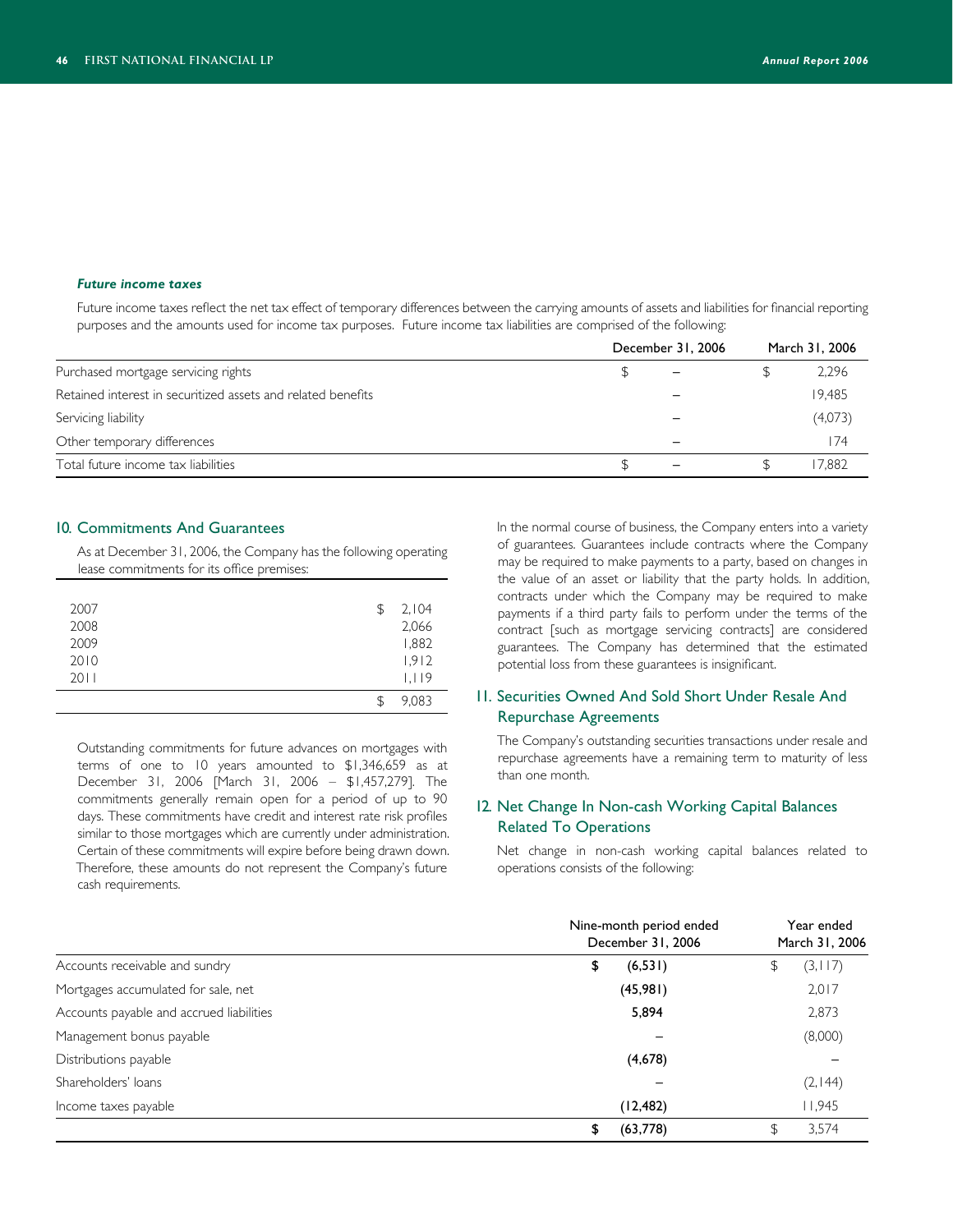### *Future income taxes*

Future income taxes reflect the net tax effect of temporary differences between the carrying amounts of assets and liabilities for financial reporting purposes and the amounts used for income tax purposes. Future income tax liabilities are comprised of the following:

| | December 31, 2006 | March 31, 2006 |
|---|---|---|
| Purchased mortgage servicing rights | $ – | $ 2,296 |
| Retained interest in securitized assets and related benefits | – | 19,485 |
| Servicing liability | – | (4,073) |
| Other temporary differences | – | 174 |
| Total future income tax liabilities | $ – | $ 17,882 |

## 10. Commitments And Guarantees

As at December 31, 2006, the Company has the following operating lease commitments for its office premises:

| | |
|---|---|
| 2007 | $ 2,104 |
| 2008 | 2,066 |
| 2009 | 1,882 |
| 2010 | 1,912 |
| 2011 | 1,119 |
| | $ 9,083 |

Outstanding commitments for future advances on mortgages with terms of one to 10 years amounted to $1,346,659 as at December 31, 2006 [March 31, 2006 – $1,457,279]. The commitments generally remain open for a period of up to 90 days. These commitments have credit and interest rate risk profiles similar to those mortgages which are currently under administration. Certain of these commitments will expire before being drawn down. Therefore, these amounts do not represent the Company's future cash requirements.

In the normal course of business, the Company enters into a variety of guarantees. Guarantees include contracts where the Company may be required to make payments to a party, based on changes in the value of an asset or liability that the party holds. In addition, contracts under which the Company may be required to make payments if a third party fails to perform under the terms of the contract [such as mortgage servicing contracts] are considered guarantees. The Company has determined that the estimated potential loss from these guarantees is insignificant.

## 11. Securities Owned And Sold Short Under Resale And Repurchase Agreements

The Company's outstanding securities transactions under resale and repurchase agreements have a remaining term to maturity of less than one month.

## 12. Net Change In Non-cash Working Capital Balances Related To Operations

Net change in non-cash working capital balances related to operations consists of the following:

| | Nine-month period ended December 31, 2006 | Year ended March 31, 2006 |
|---|---|---|
| Accounts receivable and sundry | **$ (6,531)** | $ (3,117) |
| Mortgages accumulated for sale, net | **(45,981)** | 2,017 |
| Accounts payable and accrued liabilities | **5,894** | 2,873 |
| Management bonus payable | – | (8,000) |
| Distributions payable | **(4,678)** | – |
| Shareholders' loans | – | (2,144) |
| Income taxes payable | **(12,482)** | 11,945 |
| | **$ (63,778)** | $ 3,574 |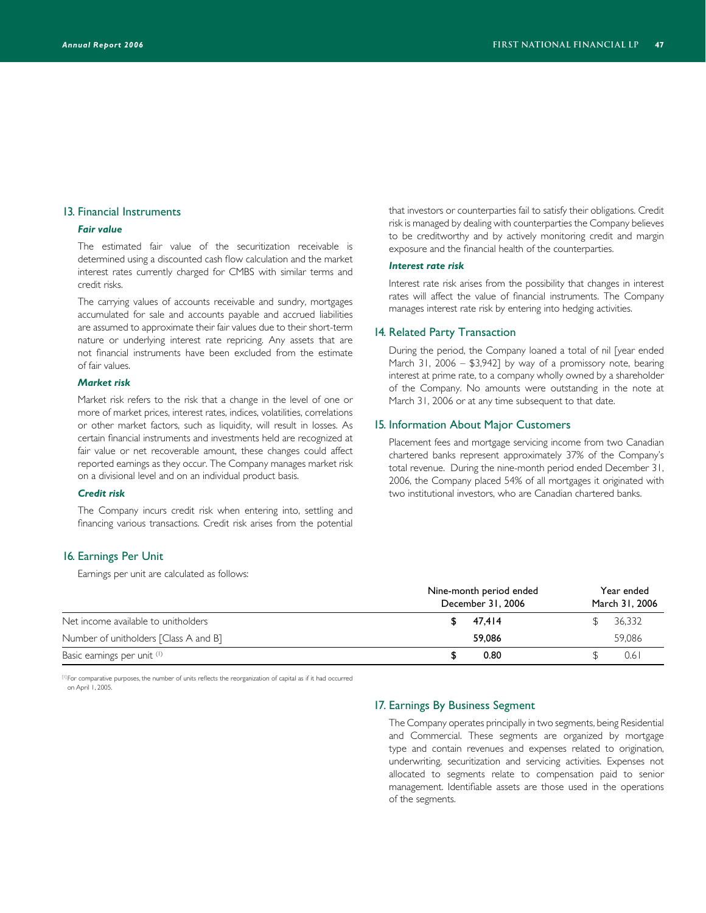## 13. Financial Instruments

### *Fair value*

The estimated fair value of the securitization receivable is determined using a discounted cash flow calculation and the market interest rates currently charged for CMBS with similar terms and credit risks.

The carrying values of accounts receivable and sundry, mortgages accumulated for sale and accounts payable and accrued liabilities are assumed to approximate their fair values due to their short-term nature or underlying interest rate repricing. Any assets that are not financial instruments have been excluded from the estimate of fair values.

### *Market risk*

Market risk refers to the risk that a change in the level of one or more of market prices, interest rates, indices, volatilities, correlations or other market factors, such as liquidity, will result in losses. As certain financial instruments and investments held are recognized at fair value or net recoverable amount, these changes could affect reported earnings as they occur. The Company manages market risk on a divisional level and on an individual product basis.

### *Credit risk*

The Company incurs credit risk when entering into, settling and financing various transactions. Credit risk arises from the potential that investors or counterparties fail to satisfy their obligations. Credit risk is managed by dealing with counterparties the Company believes to be creditworthy and by actively monitoring credit and margin exposure and the financial health of the counterparties.

### *Interest rate risk*

Interest rate risk arises from the possibility that changes in interest rates will affect the value of financial instruments. The Company manages interest rate risk by entering into hedging activities.

## 14. Related Party Transaction

During the period, the Company loaned a total of nil [year ended March 31, 2006 – $3,942] by way of a promissory note, bearing interest at prime rate, to a company wholly owned by a shareholder of the Company. No amounts were outstanding in the note at March 31, 2006 or at any time subsequent to that date.

## 15. Information About Major Customers

Placement fees and mortgage servicing income from two Canadian chartered banks represent approximately 37% of the Company's total revenue. During the nine-month period ended December 31, 2006, the Company placed 54% of all mortgages it originated with two institutional investors, who are Canadian chartered banks.

## 16. Earnings Per Unit

Earnings per unit are calculated as follows:

| | Nine-month period ended December 31, 2006 | Year ended March 31, 2006 |
|---|---|---|
| Net income available to unitholders | **$ 47,414** | $ 36,332 |
| Number of unitholders [Class A and B] | **59,086** | 59,086 |
| Basic earnings per unit [1] | **$ 0.80** | $ 0.61 |

[1] For comparative purposes, the number of units reflects the reorganization of capital as if it had occurred on April 1, 2005.

## 17. Earnings By Business Segment

The Company operates principally in two segments, being Residential and Commercial. These segments are organized by mortgage type and contain revenues and expenses related to origination, underwriting, securitization and servicing activities. Expenses not allocated to segments relate to compensation paid to senior management. Identifiable assets are those used in the operations of the segments.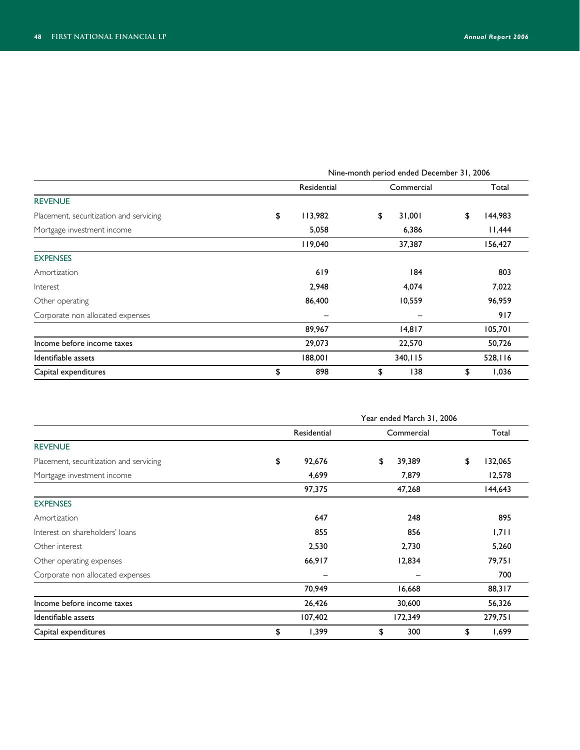| | Nine-month period ended December 31, 2006 | | |
|---|---|---|---|
| | Residential | Commercial | Total |
| **REVENUE** | | | |
| Placement, securitization and servicing | $ 113,982 | $ 31,001 | $ 144,983 |
| Mortgage investment income | 5,058 | 6,386 | 11,444 |
| | 119,040 | 37,387 | 156,427 |
| **EXPENSES** | | | |
| Amortization | 619 | 184 | 803 |
| Interest | 2,948 | 4,074 | 7,022 |
| Other operating | 86,400 | 10,559 | 96,959 |
| Corporate non allocated expenses | – | – | 917 |
| | 89,967 | 14,817 | 105,701 |
| Income before income taxes | 29,073 | 22,570 | 50,726 |
| Identifiable assets | 188,001 | 340,115 | 528,116 |
| Capital expenditures | $ 898 | $ 138 | $ 1,036 |

| | Year ended March 31, 2006 | | |
|---|---|---|---|
| | Residential | Commercial | Total |
| **REVENUE** | | | |
| Placement, securitization and servicing | $ 92,676 | $ 39,389 | $ 132,065 |
| Mortgage investment income | 4,699 | 7,879 | 12,578 |
| | 97,375 | 47,268 | 144,643 |
| **EXPENSES** | | | |
| Amortization | 647 | 248 | 895 |
| Interest on shareholders' loans | 855 | 856 | 1,711 |
| Other interest | 2,530 | 2,730 | 5,260 |
| Other operating expenses | 66,917 | 12,834 | 79,751 |
| Corporate non allocated expenses | – | – | 700 |
| | 70,949 | 16,668 | 88,317 |
| Income before income taxes | 26,426 | 30,600 | 56,326 |
| Identifiable assets | 107,402 | 172,349 | 279,751 |
| Capital expenditures | $ 1,399 | $ 300 | $ 1,699 |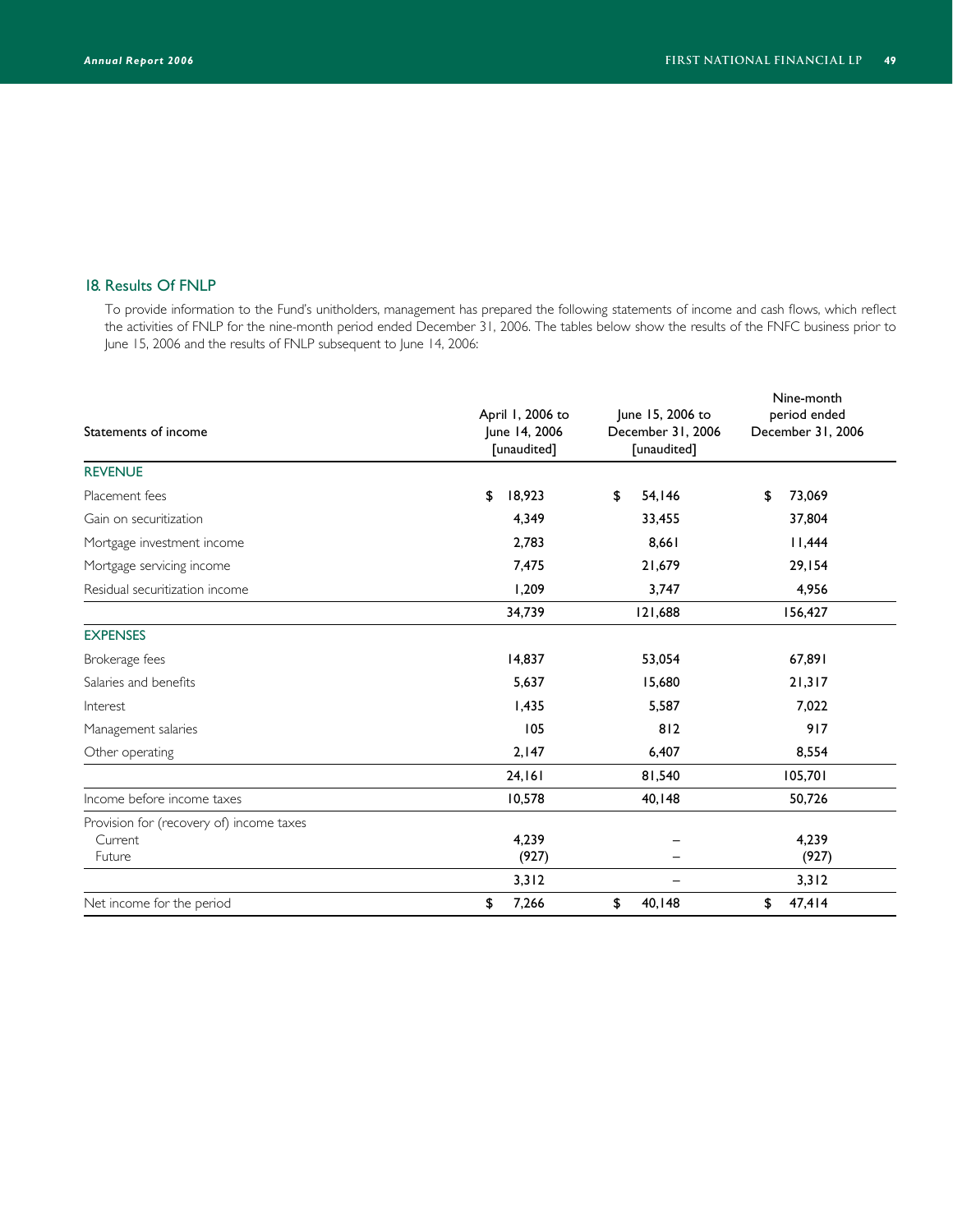## 18. Results Of FNLP

To provide information to the Fund's unitholders, management has prepared the following statements of income and cash flows, which reflect the activities of FNLP for the nine-month period ended December 31, 2006. The tables below show the results of the FNFC business prior to June 15, 2006 and the results of FNLP subsequent to June 14, 2006:

| Statements of income | April 1, 2006 to June 14, 2006 [unaudited] | June 15, 2006 to December 31, 2006 [unaudited] | Nine-month period ended December 31, 2006 |
|---|---|---|---|
| **REVENUE** | | | |
| Placement fees | $ 18,923 | $ 54,146 | $ 73,069 |
| Gain on securitization | 4,349 | 33,455 | 37,804 |
| Mortgage investment income | 2,783 | 8,661 | 11,444 |
| Mortgage servicing income | 7,475 | 21,679 | 29,154 |
| Residual securitization income | 1,209 | 3,747 | 4,956 |
| | 34,739 | 121,688 | 156,427 |
| **EXPENSES** | | | |
| Brokerage fees | 14,837 | 53,054 | 67,891 |
| Salaries and benefits | 5,637 | 15,680 | 21,317 |
| Interest | 1,435 | 5,587 | 7,022 |
| Management salaries | 105 | 812 | 917 |
| Other operating | 2,147 | 6,407 | 8,554 |
| | 24,161 | 81,540 | 105,701 |
| Income before income taxes | 10,578 | 40,148 | 50,726 |
| Provision for (recovery of) income taxes | | | |
| Current | 4,239 | – | 4,239 |
| Future | (927) | – | (927) |
| | 3,312 | – | 3,312 |
| Net income for the period | $ 7,266 | $ 40,148 | $ 47,414 |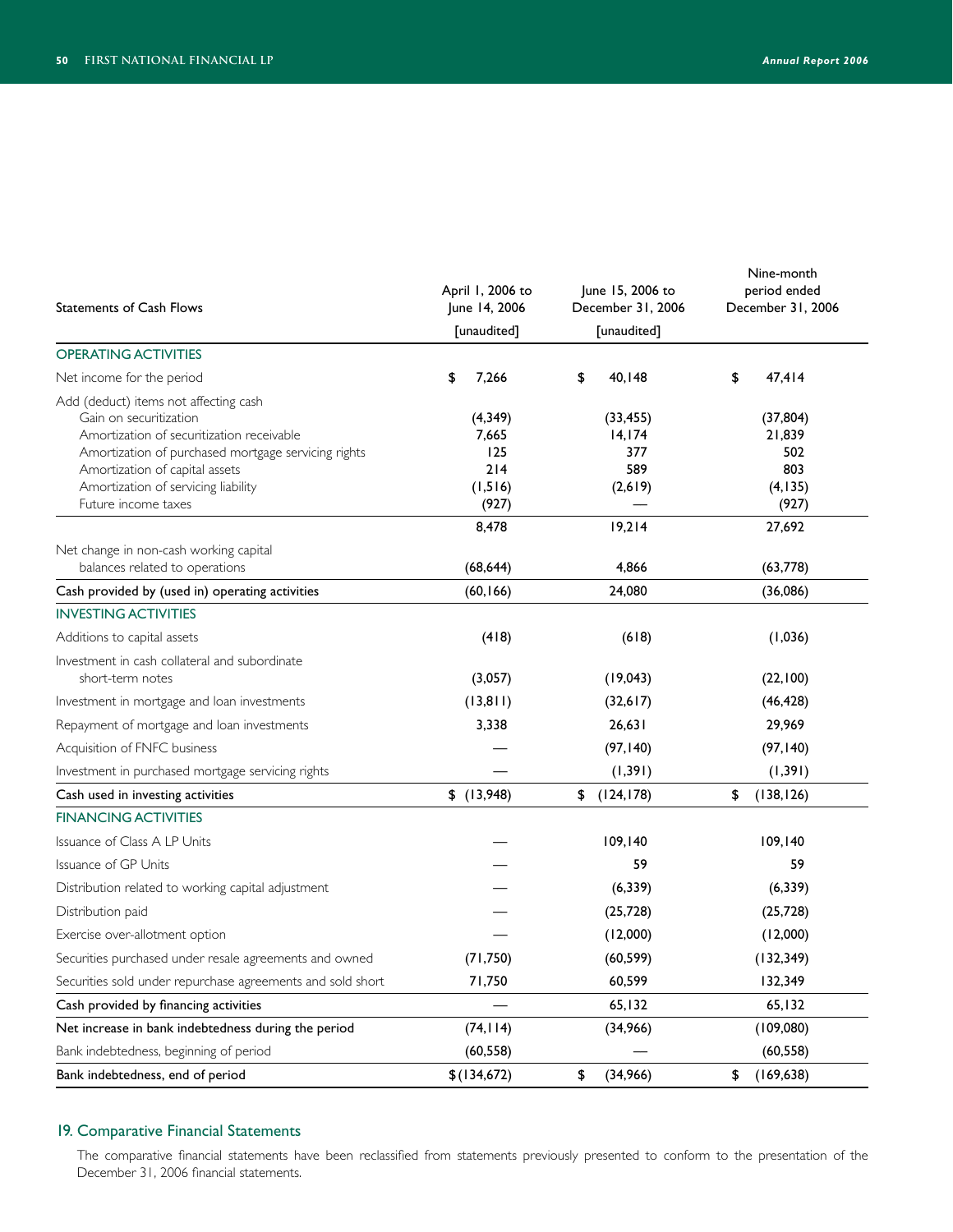| Statements of Cash Flows | April 1, 2006 to June 14, 2006 [unaudited] | June 15, 2006 to December 31, 2006 [unaudited] | Nine-month period ended December 31, 2006 |
|---|---|---|---|
| OPERATING ACTIVITIES | | | |
| Net income for the period | $ 7,266 | $ 40,148 | $ 47,414 |
| Add (deduct) items not affecting cash | | | |
| Gain on securitization | (4,349) | (33,455) | (37,804) |
| Amortization of securitization receivable | 7,665 | 14,174 | 21,839 |
| Amortization of purchased mortgage servicing rights | 125 | 377 | 502 |
| Amortization of capital assets | 214 | 589 | 803 |
| Amortization of servicing liability | (1,516) | (2,619) | (4,135) |
| Future income taxes | (927) | — | (927) |
| | 8,478 | 19,214 | 27,692 |
| Net change in non-cash working capital balances related to operations | (68,644) | 4,866 | (63,778) |
| Cash provided by (used in) operating activities | (60,166) | 24,080 | (36,086) |
| INVESTING ACTIVITIES | | | |
| Additions to capital assets | (418) | (618) | (1,036) |
| Investment in cash collateral and subordinate short-term notes | (3,057) | (19,043) | (22,100) |
| Investment in mortgage and loan investments | (13,811) | (32,617) | (46,428) |
| Repayment of mortgage and loan investments | 3,338 | 26,631 | 29,969 |
| Acquisition of FNFC business | — | (97,140) | (97,140) |
| Investment in purchased mortgage servicing rights | — | (1,391) | (1,391) |
| Cash used in investing activities | $ (13,948) | $ (124,178) | $ (138,126) |
| FINANCING ACTIVITIES | | | |
| Issuance of Class A LP Units | — | 109,140 | 109,140 |
| Issuance of GP Units | — | 59 | 59 |
| Distribution related to working capital adjustment | — | (6,339) | (6,339) |
| Distribution paid | — | (25,728) | (25,728) |
| Exercise over-allotment option | — | (12,000) | (12,000) |
| Securities purchased under resale agreements and owned | (71,750) | (60,599) | (132,349) |
| Securities sold under repurchase agreements and sold short | 71,750 | 60,599 | 132,349 |
| Cash provided by financing activities | — | 65,132 | 65,132 |
| Net increase in bank indebtedness during the period | (74,114) | (34,966) | (109,080) |
| Bank indebtedness, beginning of period | (60,558) | — | (60,558) |
| Bank indebtedness, end of period | $ (134,672) | $ (34,966) | $ (169,638) |

## 19. Comparative Financial Statements

The comparative financial statements have been reclassified from statements previously presented to conform to the presentation of the December 31, 2006 financial statements.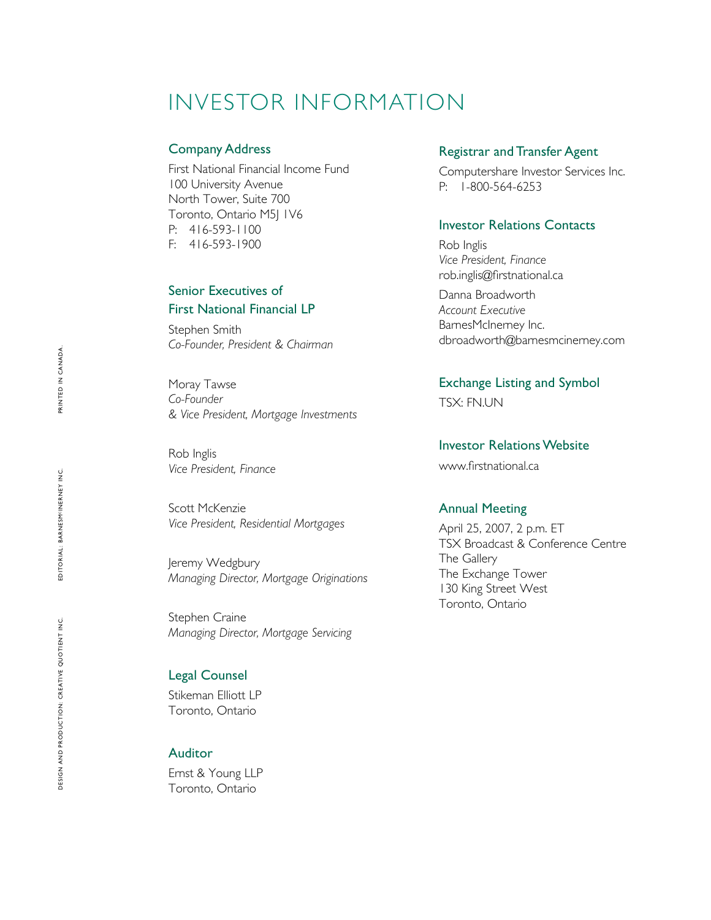# INVESTOR INFORMATION

## Company Address

First National Financial Income Fund
100 University Avenue
North Tower, Suite 700
Toronto, Ontario M5J 1V6
P: 416-593-1100
F: 416-593-1900

## Senior Executives of First National Financial LP

Stephen Smith
*Co-Founder, President & Chairman*

Moray Tawse
*Co-Founder*
*& Vice President, Mortgage Investments*

Rob Inglis
*Vice President, Finance*

Scott McKenzie
*Vice President, Residential Mortgages*

Jeremy Wedgbury
*Managing Director, Mortgage Originations*

Stephen Craine
*Managing Director, Mortgage Servicing*

## Legal Counsel

Stikeman Elliott LLP
Toronto, Ontario

## Auditor

Ernst & Young LLP
Toronto, Ontario

## Registrar and Transfer Agent

Computershare Investor Services Inc.
P: 1-800-564-6253

## Investor Relations Contacts

Rob Inglis
*Vice President, Finance*
rob.inglis@firstnational.ca

Danna Broadworth
*Account Executive*
BarnesMcInerney Inc.
dbroadworth@barnesmcinerney.com

## Exchange Listing and Symbol

TSX: FN.UN

## Investor Relations Website

www.firstnational.ca

## Annual Meeting

April 25, 2007, 2 p.m. ET
TSX Broadcast & Conference Centre
The Gallery
The Exchange Tower
130 King Street West
Toronto, Ontario

DESIGN AND PRODUCTION: CREATIVE QUOTIENT INC. EDITORIAL: BARNESMcINERNEY INC. PRINTED IN CANADA.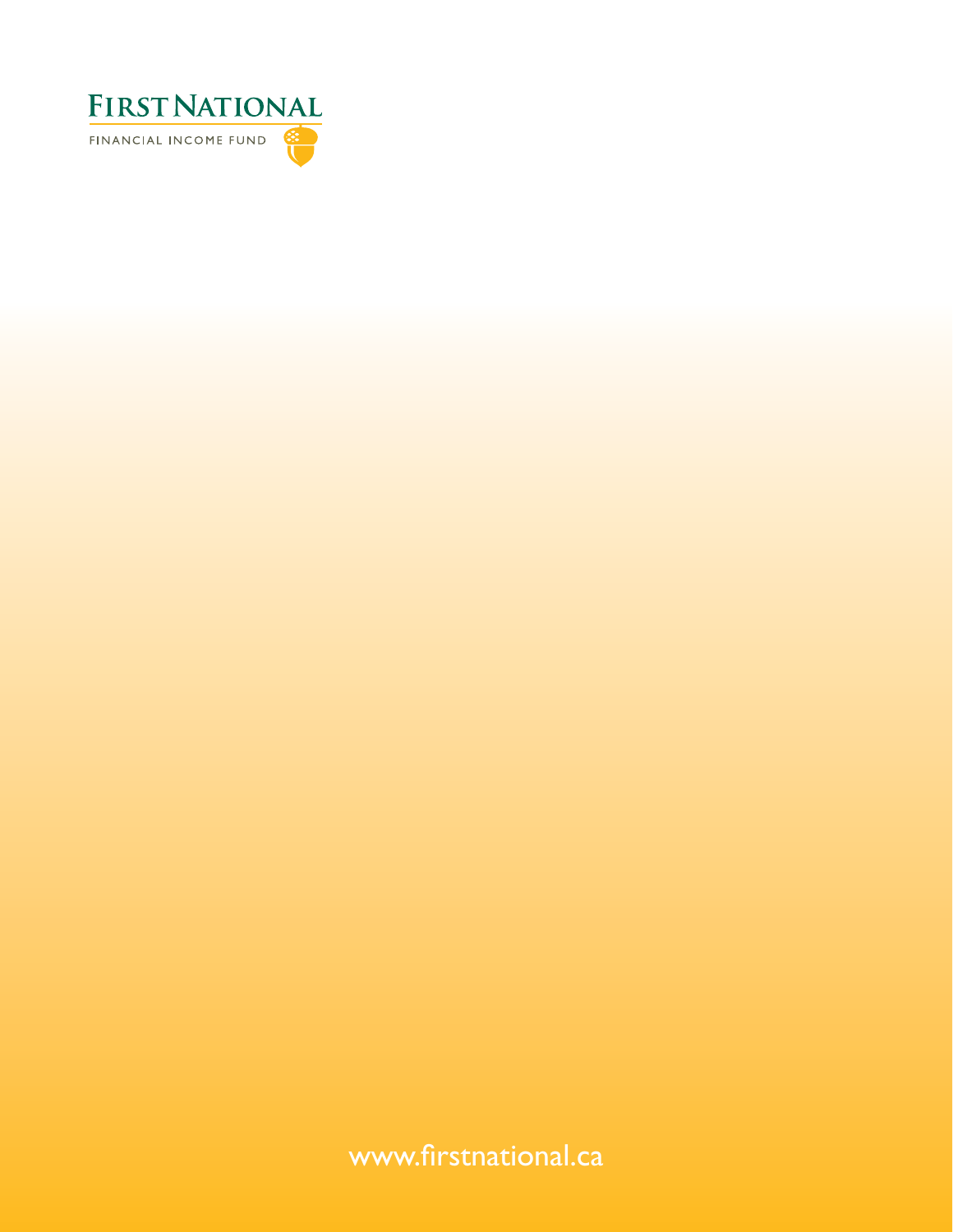FIRST NATIONAL

FINANCIAL INCOME FUND

www.firstnational.ca